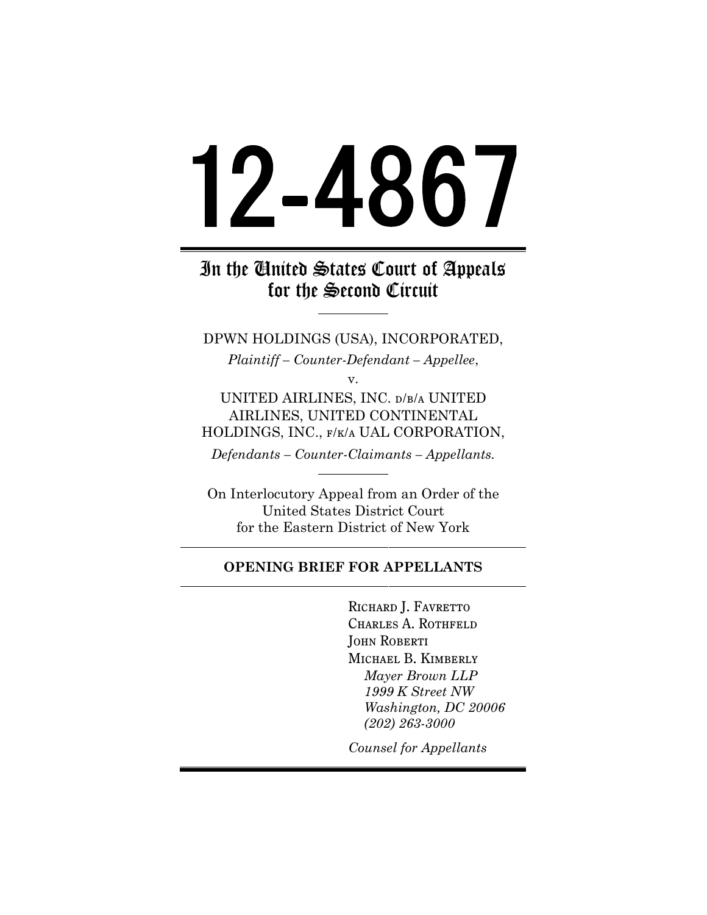# 12-4867

## In the United States Court of Appeals for the Second Circuit

---

DPWN HOLDINGS (USA), INCORPORATED,

*Plaintiff – Counter-Defendant – Appellee*,

v.

UNITED AIRLINES, INC. D/B/A UNITED AIRLINES, UNITED CONTINENTAL HOLDINGS, INC., F/K/A UAL CORPORATION,

*Defendants – Counter-Claimants – Appellants.*

---

On Interlocutory Appeal from an Order of the United States District Court for the Eastern District of New York

---

**OPENING BRIEF FOR APPELLANTS**

---

RICHARD J. FAVRETTO
CHARLES A. ROTHFELD
JOHN ROBERTI
MICHAEL B. KIMBERLY
*Mayer Brown LLP*
*1999 K Street NW*
*Washington, DC 20006*
*(202) 263-3000*

*Counsel for Appellants*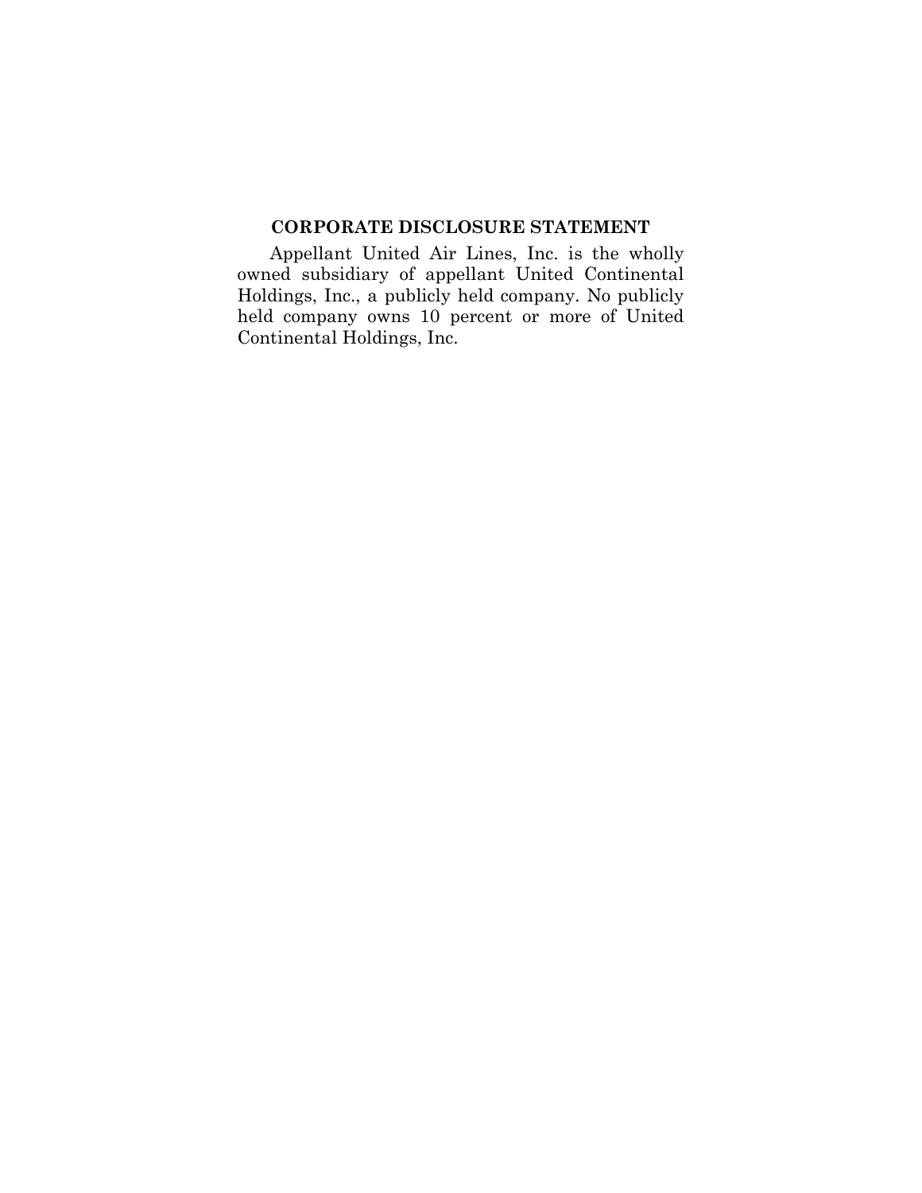## CORPORATE DISCLOSURE STATEMENT

Appellant United Air Lines, Inc. is the wholly owned subsidiary of appellant United Continental Holdings, Inc., a publicly held company. No publicly held company owns 10 percent or more of United Continental Holdings, Inc.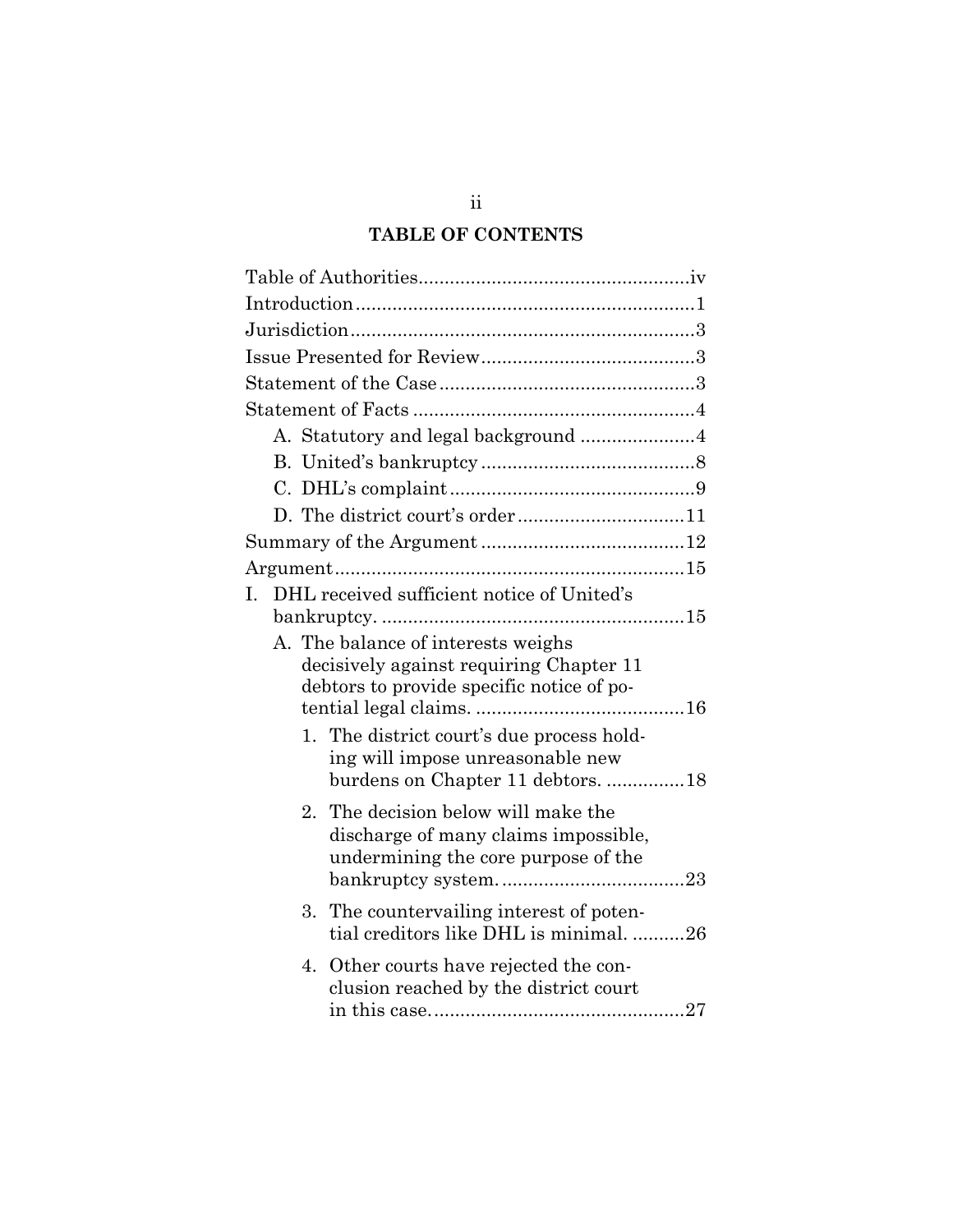## TABLE OF CONTENTS

Table of Authorities....................................................iv

Introduction.................................................................1

Jurisdiction..................................................................3

Issue Presented for Review.........................................3

Statement of the Case.................................................3

Statement of Facts ......................................................4

- A. Statutory and legal background ......................4
- B. United's bankruptcy .........................................8
- C. DHL's complaint...............................................9
- D. The district court's order ................................11

Summary of the Argument .......................................12

Argument...................................................................15

- I. DHL received sufficient notice of United's bankruptcy. ..........................................................15
  - A. The balance of interests weighs decisively against requiring Chapter 11 debtors to provide specific notice of potential legal claims. ........................................16
    - 1. The district court's due process holding will impose unreasonable new burdens on Chapter 11 debtors. ...............18
    - 2. The decision below will make the discharge of many claims impossible, undermining the core purpose of the bankruptcy system. ...................................23
    - 3. The countervailing interest of potential creditors like DHL is minimal. ..........26
    - 4. Other courts have rejected the conclusion reached by the district court in this case. ...............................................27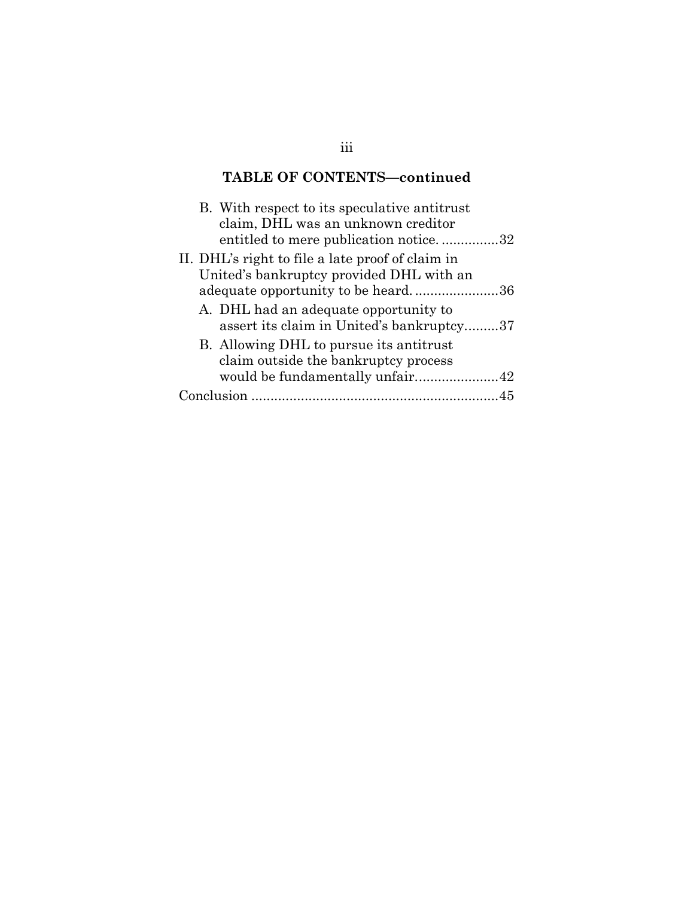## TABLE OF CONTENTS—continued

- B. With respect to its speculative antitrust claim, DHL was an unknown creditor entitled to mere publication notice. ...............32
- II. DHL's right to file a late proof of claim in United's bankruptcy provided DHL with an adequate opportunity to be heard. ......................36
  - A. DHL had an adequate opportunity to assert its claim in United's bankruptcy.........37
  - B. Allowing DHL to pursue its antitrust claim outside the bankruptcy process would be fundamentally unfair......................42
- Conclusion ...............................................................45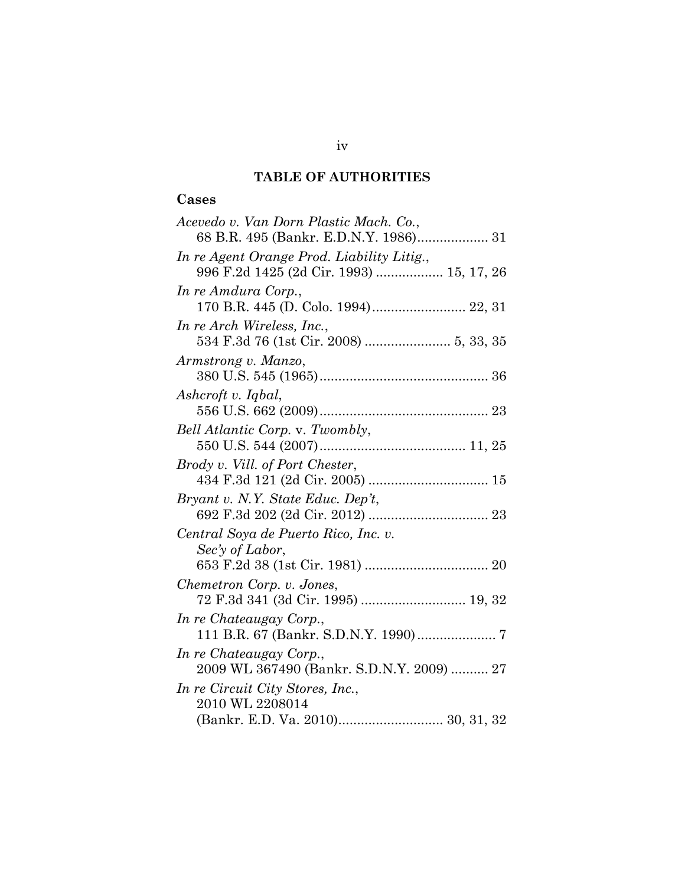## TABLE OF AUTHORITIES

### Cases

*Acevedo v. Van Dorn Plastic Mach. Co.*,
68 B.R. 495 (Bankr. E.D.N.Y. 1986)................... 31

*In re Agent Orange Prod. Liability Litig.*,
996 F.2d 1425 (2d Cir. 1993) .................. 15, 17, 26

*In re Amdura Corp.*,
170 B.R. 445 (D. Colo. 1994)......................... 22, 31

*In re Arch Wireless, Inc.*,
534 F.3d 76 (1st Cir. 2008) ....................... 5, 33, 35

*Armstrong v. Manzo*,
380 U.S. 545 (1965)............................................. 36

*Ashcroft v. Iqbal*,
556 U.S. 662 (2009)............................................. 23

*Bell Atlantic Corp.* v. *Twombly*,
550 U.S. 544 (2007)....................................... 11, 25

*Brody v. Vill. of Port Chester*,
434 F.3d 121 (2d Cir. 2005) ................................ 15

*Bryant v. N.Y. State Educ. Dep't*,
692 F.3d 202 (2d Cir. 2012) ................................ 23

*Central Soya de Puerto Rico, Inc. v. Sec'y of Labor*,
653 F.2d 38 (1st Cir. 1981) ................................. 20

*Chemetron Corp. v. Jones*,
72 F.3d 341 (3d Cir. 1995) ............................ 19, 32

*In re Chateaugay Corp.*,
111 B.R. 67 (Bankr. S.D.N.Y. 1990)..................... 7

*In re Chateaugay Corp.*,
2009 WL 367490 (Bankr. S.D.N.Y. 2009) .......... 27

*In re Circuit City Stores, Inc.*,
2010 WL 2208014
(Bankr. E.D. Va. 2010)............................ 30, 31, 32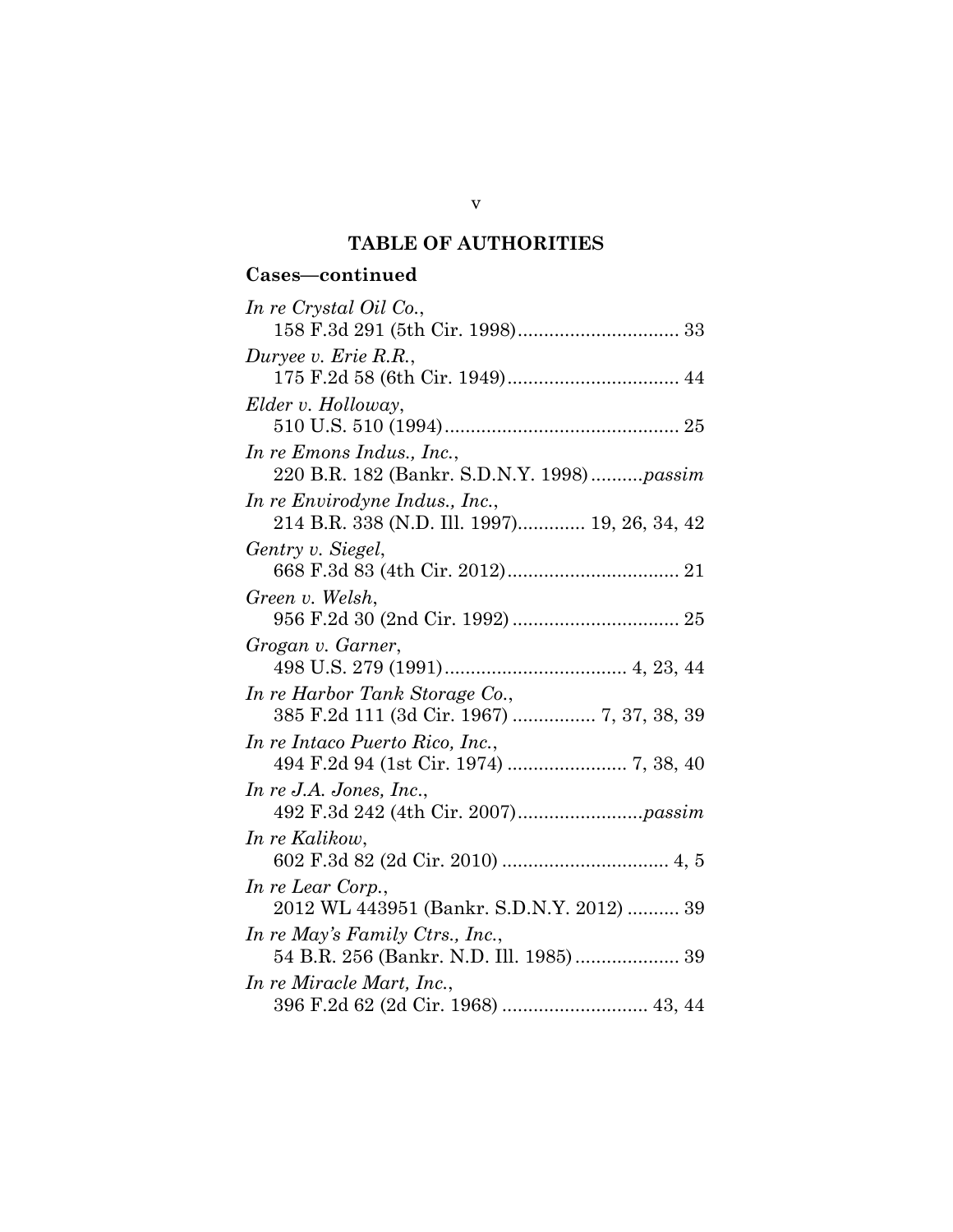## TABLE OF AUTHORITIES

### Cases—continued

*In re Crystal Oil Co.*,
158 F.3d 291 (5th Cir. 1998)............................... 33

*Duryee v. Erie R.R.*,
175 F.2d 58 (6th Cir. 1949)................................. 44

*Elder v. Holloway*,
510 U.S. 510 (1994)............................................. 25

*In re Emons Indus., Inc.*,
220 B.R. 182 (Bankr. S.D.N.Y. 1998)..........*passim*

*In re Envirodyne Indus., Inc.*,
214 B.R. 338 (N.D. Ill. 1997)............. 19, 26, 34, 42

*Gentry v. Siegel*,
668 F.3d 83 (4th Cir. 2012)................................. 21

*Green v. Welsh*,
956 F.2d 30 (2nd Cir. 1992) ................................ 25

*Grogan v. Garner*,
498 U.S. 279 (1991)................................... 4, 23, 44

*In re Harbor Tank Storage Co.*,
385 F.2d 111 (3d Cir. 1967) ................ 7, 37, 38, 39

*In re Intaco Puerto Rico, Inc.*,
494 F.2d 94 (1st Cir. 1974) ....................... 7, 38, 40

*In re J.A. Jones, Inc.*,
492 F.3d 242 (4th Cir. 2007)........................*passim*

*In re Kalikow*,
602 F.3d 82 (2d Cir. 2010) ................................ 4, 5

*In re Lear Corp.*,
2012 WL 443951 (Bankr. S.D.N.Y. 2012) .......... 39

*In re May's Family Ctrs., Inc.*,
54 B.R. 256 (Bankr. N.D. Ill. 1985).................... 39

*In re Miracle Mart, Inc.*,
396 F.2d 62 (2d Cir. 1968) ............................ 43, 44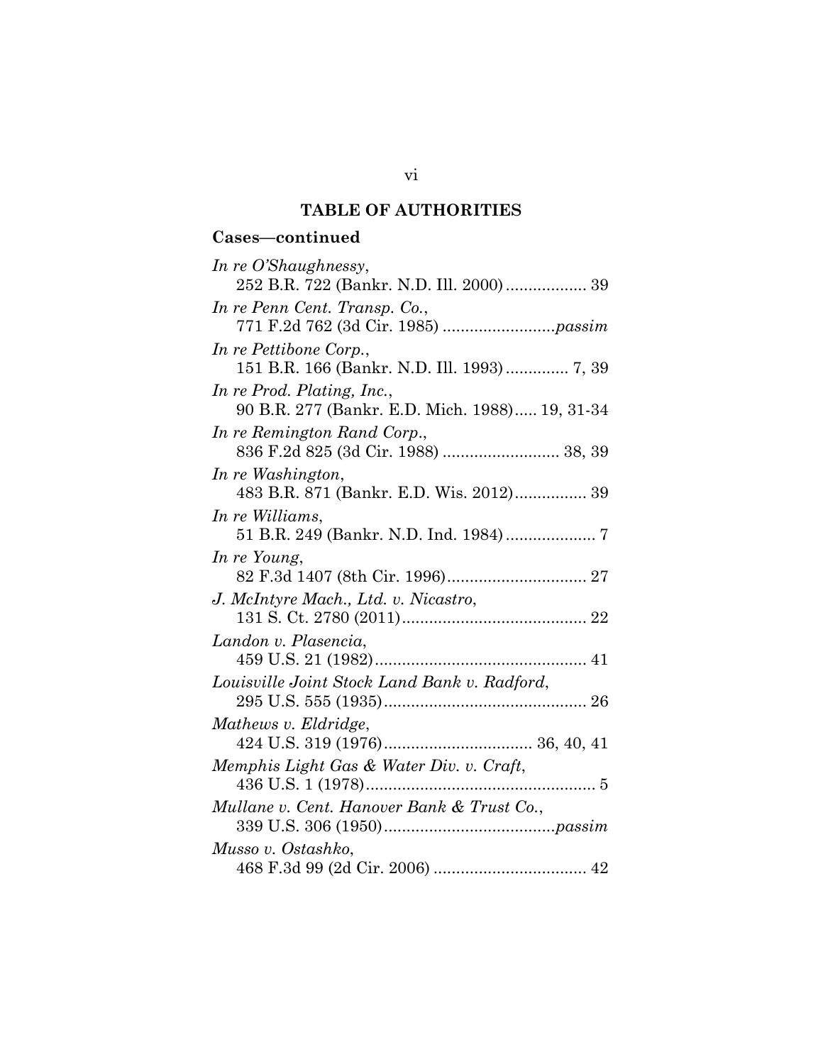## TABLE OF AUTHORITIES

### Cases—continued

*In re O'Shaughnessy*,
252 B.R. 722 (Bankr. N.D. Ill. 2000) .................. 39

*In re Penn Cent. Transp. Co.*,
771 F.2d 762 (3d Cir. 1985) ........................ *passim*

*In re Pettibone Corp.*,
151 B.R. 166 (Bankr. N.D. Ill. 1993) .............. 7, 39

*In re Prod. Plating, Inc.*,
90 B.R. 277 (Bankr. E.D. Mich. 1988)..... 19, 31-34

*In re Remington Rand Corp.*,
836 F.2d 825 (3d Cir. 1988) .......................... 38, 39

*In re Washington*,
483 B.R. 871 (Bankr. E.D. Wis. 2012)................ 39

*In re Williams*,
51 B.R. 249 (Bankr. N.D. Ind. 1984) .................... 7

*In re Young*,
82 F.3d 1407 (8th Cir. 1996)............................... 27

*J. McIntyre Mach., Ltd. v. Nicastro*,
131 S. Ct. 2780 (2011)......................................... 22

*Landon v. Plasencia*,
459 U.S. 21 (1982)............................................... 41

*Louisville Joint Stock Land Bank v. Radford*,
295 U.S. 555 (1935)............................................. 26

*Mathews v. Eldridge*,
424 U.S. 319 (1976)................................ 36, 40, 41

*Memphis Light Gas & Water Div. v. Craft*,
436 U.S. 1 (1978)................................................... 5

*Mullane v. Cent. Hanover Bank & Trust Co.*,
339 U.S. 306 (1950)....................................*passim*

*Musso v. Ostashko*,
468 F.3d 99 (2d Cir. 2006) .................................. 42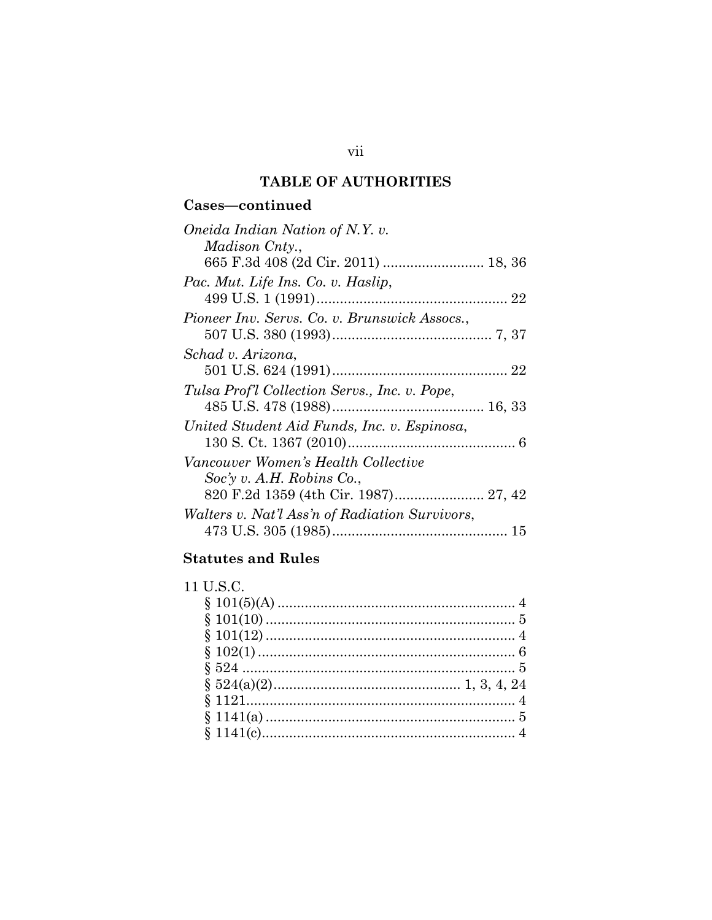## TABLE OF AUTHORITIES

### Cases—continued

*Oneida Indian Nation of N.Y. v. Madison Cnty.*, 665 F.3d 408 (2d Cir. 2011) .......................... 18, 36

*Pac. Mut. Life Ins. Co. v. Haslip*, 499 U.S. 1 (1991)................................................ 22

*Pioneer Inv. Servs. Co. v. Brunswick Assocs.*, 507 U.S. 380 (1993)......................................... 7, 37

*Schad v. Arizona*, 501 U.S. 624 (1991)............................................ 22

*Tulsa Prof'l Collection Servs., Inc. v. Pope*, 485 U.S. 478 (1988)...................................... 16, 33

*United Student Aid Funds, Inc. v. Espinosa*, 130 S. Ct. 1367 (2010).......................................... 6

*Vancouver Women's Health Collective Soc'y v. A.H. Robins Co.*, 820 F.2d 1359 (4th Cir. 1987)....................... 27, 42

*Walters v. Nat'l Ass'n of Radiation Survivors*, 473 U.S. 305 (1985)............................................ 15

### Statutes and Rules

11 U.S.C.

- § 101(5)(A) ............................................................ 4
- § 101(10) ............................................................... 5
- § 101(12) ............................................................... 4
- § 102(1) ................................................................. 6
- § 524 ..................................................................... 5
- § 524(a)(2)............................................... 1, 3, 4, 24
- § 1121.................................................................... 4
- § 1141(a) ............................................................... 5
- § 1141(c)................................................................ 4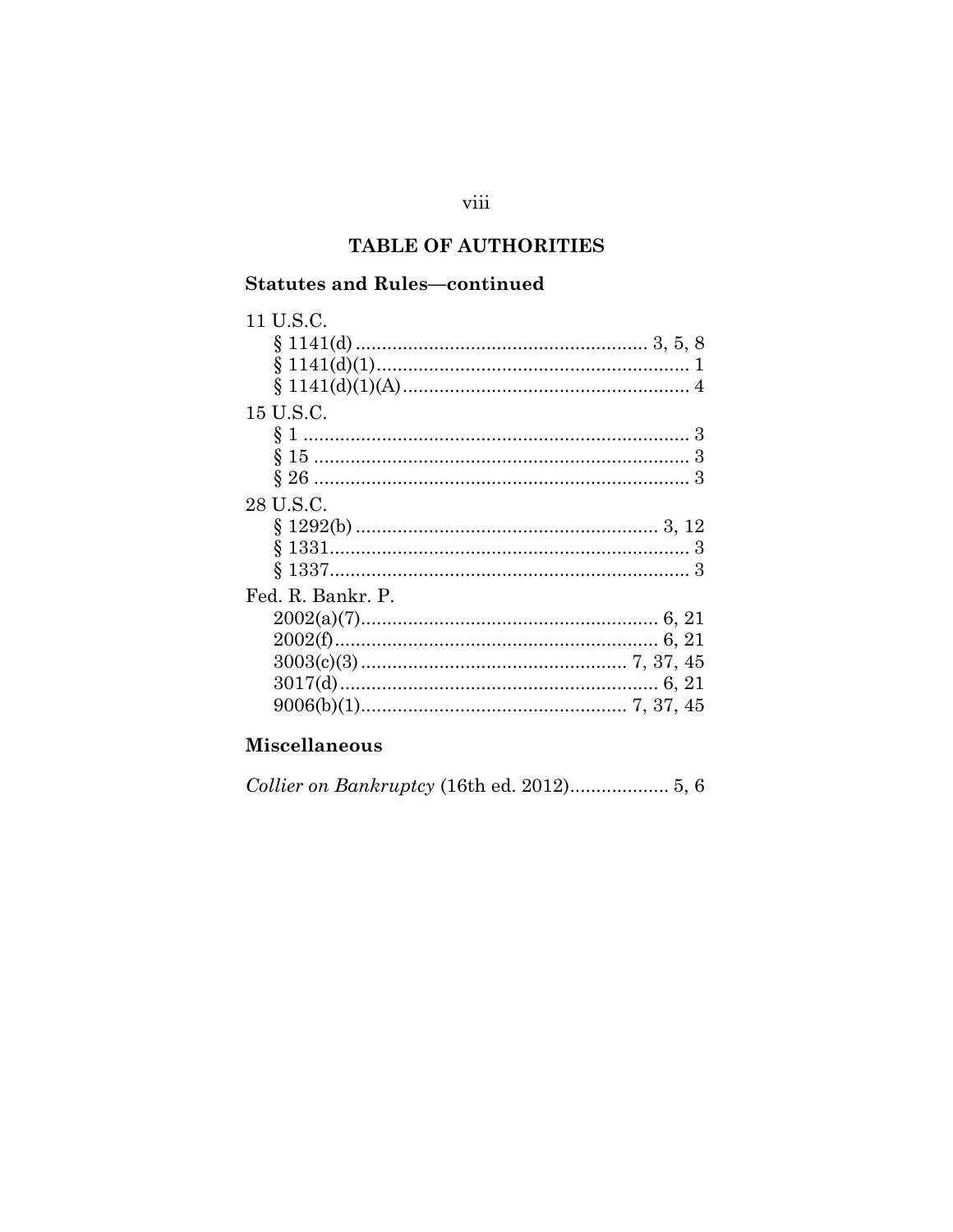## TABLE OF AUTHORITIES

### Statutes and Rules—continued

11 U.S.C.
- § 1141(d) ........................................................ 3, 5, 8
- § 1141(d)(1) ............................................................ 1
- § 1141(d)(1)(A) ....................................................... 4

15 U.S.C.
- § 1 .......................................................................... 3
- § 15 ........................................................................ 3
- § 26 ........................................................................ 3

28 U.S.C.
- § 1292(b) ........................................................... 3, 12
- § 1331 ..................................................................... 3
- § 1337 ..................................................................... 3

Fed. R. Bankr. P.
- 2002(a)(7) ......................................................... 6, 21
- 2002(f) .............................................................. 6, 21
- 3003(c)(3) ................................................... 7, 37, 45
- 3017(d) ............................................................. 6, 21
- 9006(b)(1) ................................................... 7, 37, 45

### Miscellaneous

*Collier on Bankruptcy* (16th ed. 2012) .................. 5, 6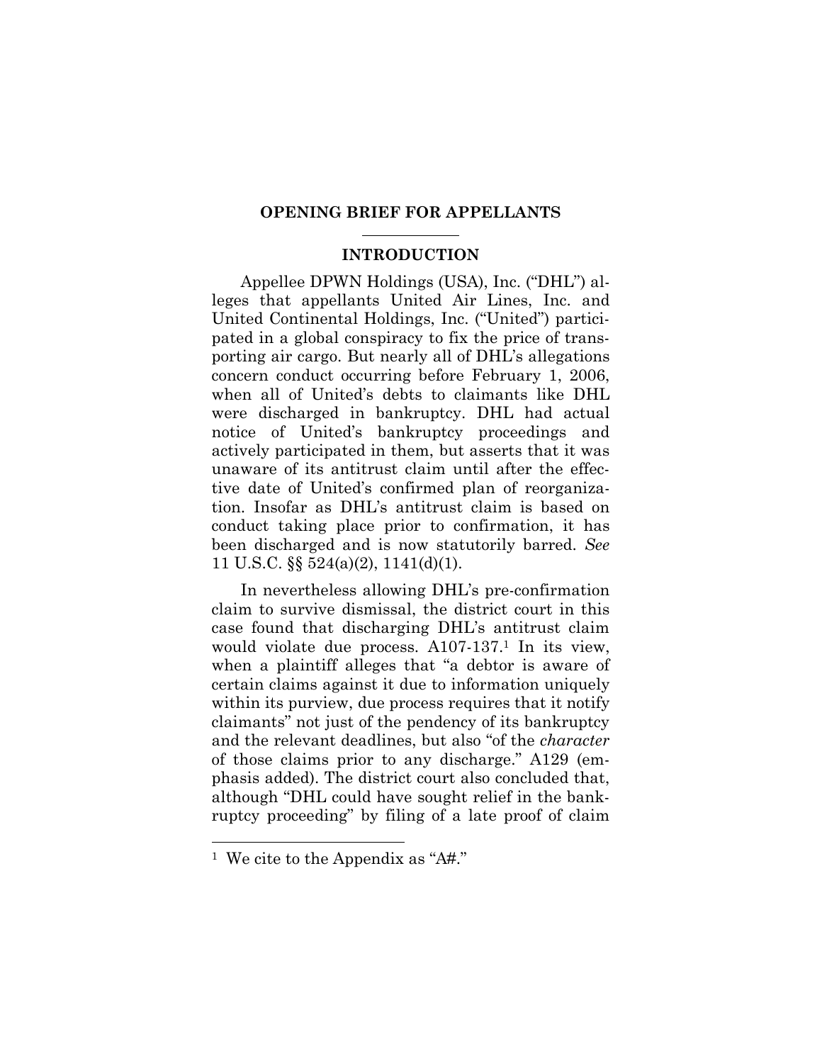# OPENING BRIEF FOR APPELLANTS

## INTRODUCTION

Appellee DPWN Holdings (USA), Inc. ("DHL") alleges that appellants United Air Lines, Inc. and United Continental Holdings, Inc. ("United") participated in a global conspiracy to fix the price of transporting air cargo. But nearly all of DHL's allegations concern conduct occurring before February 1, 2006, when all of United's debts to claimants like DHL were discharged in bankruptcy. DHL had actual notice of United's bankruptcy proceedings and actively participated in them, but asserts that it was unaware of its antitrust claim until after the effective date of United's confirmed plan of reorganization. Insofar as DHL's antitrust claim is based on conduct taking place prior to confirmation, it has been discharged and is now statutorily barred. *See* 11 U.S.C. §§ 524(a)(2), 1141(d)(1).

In nevertheless allowing DHL's pre-confirmation claim to survive dismissal, the district court in this case found that discharging DHL's antitrust claim would violate due process. A107-137.[1] In its view, when a plaintiff alleges that "a debtor is aware of certain claims against it due to information uniquely within its purview, due process requires that it notify claimants" not just of the pendency of its bankruptcy and the relevant deadlines, but also "of the *character* of those claims prior to any discharge." A129 (emphasis added). The district court also concluded that, although "DHL could have sought relief in the bankruptcy proceeding" by filing of a late proof of claim

[1] We cite to the Appendix as "A#."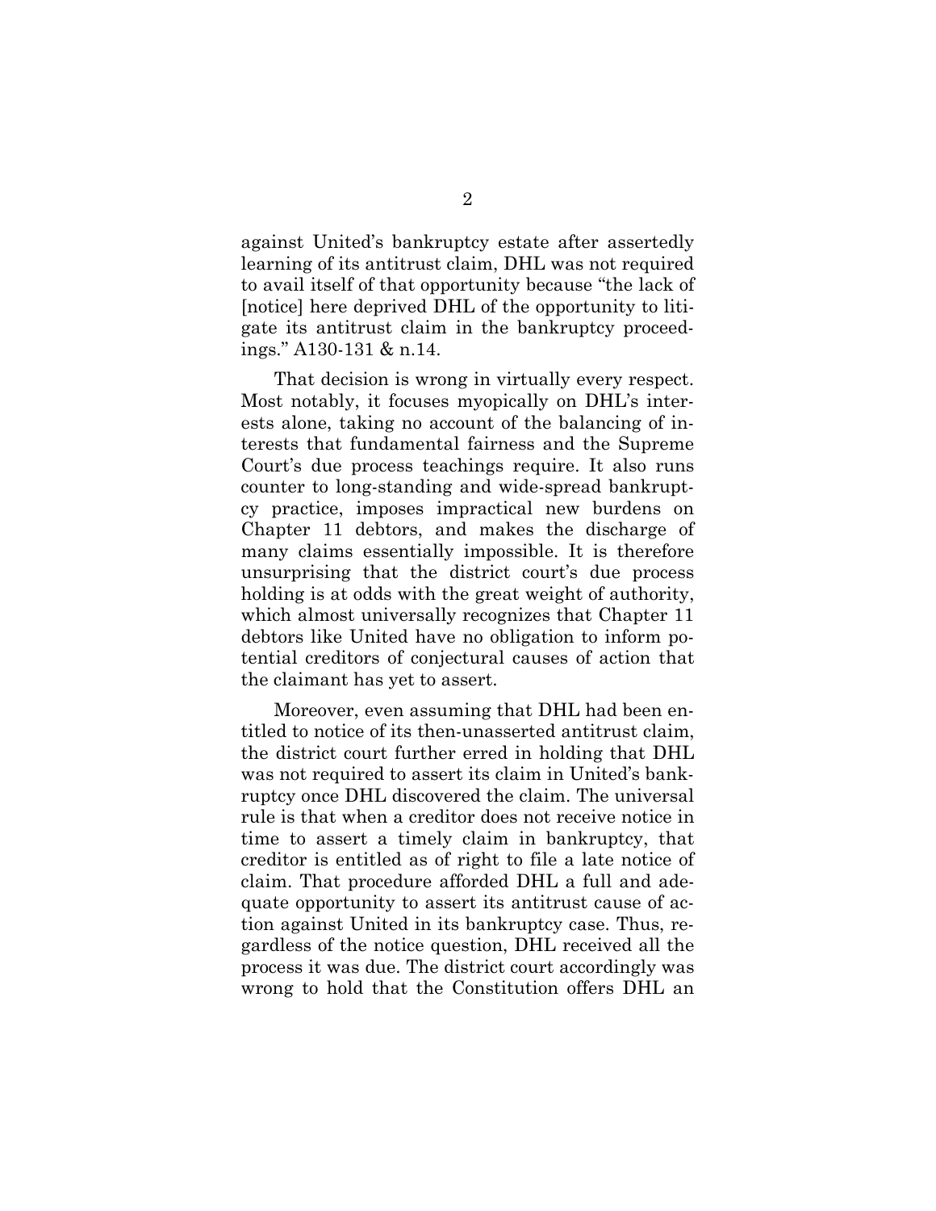against United's bankruptcy estate after assertedly learning of its antitrust claim, DHL was not required to avail itself of that opportunity because "the lack of [notice] here deprived DHL of the opportunity to litigate its antitrust claim in the bankruptcy proceedings." A130-131 & n.14.

That decision is wrong in virtually every respect. Most notably, it focuses myopically on DHL's interests alone, taking no account of the balancing of interests that fundamental fairness and the Supreme Court's due process teachings require. It also runs counter to long-standing and wide-spread bankruptcy practice, imposes impractical new burdens on Chapter 11 debtors, and makes the discharge of many claims essentially impossible. It is therefore unsurprising that the district court's due process holding is at odds with the great weight of authority, which almost universally recognizes that Chapter 11 debtors like United have no obligation to inform potential creditors of conjectural causes of action that the claimant has yet to assert.

Moreover, even assuming that DHL had been entitled to notice of its then-unasserted antitrust claim, the district court further erred in holding that DHL was not required to assert its claim in United's bankruptcy once DHL discovered the claim. The universal rule is that when a creditor does not receive notice in time to assert a timely claim in bankruptcy, that creditor is entitled as of right to file a late notice of claim. That procedure afforded DHL a full and adequate opportunity to assert its antitrust cause of action against United in its bankruptcy case. Thus, regardless of the notice question, DHL received all the process it was due. The district court accordingly was wrong to hold that the Constitution offers DHL an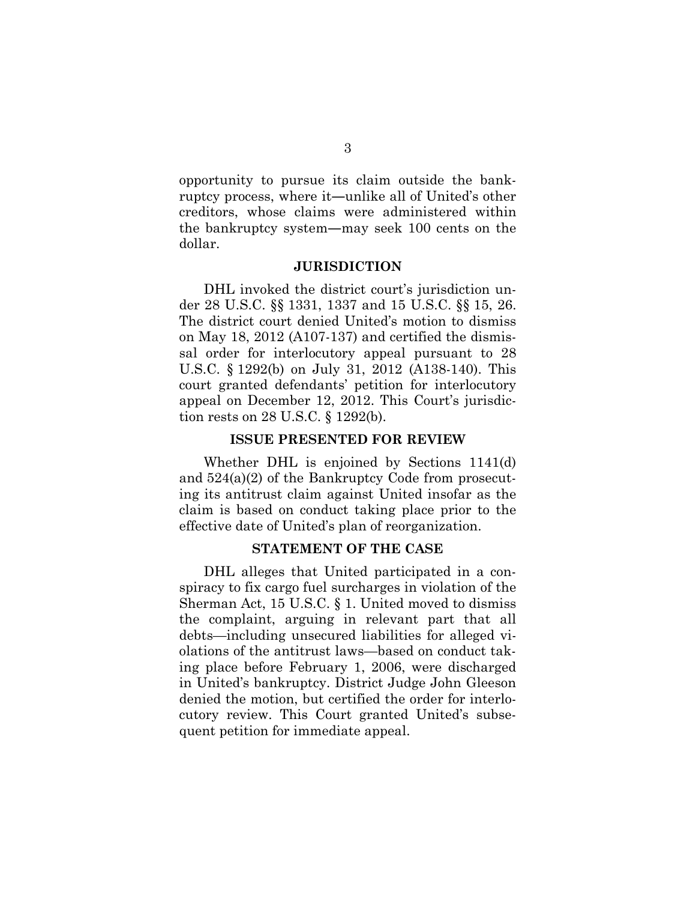opportunity to pursue its claim outside the bankruptcy process, where it—unlike all of United's other creditors, whose claims were administered within the bankruptcy system—may seek 100 cents on the dollar.

## JURISDICTION

DHL invoked the district court's jurisdiction under 28 U.S.C. §§ 1331, 1337 and 15 U.S.C. §§ 15, 26. The district court denied United's motion to dismiss on May 18, 2012 (A107-137) and certified the dismissal order for interlocutory appeal pursuant to 28 U.S.C. § 1292(b) on July 31, 2012 (A138-140). This court granted defendants' petition for interlocutory appeal on December 12, 2012. This Court's jurisdiction rests on 28 U.S.C. § 1292(b).

## ISSUE PRESENTED FOR REVIEW

Whether DHL is enjoined by Sections 1141(d) and 524(a)(2) of the Bankruptcy Code from prosecuting its antitrust claim against United insofar as the claim is based on conduct taking place prior to the effective date of United's plan of reorganization.

## STATEMENT OF THE CASE

DHL alleges that United participated in a conspiracy to fix cargo fuel surcharges in violation of the Sherman Act, 15 U.S.C. § 1. United moved to dismiss the complaint, arguing in relevant part that all debts—including unsecured liabilities for alleged violations of the antitrust laws—based on conduct taking place before February 1, 2006, were discharged in United's bankruptcy. District Judge John Gleeson denied the motion, but certified the order for interlocutory review. This Court granted United's subsequent petition for immediate appeal.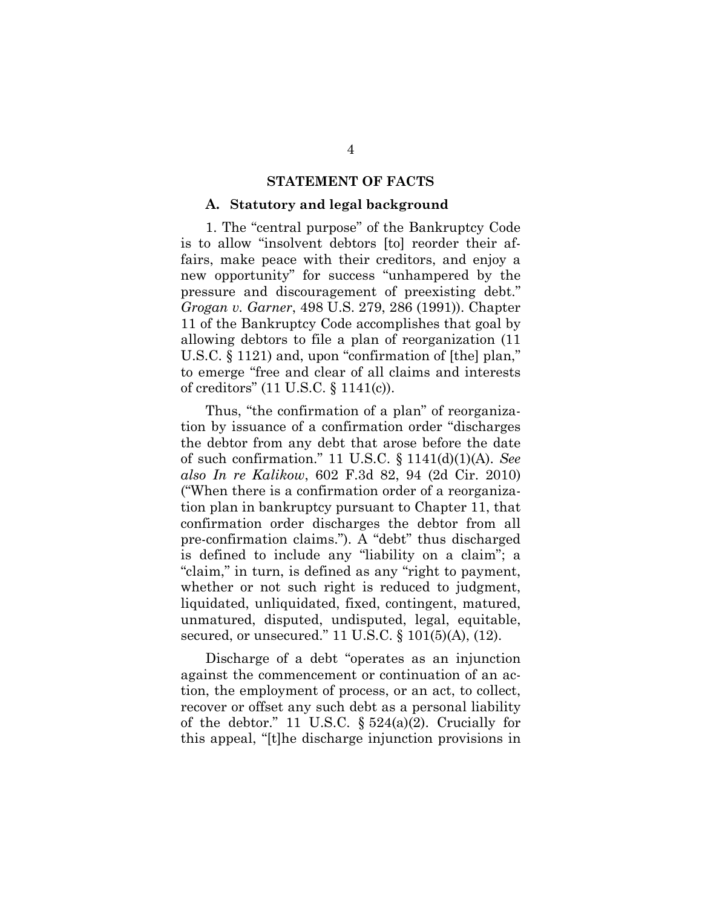## STATEMENT OF FACTS

### A. Statutory and legal background

1. The "central purpose" of the Bankruptcy Code is to allow "insolvent debtors [to] reorder their affairs, make peace with their creditors, and enjoy a new opportunity" for success "unhampered by the pressure and discouragement of preexisting debt." *Grogan v. Garner*, 498 U.S. 279, 286 (1991)). Chapter 11 of the Bankruptcy Code accomplishes that goal by allowing debtors to file a plan of reorganization (11 U.S.C. § 1121) and, upon "confirmation of [the] plan," to emerge "free and clear of all claims and interests of creditors" (11 U.S.C. § 1141(c)).

Thus, "the confirmation of a plan" of reorganization by issuance of a confirmation order "discharges the debtor from any debt that arose before the date of such confirmation." 11 U.S.C. § 1141(d)(1)(A). *See also In re Kalikow*, 602 F.3d 82, 94 (2d Cir. 2010) ("When there is a confirmation order of a reorganization plan in bankruptcy pursuant to Chapter 11, that confirmation order discharges the debtor from all pre-confirmation claims."). A "debt" thus discharged is defined to include any "liability on a claim"; a "claim," in turn, is defined as any "right to payment, whether or not such right is reduced to judgment, liquidated, unliquidated, fixed, contingent, matured, unmatured, disputed, undisputed, legal, equitable, secured, or unsecured." 11 U.S.C. § 101(5)(A), (12).

Discharge of a debt "operates as an injunction against the commencement or continuation of an action, the employment of process, or an act, to collect, recover or offset any such debt as a personal liability of the debtor." 11 U.S.C. § 524(a)(2). Crucially for this appeal, "[t]he discharge injunction provisions in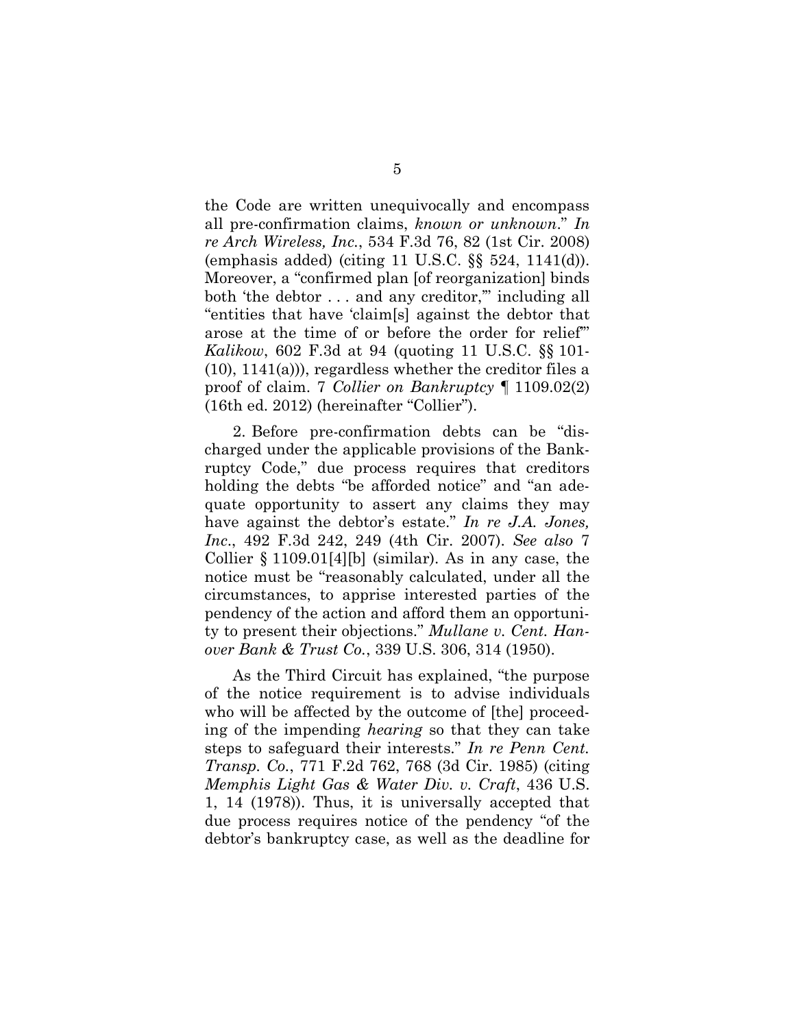the Code are written unequivocally and encompass all pre-confirmation claims, *known or unknown*." *In re Arch Wireless, Inc.*, 534 F.3d 76, 82 (1st Cir. 2008) (emphasis added) (citing 11 U.S.C. §§ 524, 1141(d)). Moreover, a "confirmed plan [of reorganization] binds both 'the debtor . . . and any creditor,'" including all "entities that have 'claim[s] against the debtor that arose at the time of or before the order for relief'" *Kalikow*, 602 F.3d at 94 (quoting 11 U.S.C. §§ 101-(10), 1141(a))), regardless whether the creditor files a proof of claim. 7 *Collier on Bankruptcy* ¶ 1109.02(2) (16th ed. 2012) (hereinafter "Collier").

2. Before pre-confirmation debts can be "discharged under the applicable provisions of the Bankruptcy Code," due process requires that creditors holding the debts "be afforded notice" and "an adequate opportunity to assert any claims they may have against the debtor's estate." *In re J.A. Jones, Inc.*, 492 F.3d 242, 249 (4th Cir. 2007). *See also* 7 Collier § 1109.01[4][b] (similar). As in any case, the notice must be "reasonably calculated, under all the circumstances, to apprise interested parties of the pendency of the action and afford them an opportunity to present their objections." *Mullane v. Cent. Hanover Bank & Trust Co.*, 339 U.S. 306, 314 (1950).

As the Third Circuit has explained, "the purpose of the notice requirement is to advise individuals who will be affected by the outcome of [the] proceeding of the impending *hearing* so that they can take steps to safeguard their interests." *In re Penn Cent. Transp. Co.*, 771 F.2d 762, 768 (3d Cir. 1985) (citing *Memphis Light Gas & Water Div. v. Craft*, 436 U.S. 1, 14 (1978)). Thus, it is universally accepted that due process requires notice of the pendency "of the debtor's bankruptcy case, as well as the deadline for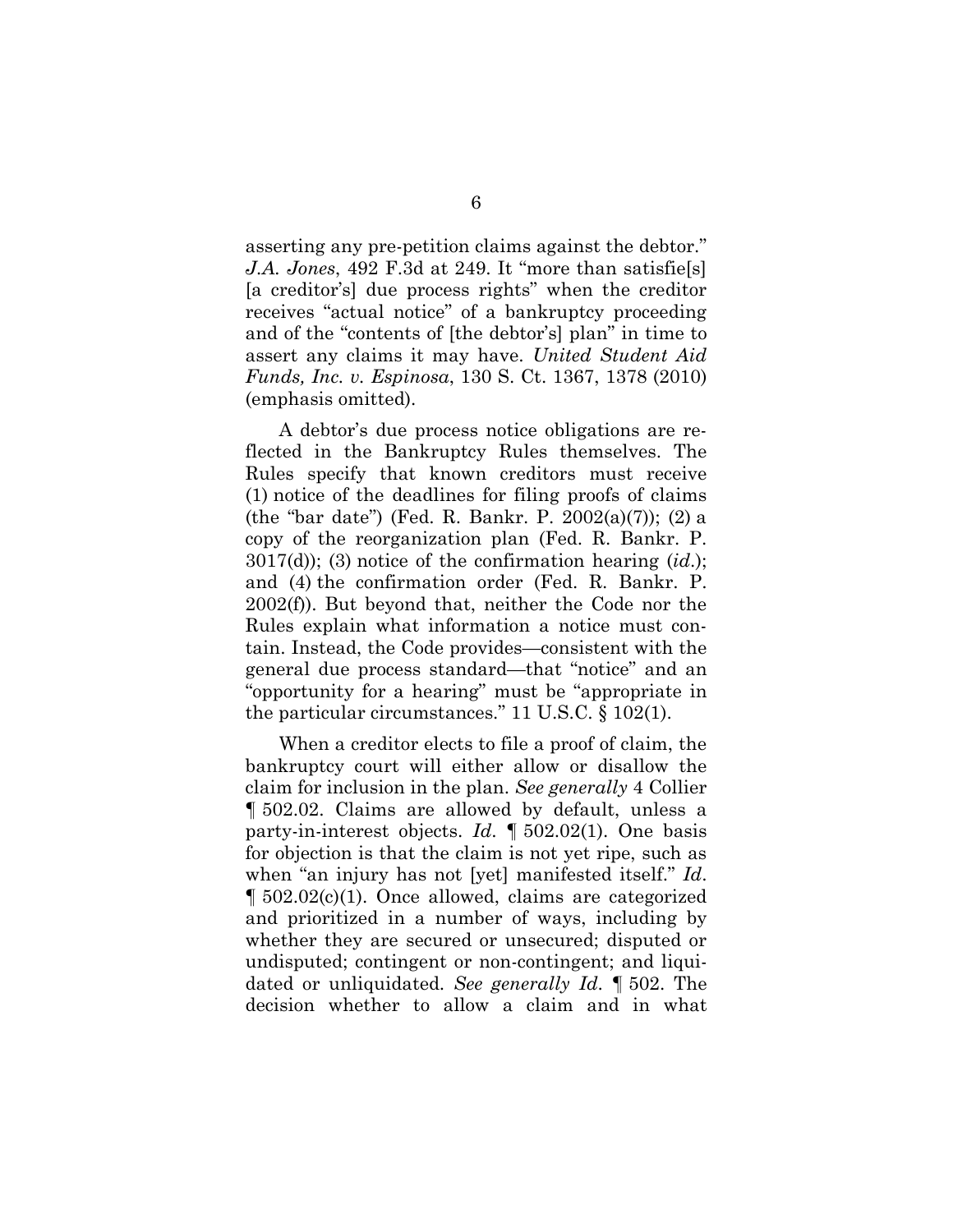asserting any pre-petition claims against the debtor." *J.A. Jones*, 492 F.3d at 249. It "more than satisfie[s] [a creditor's] due process rights" when the creditor receives "actual notice" of a bankruptcy proceeding and of the "contents of [the debtor's] plan" in time to assert any claims it may have. *United Student Aid Funds, Inc. v. Espinosa*, 130 S. Ct. 1367, 1378 (2010) (emphasis omitted).

A debtor's due process notice obligations are reflected in the Bankruptcy Rules themselves. The Rules specify that known creditors must receive (1) notice of the deadlines for filing proofs of claims (the "bar date") (Fed. R. Bankr. P. 2002(a)(7)); (2) a copy of the reorganization plan (Fed. R. Bankr. P. 3017(d)); (3) notice of the confirmation hearing (*id.*); and (4) the confirmation order (Fed. R. Bankr. P. 2002(f)). But beyond that, neither the Code nor the Rules explain what information a notice must contain. Instead, the Code provides—consistent with the general due process standard—that "notice" and an "opportunity for a hearing" must be "appropriate in the particular circumstances." 11 U.S.C. § 102(1).

When a creditor elects to file a proof of claim, the bankruptcy court will either allow or disallow the claim for inclusion in the plan. *See generally* 4 Collier ¶ 502.02. Claims are allowed by default, unless a party-in-interest objects. *Id*. ¶ 502.02(1). One basis for objection is that the claim is not yet ripe, such as when "an injury has not [yet] manifested itself." *Id*. ¶ 502.02(c)(1). Once allowed, claims are categorized and prioritized in a number of ways, including by whether they are secured or unsecured; disputed or undisputed; contingent or non-contingent; and liquidated or unliquidated. *See generally Id.* ¶ 502. The decision whether to allow a claim and in what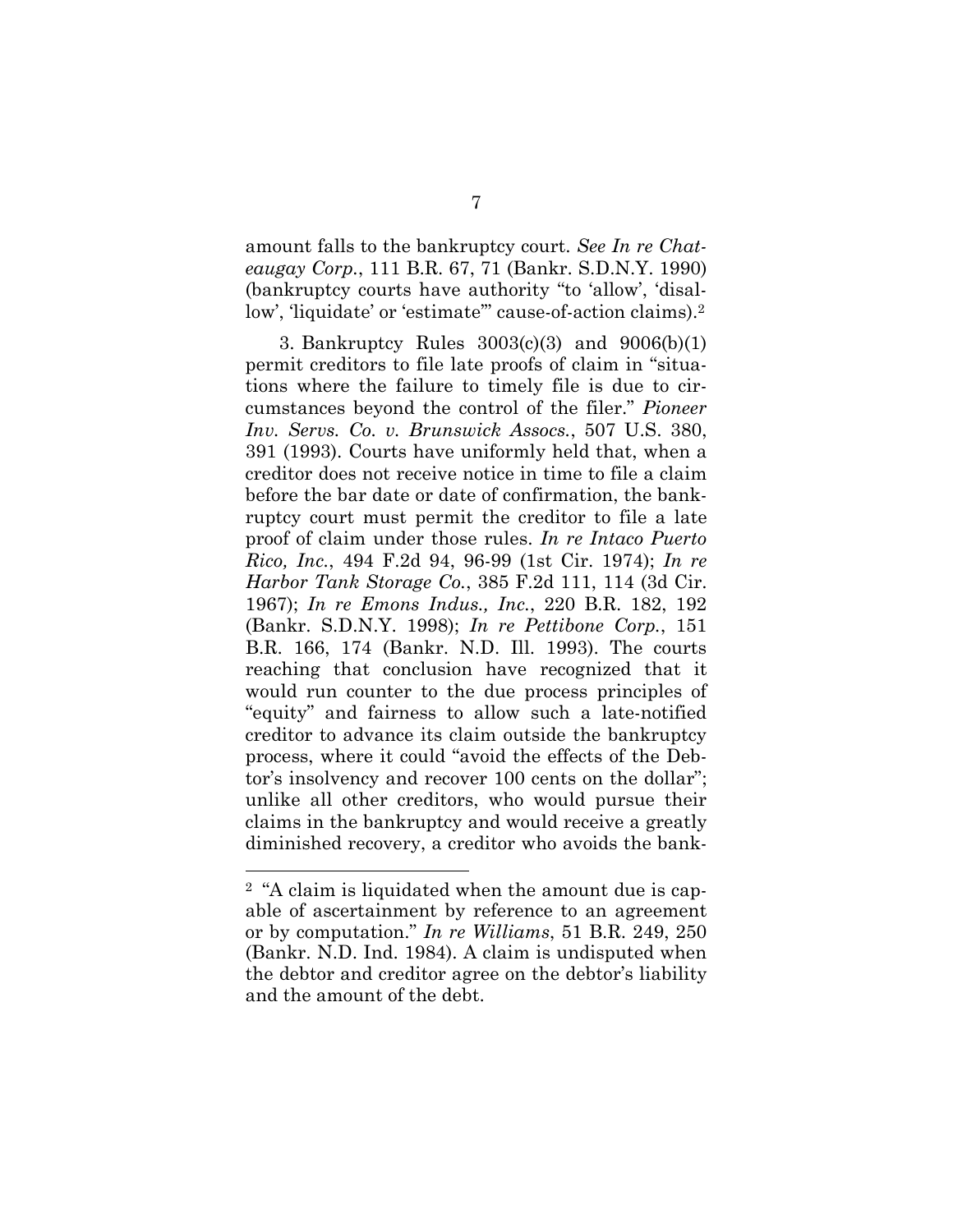amount falls to the bankruptcy court. *See In re Chateaugay Corp.*, 111 B.R. 67, 71 (Bankr. S.D.N.Y. 1990) (bankruptcy courts have authority "to 'allow', 'disallow', 'liquidate' or 'estimate'" cause-of-action claims).[2]

3. Bankruptcy Rules 3003(c)(3) and 9006(b)(1) permit creditors to file late proofs of claim in "situations where the failure to timely file is due to circumstances beyond the control of the filer." *Pioneer Inv. Servs. Co. v. Brunswick Assocs.*, 507 U.S. 380, 391 (1993). Courts have uniformly held that, when a creditor does not receive notice in time to file a claim before the bar date or date of confirmation, the bankruptcy court must permit the creditor to file a late proof of claim under those rules. *In re Intaco Puerto Rico, Inc.*, 494 F.2d 94, 96-99 (1st Cir. 1974); *In re Harbor Tank Storage Co.*, 385 F.2d 111, 114 (3d Cir. 1967); *In re Emons Indus., Inc.*, 220 B.R. 182, 192 (Bankr. S.D.N.Y. 1998); *In re Pettibone Corp.*, 151 B.R. 166, 174 (Bankr. N.D. Ill. 1993). The courts reaching that conclusion have recognized that it would run counter to the due process principles of "equity" and fairness to allow such a late-notified creditor to advance its claim outside the bankruptcy process, where it could "avoid the effects of the Debtor's insolvency and recover 100 cents on the dollar"; unlike all other creditors, who would pursue their claims in the bankruptcy and would receive a greatly diminished recovery, a creditor who avoids the bank-

---

[2] "A claim is liquidated when the amount due is capable of ascertainment by reference to an agreement or by computation." *In re Williams*, 51 B.R. 249, 250 (Bankr. N.D. Ind. 1984). A claim is undisputed when the debtor and creditor agree on the debtor's liability and the amount of the debt.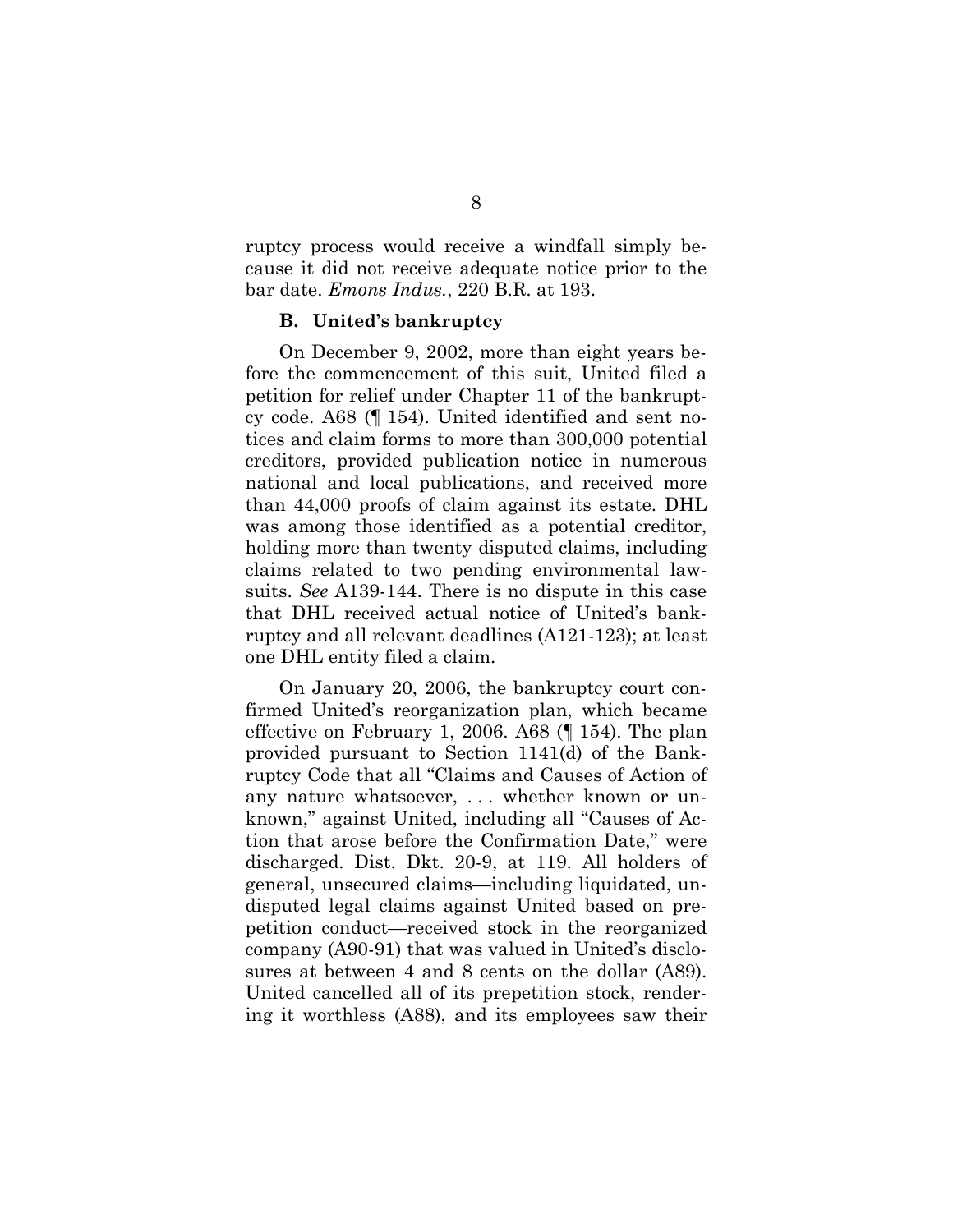ruptcy process would receive a windfall simply because it did not receive adequate notice prior to the bar date. *Emons Indus.*, 220 B.R. at 193.

### B. United's bankruptcy

On December 9, 2002, more than eight years before the commencement of this suit, United filed a petition for relief under Chapter 11 of the bankruptcy code. A68 (¶ 154). United identified and sent notices and claim forms to more than 300,000 potential creditors, provided publication notice in numerous national and local publications, and received more than 44,000 proofs of claim against its estate. DHL was among those identified as a potential creditor, holding more than twenty disputed claims, including claims related to two pending environmental lawsuits. *See* A139-144. There is no dispute in this case that DHL received actual notice of United's bankruptcy and all relevant deadlines (A121-123); at least one DHL entity filed a claim.

On January 20, 2006, the bankruptcy court confirmed United's reorganization plan, which became effective on February 1, 2006. A68 (¶ 154). The plan provided pursuant to Section 1141(d) of the Bankruptcy Code that all "Claims and Causes of Action of any nature whatsoever, . . . whether known or unknown," against United, including all "Causes of Action that arose before the Confirmation Date," were discharged. Dist. Dkt. 20-9, at 119. All holders of general, unsecured claims—including liquidated, undisputed legal claims against United based on prepetition conduct—received stock in the reorganized company (A90-91) that was valued in United's disclosures at between 4 and 8 cents on the dollar (A89). United cancelled all of its prepetition stock, rendering it worthless (A88), and its employees saw their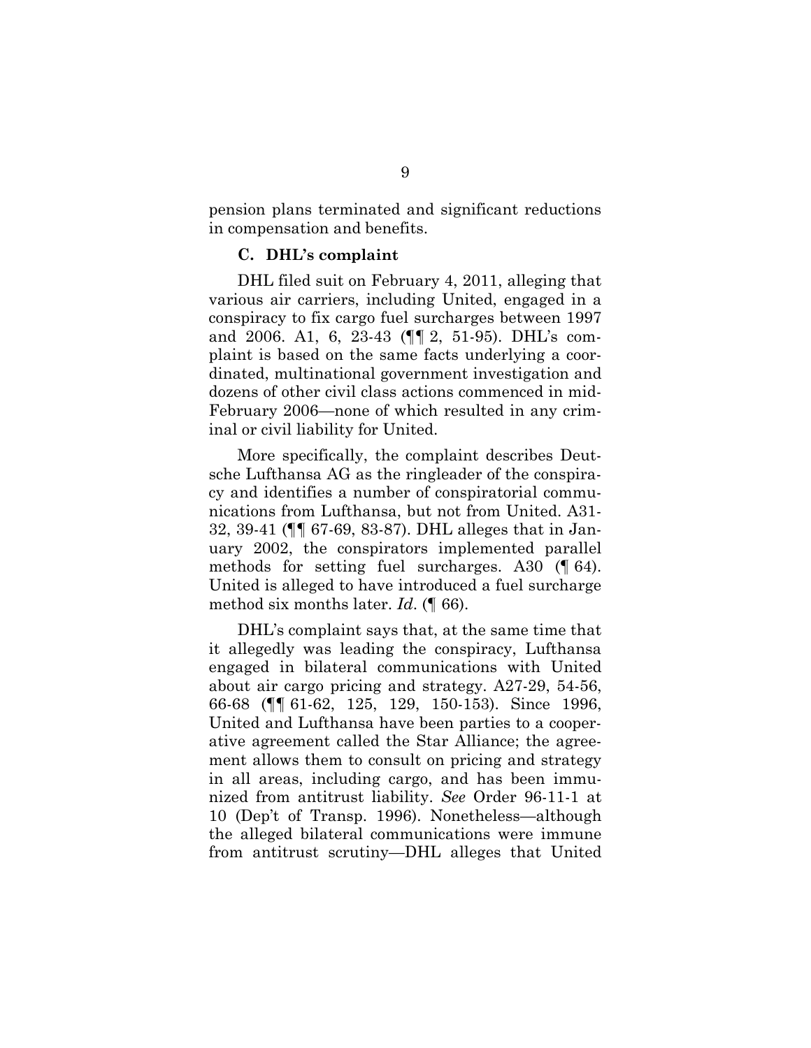pension plans terminated and significant reductions in compensation and benefits.

### C. DHL's complaint

DHL filed suit on February 4, 2011, alleging that various air carriers, including United, engaged in a conspiracy to fix cargo fuel surcharges between 1997 and 2006. A1, 6, 23-43 (¶¶ 2, 51-95). DHL's complaint is based on the same facts underlying a coordinated, multinational government investigation and dozens of other civil class actions commenced in mid-February 2006—none of which resulted in any criminal or civil liability for United.

More specifically, the complaint describes Deutsche Lufthansa AG as the ringleader of the conspiracy and identifies a number of conspiratorial communications from Lufthansa, but not from United. A31-32, 39-41 (¶¶ 67-69, 83-87). DHL alleges that in January 2002, the conspirators implemented parallel methods for setting fuel surcharges. A30 (¶ 64). United is alleged to have introduced a fuel surcharge method six months later. *Id*. (¶ 66).

DHL's complaint says that, at the same time that it allegedly was leading the conspiracy, Lufthansa engaged in bilateral communications with United about air cargo pricing and strategy. A27-29, 54-56, 66-68 (¶¶ 61-62, 125, 129, 150-153). Since 1996, United and Lufthansa have been parties to a cooperative agreement called the Star Alliance; the agreement allows them to consult on pricing and strategy in all areas, including cargo, and has been immunized from antitrust liability. *See* Order 96-11-1 at 10 (Dep't of Transp. 1996). Nonetheless—although the alleged bilateral communications were immune from antitrust scrutiny—DHL alleges that United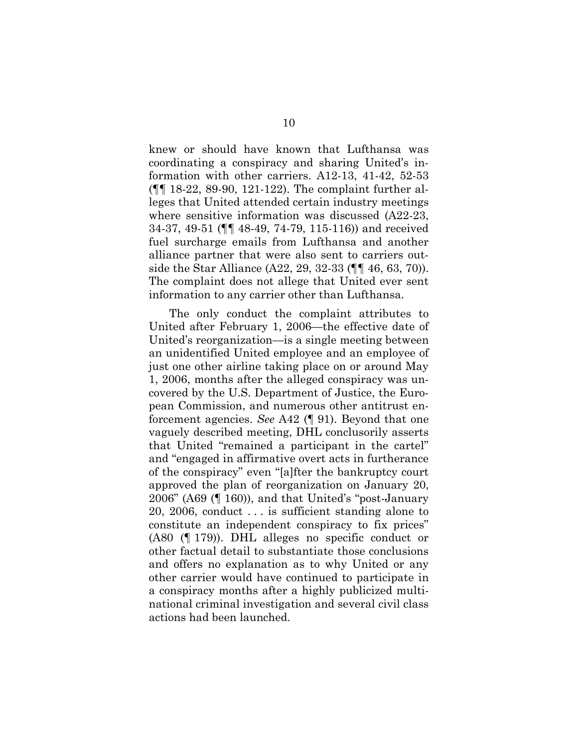knew or should have known that Lufthansa was coordinating a conspiracy and sharing United's information with other carriers. A12-13, 41-42, 52-53 (¶¶ 18-22, 89-90, 121-122). The complaint further alleges that United attended certain industry meetings where sensitive information was discussed (A22-23, 34-37, 49-51 (¶¶ 48-49, 74-79, 115-116)) and received fuel surcharge emails from Lufthansa and another alliance partner that were also sent to carriers outside the Star Alliance (A22, 29, 32-33 (¶¶ 46, 63, 70)). The complaint does not allege that United ever sent information to any carrier other than Lufthansa.

The only conduct the complaint attributes to United after February 1, 2006—the effective date of United's reorganization—is a single meeting between an unidentified United employee and an employee of just one other airline taking place on or around May 1, 2006, months after the alleged conspiracy was uncovered by the U.S. Department of Justice, the European Commission, and numerous other antitrust enforcement agencies. *See* A42 (¶ 91). Beyond that one vaguely described meeting, DHL conclusorily asserts that United "remained a participant in the cartel" and "engaged in affirmative overt acts in furtherance of the conspiracy" even "[a]fter the bankruptcy court approved the plan of reorganization on January 20, 2006" (A69 (¶ 160)), and that United's "post-January 20, 2006, conduct . . . is sufficient standing alone to constitute an independent conspiracy to fix prices" (A80 (¶ 179)). DHL alleges no specific conduct or other factual detail to substantiate those conclusions and offers no explanation as to why United or any other carrier would have continued to participate in a conspiracy months after a highly publicized multinational criminal investigation and several civil class actions had been launched.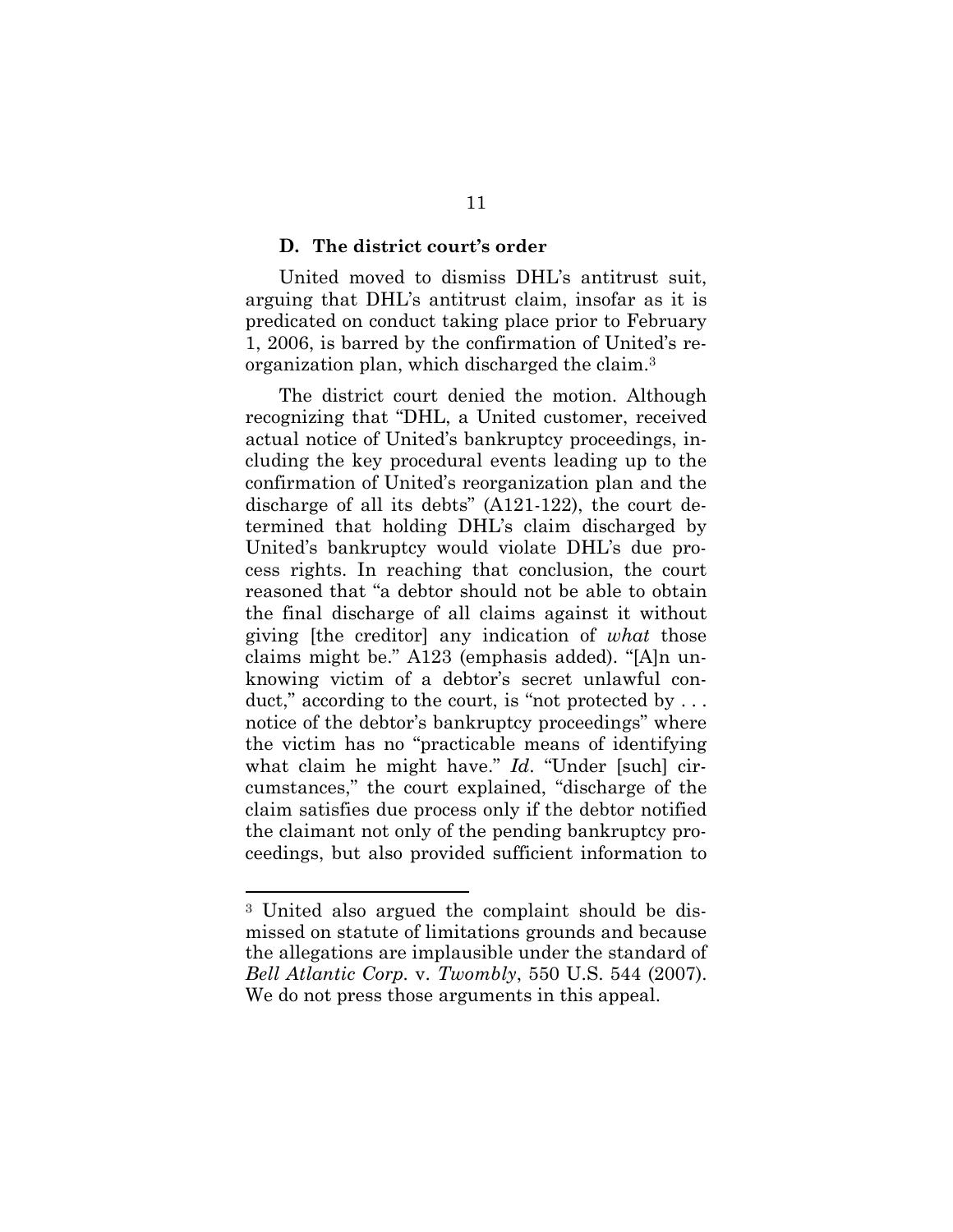### D. The district court's order

United moved to dismiss DHL's antitrust suit, arguing that DHL's antitrust claim, insofar as it is predicated on conduct taking place prior to February 1, 2006, is barred by the confirmation of United's reorganization plan, which discharged the claim.[3]

The district court denied the motion. Although recognizing that "DHL, a United customer, received actual notice of United's bankruptcy proceedings, including the key procedural events leading up to the confirmation of United's reorganization plan and the discharge of all its debts" (A121-122), the court determined that holding DHL's claim discharged by United's bankruptcy would violate DHL's due process rights. In reaching that conclusion, the court reasoned that "a debtor should not be able to obtain the final discharge of all claims against it without giving [the creditor] any indication of *what* those claims might be." A123 (emphasis added). "[A]n unknowing victim of a debtor's secret unlawful conduct," according to the court, is "not protected by . . . notice of the debtor's bankruptcy proceedings" where the victim has no "practicable means of identifying what claim he might have." *Id*. "Under [such] circumstances," the court explained, "discharge of the claim satisfies due process only if the debtor notified the claimant not only of the pending bankruptcy proceedings, but also provided sufficient information to

---

[3] United also argued the complaint should be dismissed on statute of limitations grounds and because the allegations are implausible under the standard of *Bell Atlantic Corp.* v. *Twombly*, 550 U.S. 544 (2007). We do not press those arguments in this appeal.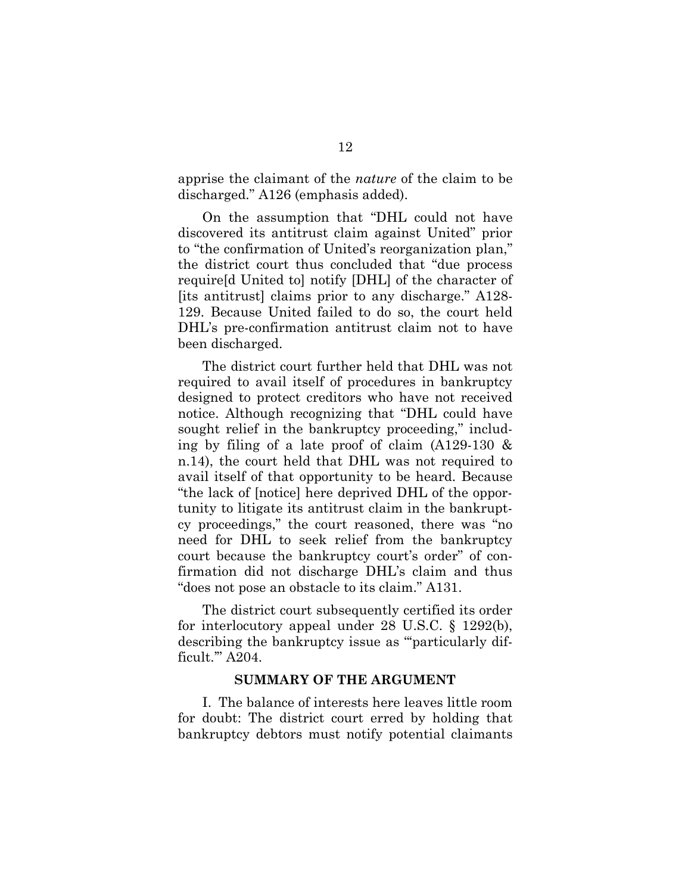apprise the claimant of the *nature* of the claim to be discharged." A126 (emphasis added).

On the assumption that "DHL could not have discovered its antitrust claim against United" prior to "the confirmation of United's reorganization plan," the district court thus concluded that "due process require[d United to] notify [DHL] of the character of [its antitrust] claims prior to any discharge." A128-129. Because United failed to do so, the court held DHL's pre-confirmation antitrust claim not to have been discharged.

The district court further held that DHL was not required to avail itself of procedures in bankruptcy designed to protect creditors who have not received notice. Although recognizing that "DHL could have sought relief in the bankruptcy proceeding," including by filing of a late proof of claim (A129-130 & n.14), the court held that DHL was not required to avail itself of that opportunity to be heard. Because "the lack of [notice] here deprived DHL of the opportunity to litigate its antitrust claim in the bankruptcy proceedings," the court reasoned, there was "no need for DHL to seek relief from the bankruptcy court because the bankruptcy court's order" of confirmation did not discharge DHL's claim and thus "does not pose an obstacle to its claim." A131.

The district court subsequently certified its order for interlocutory appeal under 28 U.S.C. § 1292(b), describing the bankruptcy issue as "'particularly difficult.'" A204.

## SUMMARY OF THE ARGUMENT

I. The balance of interests here leaves little room for doubt: The district court erred by holding that bankruptcy debtors must notify potential claimants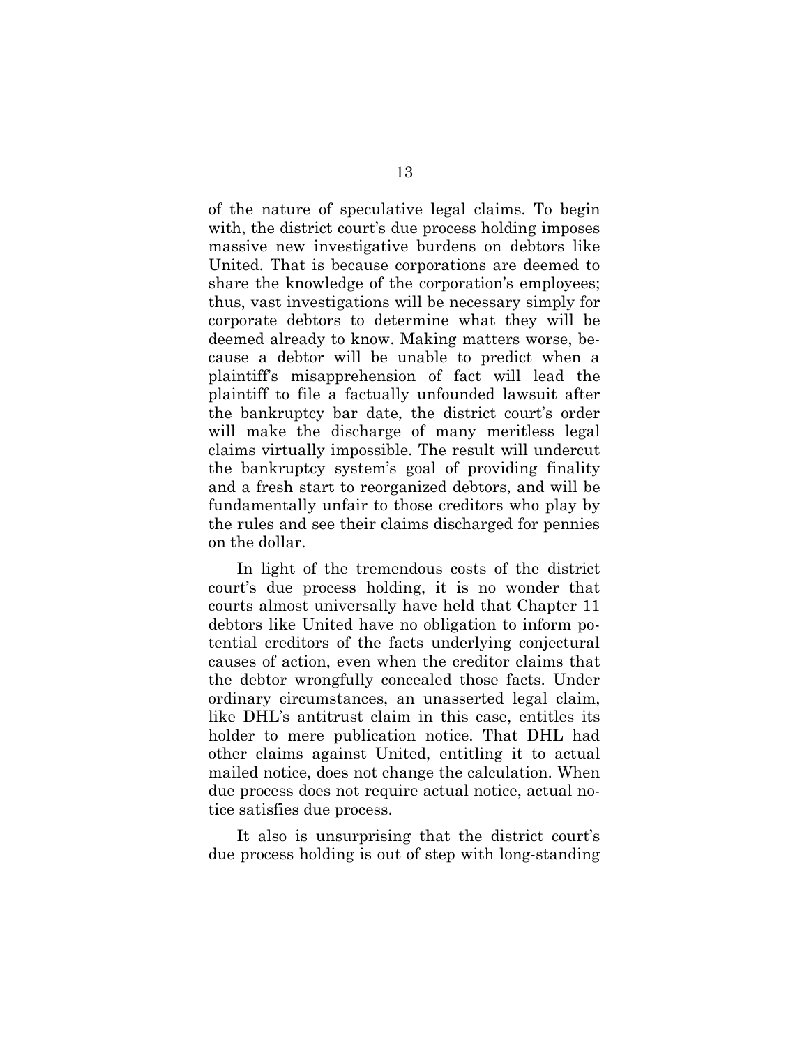of the nature of speculative legal claims. To begin with, the district court's due process holding imposes massive new investigative burdens on debtors like United. That is because corporations are deemed to share the knowledge of the corporation's employees; thus, vast investigations will be necessary simply for corporate debtors to determine what they will be deemed already to know. Making matters worse, because a debtor will be unable to predict when a plaintiff's misapprehension of fact will lead the plaintiff to file a factually unfounded lawsuit after the bankruptcy bar date, the district court's order will make the discharge of many meritless legal claims virtually impossible. The result will undercut the bankruptcy system's goal of providing finality and a fresh start to reorganized debtors, and will be fundamentally unfair to those creditors who play by the rules and see their claims discharged for pennies on the dollar.

In light of the tremendous costs of the district court's due process holding, it is no wonder that courts almost universally have held that Chapter 11 debtors like United have no obligation to inform potential creditors of the facts underlying conjectural causes of action, even when the creditor claims that the debtor wrongfully concealed those facts. Under ordinary circumstances, an unasserted legal claim, like DHL's antitrust claim in this case, entitles its holder to mere publication notice. That DHL had other claims against United, entitling it to actual mailed notice, does not change the calculation. When due process does not require actual notice, actual notice satisfies due process.

It also is unsurprising that the district court's due process holding is out of step with long-standing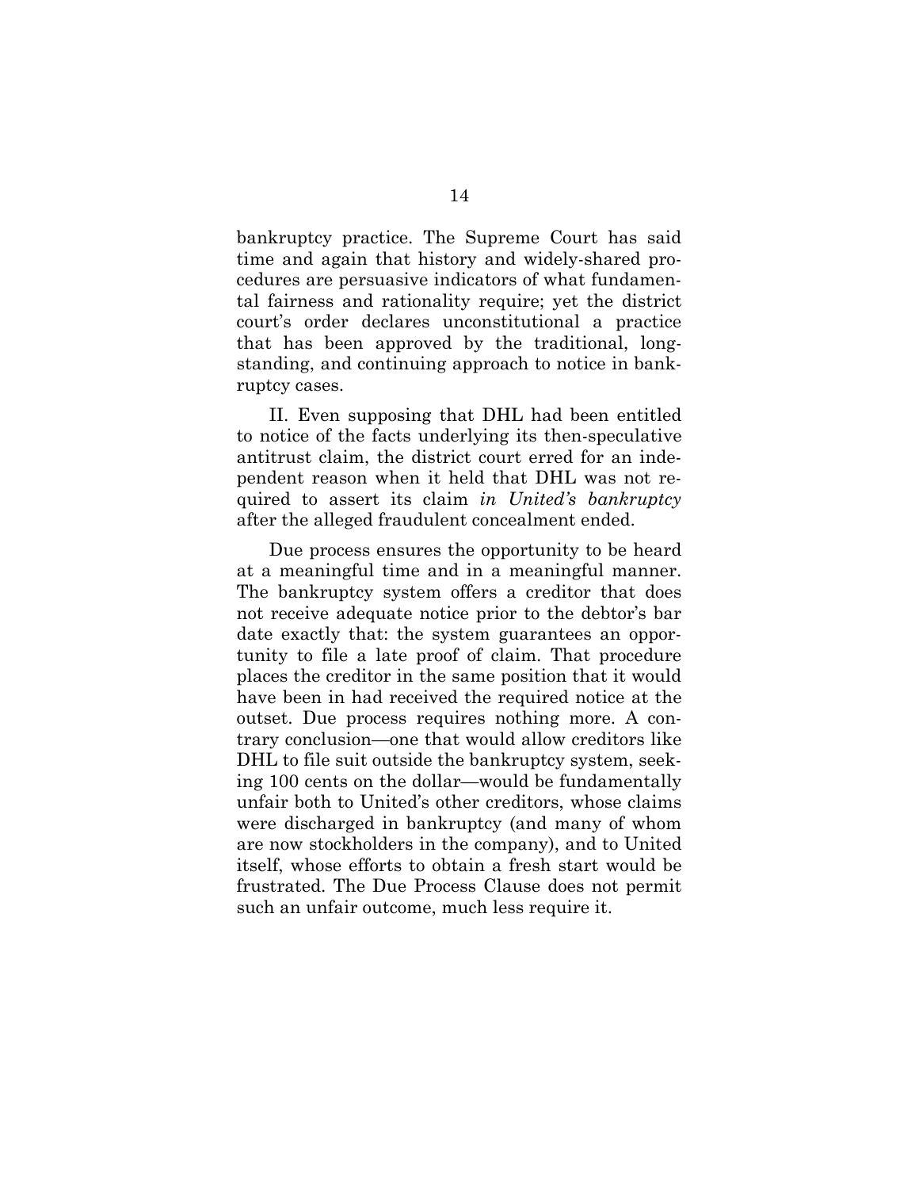bankruptcy practice. The Supreme Court has said time and again that history and widely-shared procedures are persuasive indicators of what fundamental fairness and rationality require; yet the district court's order declares unconstitutional a practice that has been approved by the traditional, longstanding, and continuing approach to notice in bankruptcy cases.

II. Even supposing that DHL had been entitled to notice of the facts underlying its then-speculative antitrust claim, the district court erred for an independent reason when it held that DHL was not required to assert its claim *in United's bankruptcy* after the alleged fraudulent concealment ended.

Due process ensures the opportunity to be heard at a meaningful time and in a meaningful manner. The bankruptcy system offers a creditor that does not receive adequate notice prior to the debtor's bar date exactly that: the system guarantees an opportunity to file a late proof of claim. That procedure places the creditor in the same position that it would have been in had received the required notice at the outset. Due process requires nothing more. A contrary conclusion—one that would allow creditors like DHL to file suit outside the bankruptcy system, seeking 100 cents on the dollar—would be fundamentally unfair both to United's other creditors, whose claims were discharged in bankruptcy (and many of whom are now stockholders in the company), and to United itself, whose efforts to obtain a fresh start would be frustrated. The Due Process Clause does not permit such an unfair outcome, much less require it.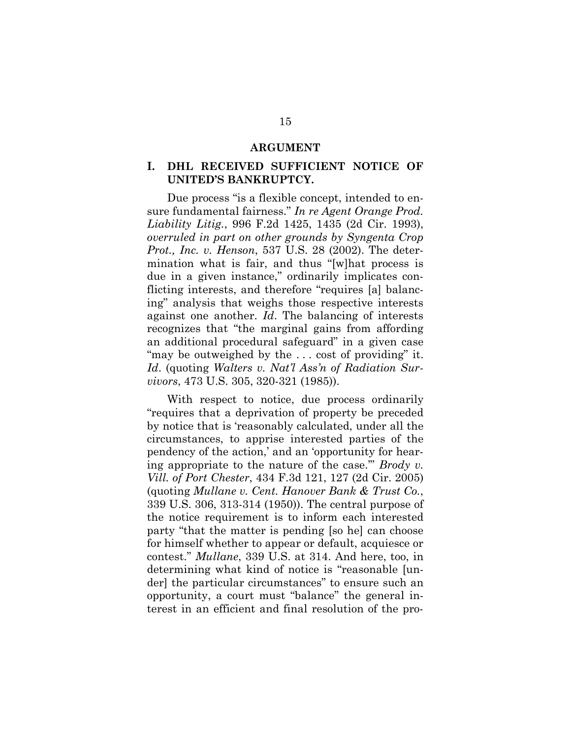# ARGUMENT

## I. DHL RECEIVED SUFFICIENT NOTICE OF UNITED'S BANKRUPTCY.

Due process "is a flexible concept, intended to ensure fundamental fairness." *In re Agent Orange Prod. Liability Litig.*, 996 F.2d 1425, 1435 (2d Cir. 1993), *overruled in part on other grounds by Syngenta Crop Prot., Inc. v. Henson*, 537 U.S. 28 (2002). The determination what is fair, and thus "[w]hat process is due in a given instance," ordinarily implicates conflicting interests, and therefore "requires [a] balancing" analysis that weighs those respective interests against one another. *Id*. The balancing of interests recognizes that "the marginal gains from affording an additional procedural safeguard" in a given case "may be outweighed by the . . . cost of providing" it. *Id*. (quoting *Walters v. Nat'l Ass'n of Radiation Survivors*, 473 U.S. 305, 320-321 (1985)).

With respect to notice, due process ordinarily "requires that a deprivation of property be preceded by notice that is 'reasonably calculated, under all the circumstances, to apprise interested parties of the pendency of the action,' and an 'opportunity for hearing appropriate to the nature of the case.'" *Brody v. Vill. of Port Chester*, 434 F.3d 121, 127 (2d Cir. 2005) (quoting *Mullane v. Cent. Hanover Bank & Trust Co.*, 339 U.S. 306, 313-314 (1950)). The central purpose of the notice requirement is to inform each interested party "that the matter is pending [so he] can choose for himself whether to appear or default, acquiesce or contest." *Mullane*, 339 U.S. at 314. And here, too, in determining what kind of notice is "reasonable [under] the particular circumstances" to ensure such an opportunity, a court must "balance" the general interest in an efficient and final resolution of the pro-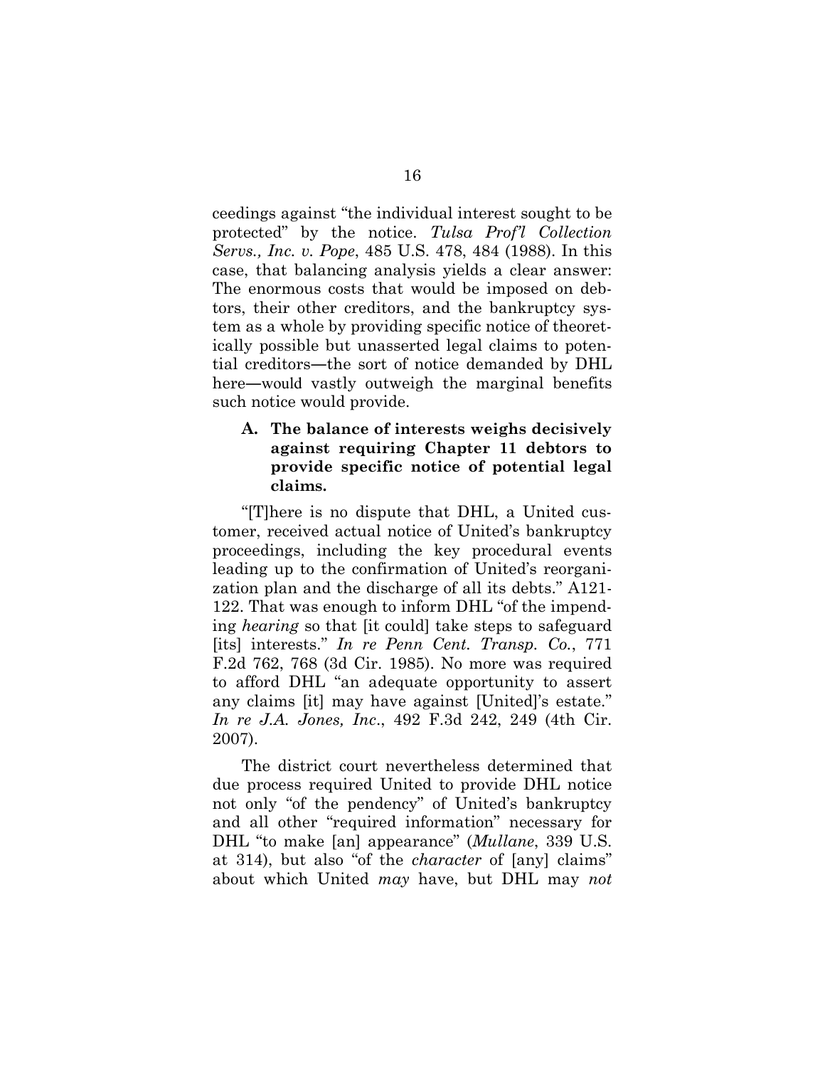ceedings against "the individual interest sought to be protected" by the notice. *Tulsa Prof'l Collection Servs., Inc. v. Pope*, 485 U.S. 478, 484 (1988). In this case, that balancing analysis yields a clear answer: The enormous costs that would be imposed on debtors, their other creditors, and the bankruptcy system as a whole by providing specific notice of theoretically possible but unasserted legal claims to potential creditors—the sort of notice demanded by DHL here—would vastly outweigh the marginal benefits such notice would provide.

### A. The balance of interests weighs decisively against requiring Chapter 11 debtors to provide specific notice of potential legal claims.

"[T]here is no dispute that DHL, a United customer, received actual notice of United's bankruptcy proceedings, including the key procedural events leading up to the confirmation of United's reorganization plan and the discharge of all its debts." A121-122. That was enough to inform DHL "of the impending *hearing* so that [it could] take steps to safeguard [its] interests." *In re Penn Cent. Transp. Co.*, 771 F.2d 762, 768 (3d Cir. 1985). No more was required to afford DHL "an adequate opportunity to assert any claims [it] may have against [United]'s estate." *In re J.A. Jones, Inc*., 492 F.3d 242, 249 (4th Cir. 2007).

The district court nevertheless determined that due process required United to provide DHL notice not only "of the pendency" of United's bankruptcy and all other "required information" necessary for DHL "to make [an] appearance" (*Mullane*, 339 U.S. at 314), but also "of the *character* of [any] claims" about which United *may* have, but DHL may *not*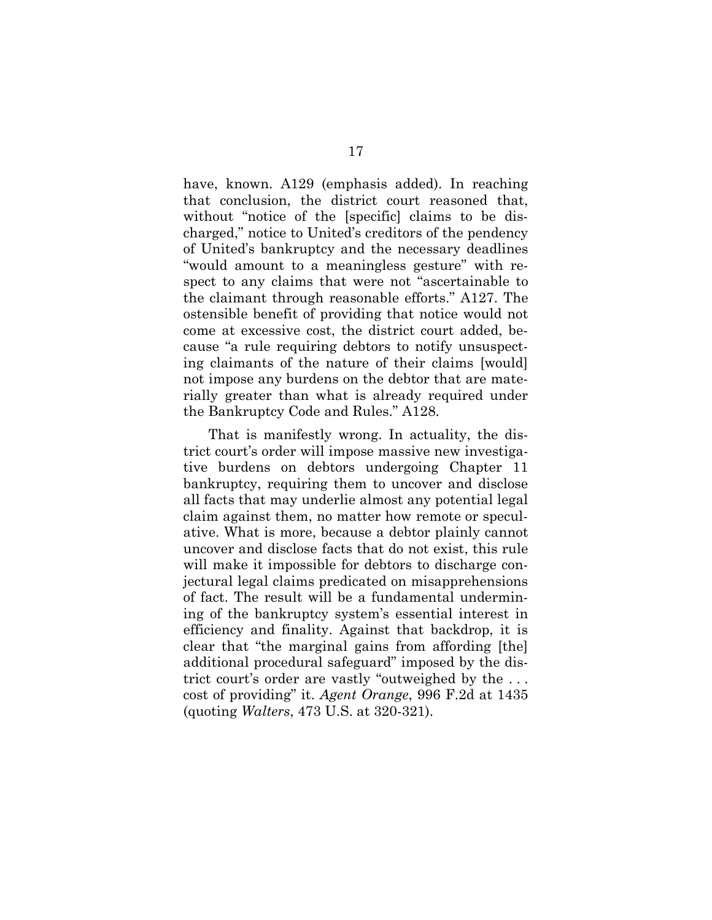have, known. A129 (emphasis added). In reaching that conclusion, the district court reasoned that, without "notice of the [specific] claims to be discharged," notice to United's creditors of the pendency of United's bankruptcy and the necessary deadlines "would amount to a meaningless gesture" with respect to any claims that were not "ascertainable to the claimant through reasonable efforts." A127. The ostensible benefit of providing that notice would not come at excessive cost, the district court added, because "a rule requiring debtors to notify unsuspecting claimants of the nature of their claims [would] not impose any burdens on the debtor that are materially greater than what is already required under the Bankruptcy Code and Rules." A128.

That is manifestly wrong. In actuality, the district court's order will impose massive new investigative burdens on debtors undergoing Chapter 11 bankruptcy, requiring them to uncover and disclose all facts that may underlie almost any potential legal claim against them, no matter how remote or speculative. What is more, because a debtor plainly cannot uncover and disclose facts that do not exist, this rule will make it impossible for debtors to discharge conjectural legal claims predicated on misapprehensions of fact. The result will be a fundamental undermining of the bankruptcy system's essential interest in efficiency and finality. Against that backdrop, it is clear that "the marginal gains from affording [the] additional procedural safeguard" imposed by the district court's order are vastly "outweighed by the . . . cost of providing" it. *Agent Orange*, 996 F.2d at 1435 (quoting *Walters*, 473 U.S. at 320-321).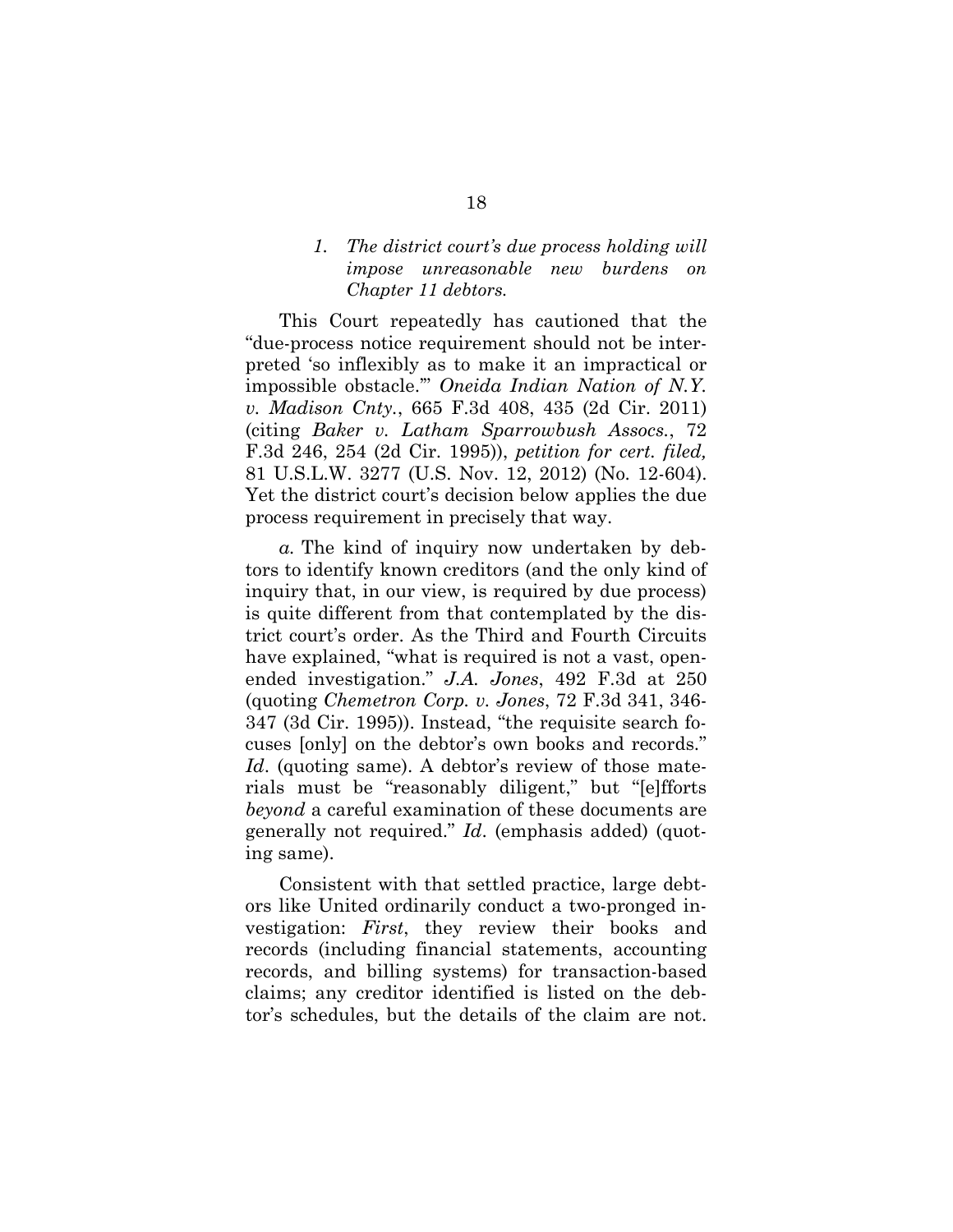### *1. The district court's due process holding will impose unreasonable new burdens on Chapter 11 debtors.*

This Court repeatedly has cautioned that the "due-process notice requirement should not be interpreted 'so inflexibly as to make it an impractical or impossible obstacle.'" *Oneida Indian Nation of N.Y. v. Madison Cnty.*, 665 F.3d 408, 435 (2d Cir. 2011) (citing *Baker v. Latham Sparrowbush Assocs.*, 72 F.3d 246, 254 (2d Cir. 1995)), *petition for cert. filed,* 81 U.S.L.W. 3277 (U.S. Nov. 12, 2012) (No. 12-604). Yet the district court's decision below applies the due process requirement in precisely that way.

*a.* The kind of inquiry now undertaken by debtors to identify known creditors (and the only kind of inquiry that, in our view, is required by due process) is quite different from that contemplated by the district court's order. As the Third and Fourth Circuits have explained, "what is required is not a vast, open-ended investigation." *J.A. Jones*, 492 F.3d at 250 (quoting *Chemetron Corp. v. Jones*, 72 F.3d 341, 346-347 (3d Cir. 1995)). Instead, "the requisite search focuses [only] on the debtor's own books and records." *Id*. (quoting same). A debtor's review of those materials must be "reasonably diligent," but "[e]fforts *beyond* a careful examination of these documents are generally not required." *Id*. (emphasis added) (quoting same).

Consistent with that settled practice, large debtors like United ordinarily conduct a two-pronged investigation: *First*, they review their books and records (including financial statements, accounting records, and billing systems) for transaction-based claims; any creditor identified is listed on the debtor's schedules, but the details of the claim are not.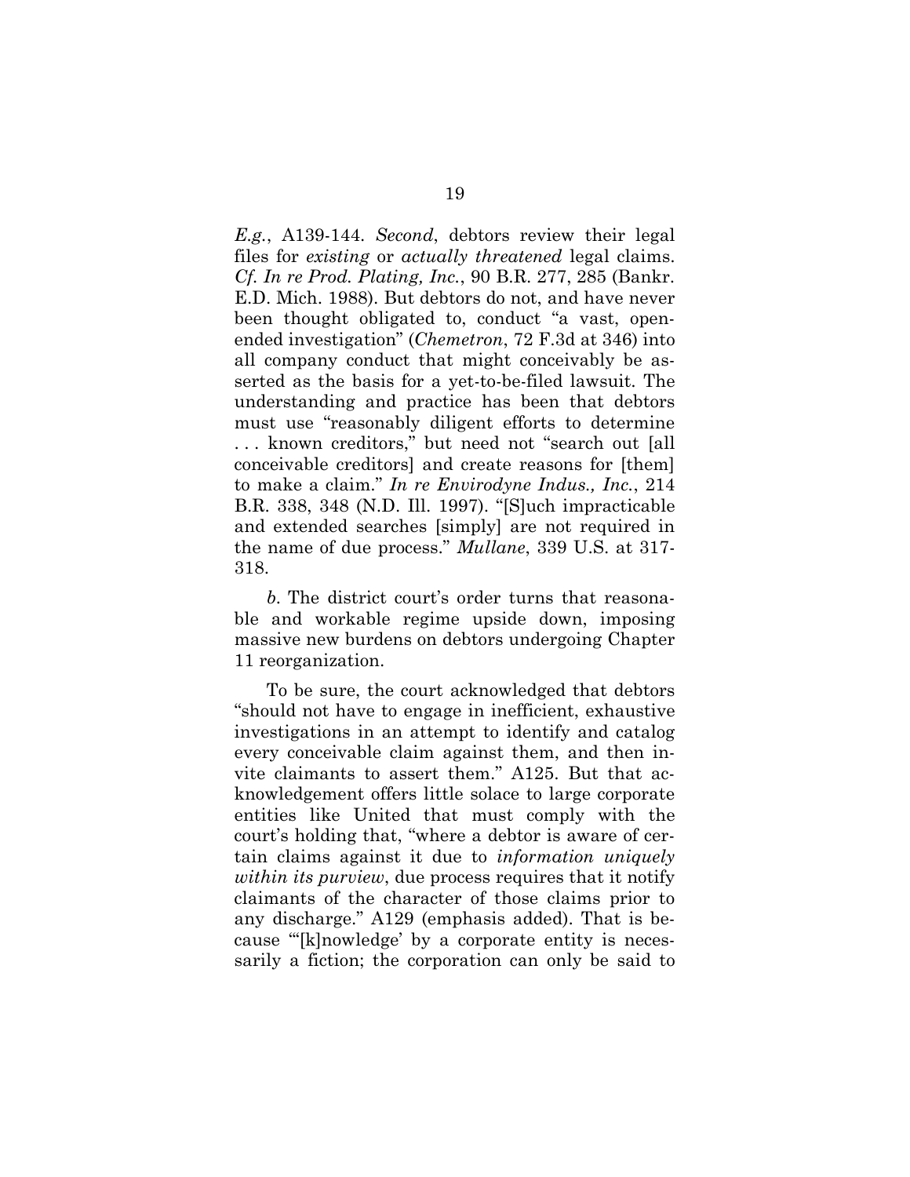*E.g.*, A139-144. *Second*, debtors review their legal files for *existing* or *actually threatened* legal claims. *Cf. In re Prod. Plating, Inc.*, 90 B.R. 277, 285 (Bankr. E.D. Mich. 1988). But debtors do not, and have never been thought obligated to, conduct "a vast, open-ended investigation" (*Chemetron*, 72 F.3d at 346) into all company conduct that might conceivably be asserted as the basis for a yet-to-be-filed lawsuit. The understanding and practice has been that debtors must use "reasonably diligent efforts to determine . . . known creditors," but need not "search out [all conceivable creditors] and create reasons for [them] to make a claim." *In re Envirodyne Indus., Inc.*, 214 B.R. 338, 348 (N.D. Ill. 1997). "[S]uch impracticable and extended searches [simply] are not required in the name of due process." *Mullane*, 339 U.S. at 317-318.

*b*. The district court's order turns that reasonable and workable regime upside down, imposing massive new burdens on debtors undergoing Chapter 11 reorganization.

To be sure, the court acknowledged that debtors "should not have to engage in inefficient, exhaustive investigations in an attempt to identify and catalog every conceivable claim against them, and then invite claimants to assert them." A125. But that acknowledgement offers little solace to large corporate entities like United that must comply with the court's holding that, "where a debtor is aware of certain claims against it due to *information uniquely within its purview*, due process requires that it notify claimants of the character of those claims prior to any discharge." A129 (emphasis added). That is because "'[k]nowledge' by a corporate entity is necessarily a fiction; the corporation can only be said to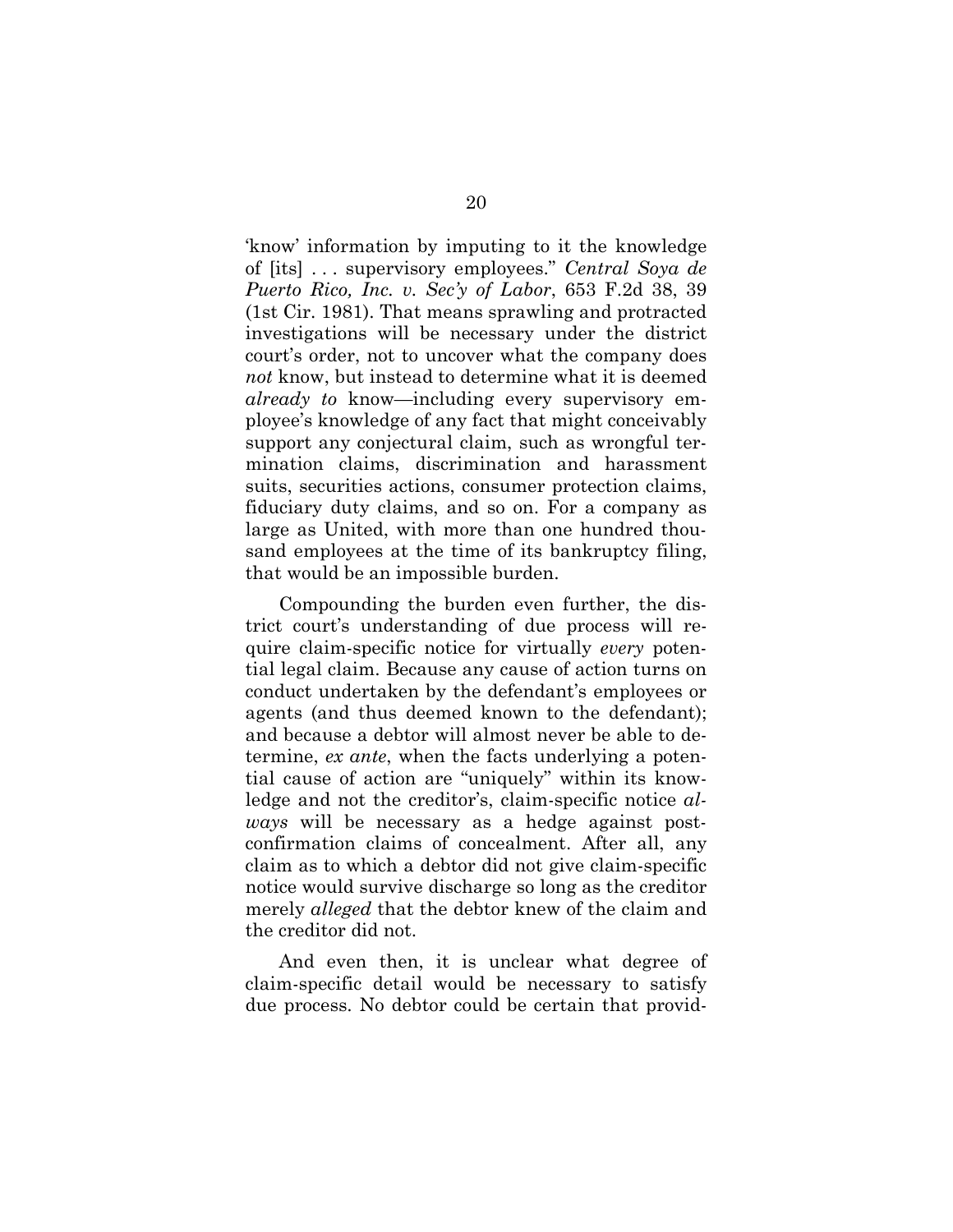'know' information by imputing to it the knowledge of [its] . . . supervisory employees." *Central Soya de Puerto Rico, Inc. v. Sec'y of Labor*, 653 F.2d 38, 39 (1st Cir. 1981). That means sprawling and protracted investigations will be necessary under the district court's order, not to uncover what the company does *not* know, but instead to determine what it is deemed *already to* know—including every supervisory employee's knowledge of any fact that might conceivably support any conjectural claim, such as wrongful termination claims, discrimination and harassment suits, securities actions, consumer protection claims, fiduciary duty claims, and so on. For a company as large as United, with more than one hundred thousand employees at the time of its bankruptcy filing, that would be an impossible burden.

Compounding the burden even further, the district court's understanding of due process will require claim-specific notice for virtually *every* potential legal claim. Because any cause of action turns on conduct undertaken by the defendant's employees or agents (and thus deemed known to the defendant); and because a debtor will almost never be able to determine, *ex ante*, when the facts underlying a potential cause of action are "uniquely" within its knowledge and not the creditor's, claim-specific notice *always* will be necessary as a hedge against post-confirmation claims of concealment. After all, any claim as to which a debtor did not give claim-specific notice would survive discharge so long as the creditor merely *alleged* that the debtor knew of the claim and the creditor did not.

And even then, it is unclear what degree of claim-specific detail would be necessary to satisfy due process. No debtor could be certain that provid-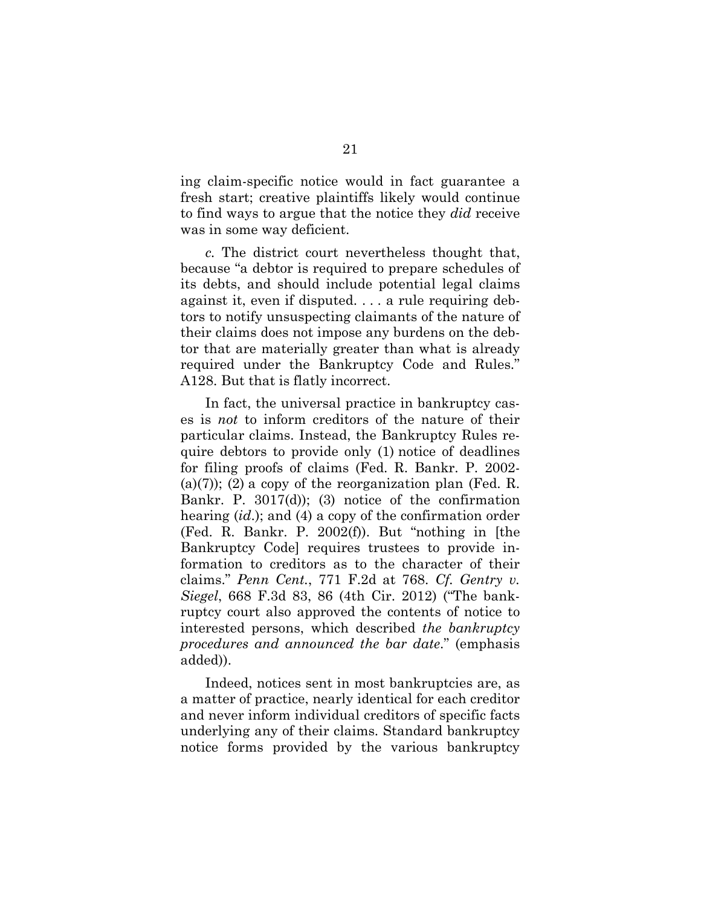ing claim-specific notice would in fact guarantee a fresh start; creative plaintiffs likely would continue to find ways to argue that the notice they *did* receive was in some way deficient.

*c.* The district court nevertheless thought that, because "a debtor is required to prepare schedules of its debts, and should include potential legal claims against it, even if disputed. . . . a rule requiring debtors to notify unsuspecting claimants of the nature of their claims does not impose any burdens on the debtor that are materially greater than what is already required under the Bankruptcy Code and Rules." A128. But that is flatly incorrect.

In fact, the universal practice in bankruptcy cases is *not* to inform creditors of the nature of their particular claims. Instead, the Bankruptcy Rules require debtors to provide only (1) notice of deadlines for filing proofs of claims (Fed. R. Bankr. P. 2002-(a)(7)); (2) a copy of the reorganization plan (Fed. R. Bankr. P. 3017(d)); (3) notice of the confirmation hearing (*id.*); and (4) a copy of the confirmation order (Fed. R. Bankr. P. 2002(f)). But "nothing in [the Bankruptcy Code] requires trustees to provide information to creditors as to the character of their claims." *Penn Cent.*, 771 F.2d at 768. *Cf. Gentry v. Siegel*, 668 F.3d 83, 86 (4th Cir. 2012) ("The bankruptcy court also approved the contents of notice to interested persons, which described *the bankruptcy procedures and announced the bar date*." (emphasis added)).

Indeed, notices sent in most bankruptcies are, as a matter of practice, nearly identical for each creditor and never inform individual creditors of specific facts underlying any of their claims. Standard bankruptcy notice forms provided by the various bankruptcy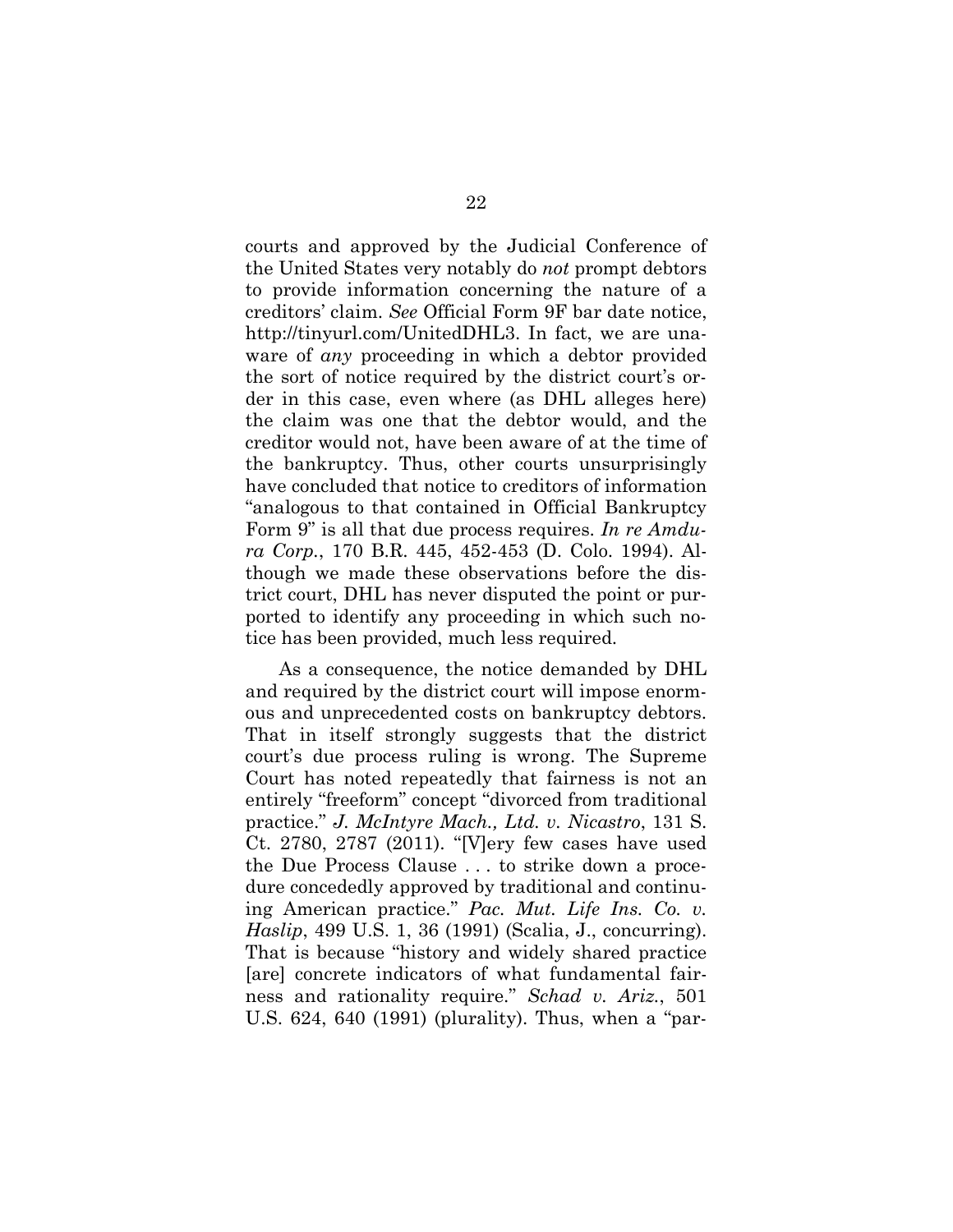courts and approved by the Judicial Conference of the United States very notably do *not* prompt debtors to provide information concerning the nature of a creditors' claim. *See* Official Form 9F bar date notice, http://tinyurl.com/UnitedDHL3. In fact, we are unaware of *any* proceeding in which a debtor provided the sort of notice required by the district court's order in this case, even where (as DHL alleges here) the claim was one that the debtor would, and the creditor would not, have been aware of at the time of the bankruptcy. Thus, other courts unsurprisingly have concluded that notice to creditors of information "analogous to that contained in Official Bankruptcy Form 9" is all that due process requires. *In re Amdura Corp.*, 170 B.R. 445, 452-453 (D. Colo. 1994). Although we made these observations before the district court, DHL has never disputed the point or purported to identify any proceeding in which such notice has been provided, much less required.

As a consequence, the notice demanded by DHL and required by the district court will impose enormous and unprecedented costs on bankruptcy debtors. That in itself strongly suggests that the district court's due process ruling is wrong. The Supreme Court has noted repeatedly that fairness is not an entirely "freeform" concept "divorced from traditional practice." *J. McIntyre Mach., Ltd. v. Nicastro*, 131 S. Ct. 2780, 2787 (2011). "[V]ery few cases have used the Due Process Clause . . . to strike down a procedure concededly approved by traditional and continuing American practice." *Pac. Mut. Life Ins. Co. v. Haslip*, 499 U.S. 1, 36 (1991) (Scalia, J., concurring). That is because "history and widely shared practice [are] concrete indicators of what fundamental fairness and rationality require." *Schad v. Ariz.*, 501 U.S. 624, 640 (1991) (plurality). Thus, when a "par-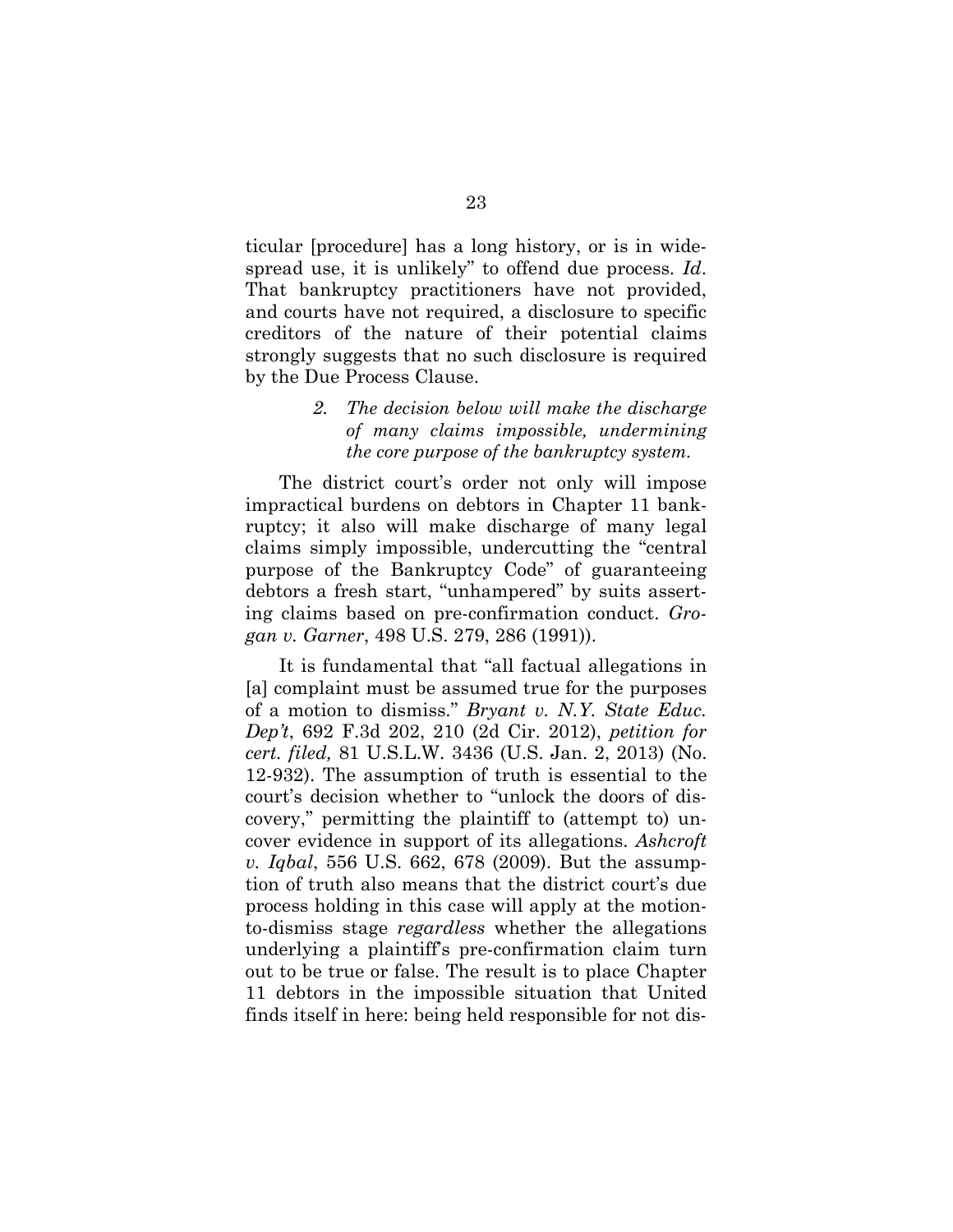ticular [procedure] has a long history, or is in widespread use, it is unlikely" to offend due process. *Id*. That bankruptcy practitioners have not provided, and courts have not required, a disclosure to specific creditors of the nature of their potential claims strongly suggests that no such disclosure is required by the Due Process Clause.

> *2. The decision below will make the discharge of many claims impossible, undermining the core purpose of the bankruptcy system.*

The district court's order not only will impose impractical burdens on debtors in Chapter 11 bankruptcy; it also will make discharge of many legal claims simply impossible, undercutting the "central purpose of the Bankruptcy Code" of guaranteeing debtors a fresh start, "unhampered" by suits asserting claims based on pre-confirmation conduct. *Grogan v. Garner*, 498 U.S. 279, 286 (1991)).

It is fundamental that "all factual allegations in [a] complaint must be assumed true for the purposes of a motion to dismiss." *Bryant v. N.Y. State Educ. Dep't*, 692 F.3d 202, 210 (2d Cir. 2012), *petition for cert. filed,* 81 U.S.L.W. 3436 (U.S. Jan. 2, 2013) (No. 12-932). The assumption of truth is essential to the court's decision whether to "unlock the doors of discovery," permitting the plaintiff to (attempt to) uncover evidence in support of its allegations. *Ashcroft v. Iqbal*, 556 U.S. 662, 678 (2009). But the assumption of truth also means that the district court's due process holding in this case will apply at the motion-to-dismiss stage *regardless* whether the allegations underlying a plaintiff's pre-confirmation claim turn out to be true or false. The result is to place Chapter 11 debtors in the impossible situation that United finds itself in here: being held responsible for not dis-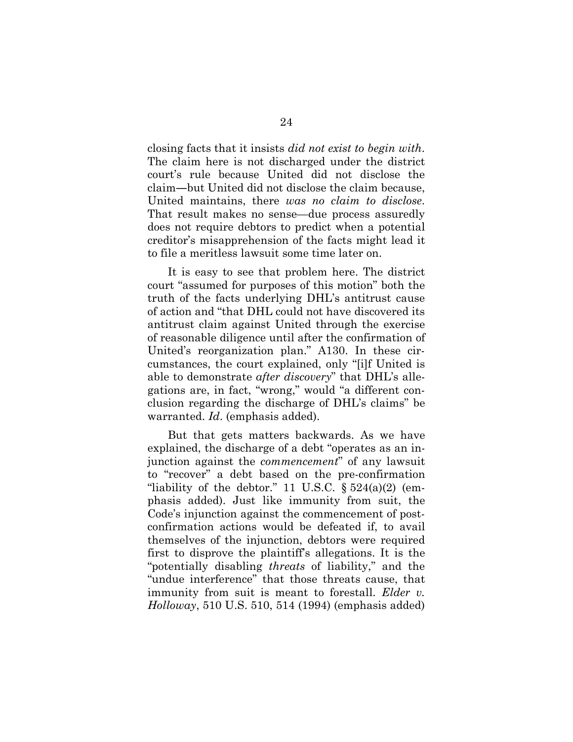closing facts that it insists *did not exist to begin with*. The claim here is not discharged under the district court's rule because United did not disclose the claim—but United did not disclose the claim because, United maintains, there *was no claim to disclose*. That result makes no sense—due process assuredly does not require debtors to predict when a potential creditor's misapprehension of the facts might lead it to file a meritless lawsuit some time later on.

It is easy to see that problem here. The district court "assumed for purposes of this motion" both the truth of the facts underlying DHL's antitrust cause of action and "that DHL could not have discovered its antitrust claim against United through the exercise of reasonable diligence until after the confirmation of United's reorganization plan." A130. In these circumstances, the court explained, only "[i]f United is able to demonstrate *after discovery*" that DHL's allegations are, in fact, "wrong," would "a different conclusion regarding the discharge of DHL's claims" be warranted. *Id*. (emphasis added).

But that gets matters backwards. As we have explained, the discharge of a debt "operates as an injunction against the *commencement*" of any lawsuit to "recover" a debt based on the pre-confirmation "liability of the debtor." 11 U.S.C. § 524(a)(2) (emphasis added). Just like immunity from suit, the Code's injunction against the commencement of post-confirmation actions would be defeated if, to avail themselves of the injunction, debtors were required first to disprove the plaintiff's allegations. It is the "potentially disabling *threats* of liability," and the "undue interference" that those threats cause, that immunity from suit is meant to forestall. *Elder v. Holloway*, 510 U.S. 510, 514 (1994) (emphasis added)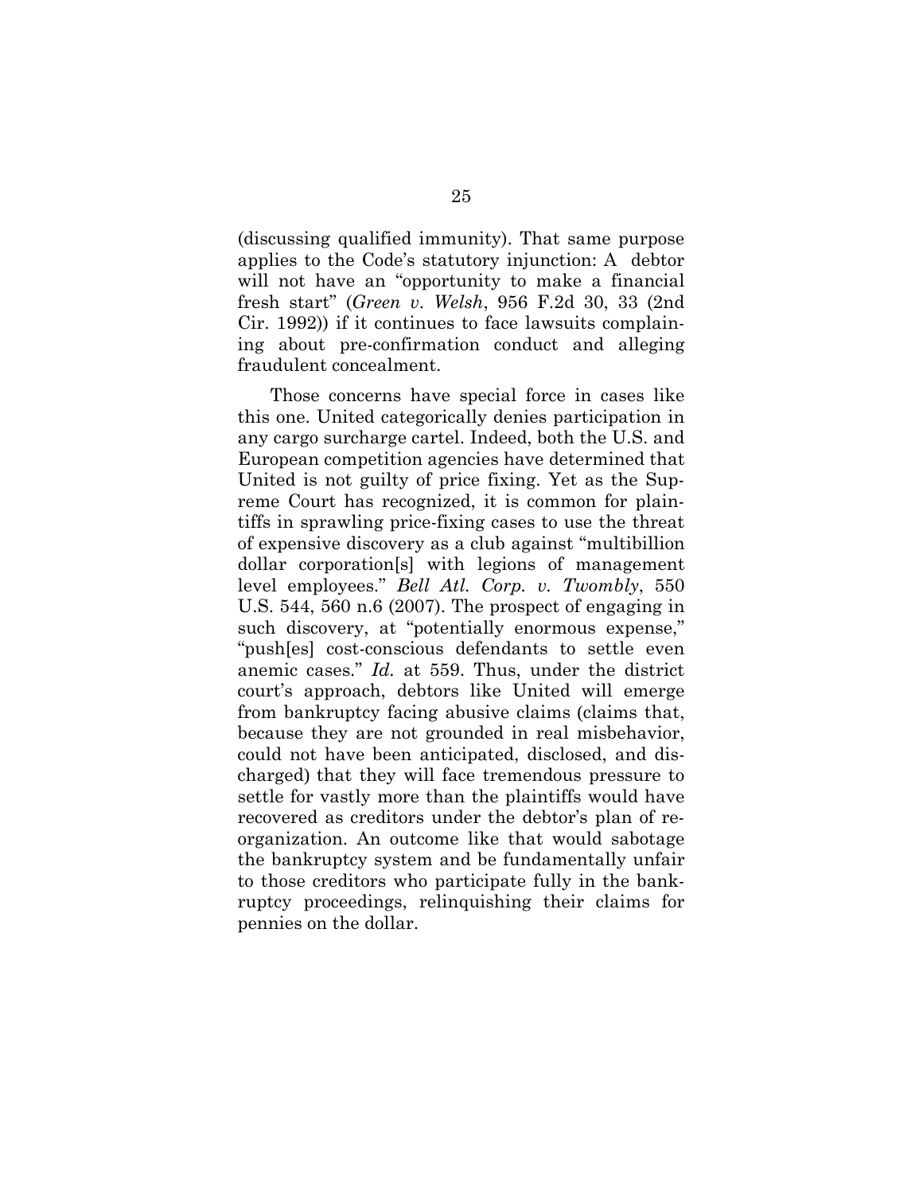(discussing qualified immunity). That same purpose applies to the Code's statutory injunction: A debtor will not have an "opportunity to make a financial fresh start" (*Green v. Welsh*, 956 F.2d 30, 33 (2nd Cir. 1992)) if it continues to face lawsuits complaining about pre-confirmation conduct and alleging fraudulent concealment.

Those concerns have special force in cases like this one. United categorically denies participation in any cargo surcharge cartel. Indeed, both the U.S. and European competition agencies have determined that United is not guilty of price fixing. Yet as the Supreme Court has recognized, it is common for plaintiffs in sprawling price-fixing cases to use the threat of expensive discovery as a club against "multibillion dollar corporation[s] with legions of management level employees." *Bell Atl. Corp. v. Twombly*, 550 U.S. 544, 560 n.6 (2007). The prospect of engaging in such discovery, at "potentially enormous expense," "push[es] cost-conscious defendants to settle even anemic cases." *Id.* at 559. Thus, under the district court's approach, debtors like United will emerge from bankruptcy facing abusive claims (claims that, because they are not grounded in real misbehavior, could not have been anticipated, disclosed, and discharged) that they will face tremendous pressure to settle for vastly more than the plaintiffs would have recovered as creditors under the debtor's plan of reorganization. An outcome like that would sabotage the bankruptcy system and be fundamentally unfair to those creditors who participate fully in the bankruptcy proceedings, relinquishing their claims for pennies on the dollar.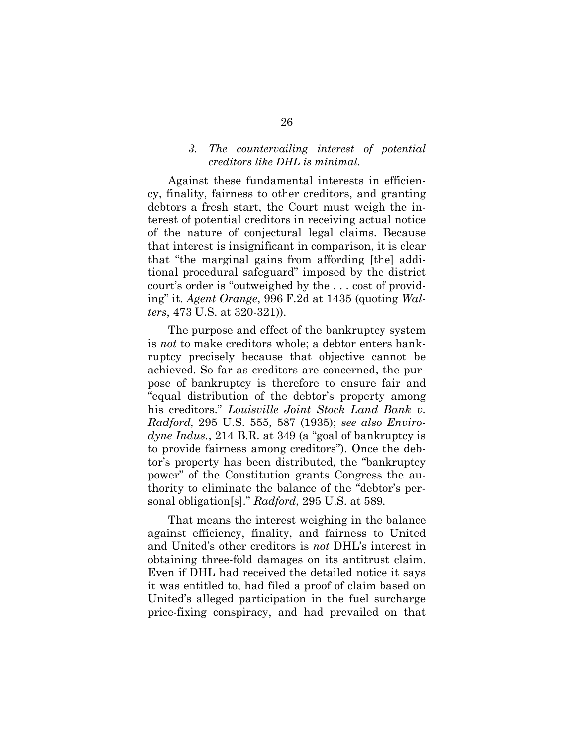### *3. The countervailing interest of potential creditors like DHL is minimal.*

Against these fundamental interests in efficiency, finality, fairness to other creditors, and granting debtors a fresh start, the Court must weigh the interest of potential creditors in receiving actual notice of the nature of conjectural legal claims. Because that interest is insignificant in comparison, it is clear that "the marginal gains from affording [the] additional procedural safeguard" imposed by the district court's order is "outweighed by the . . . cost of providing" it. *Agent Orange*, 996 F.2d at 1435 (quoting *Walters*, 473 U.S. at 320-321)).

The purpose and effect of the bankruptcy system is *not* to make creditors whole; a debtor enters bankruptcy precisely because that objective cannot be achieved. So far as creditors are concerned, the purpose of bankruptcy is therefore to ensure fair and "equal distribution of the debtor's property among his creditors." *Louisville Joint Stock Land Bank v. Radford*, 295 U.S. 555, 587 (1935); *see also Envirodyne Indus.*, 214 B.R. at 349 (a "goal of bankruptcy is to provide fairness among creditors"). Once the debtor's property has been distributed, the "bankruptcy power" of the Constitution grants Congress the authority to eliminate the balance of the "debtor's personal obligation[s]." *Radford*, 295 U.S. at 589.

That means the interest weighing in the balance against efficiency, finality, and fairness to United and United's other creditors is *not* DHL's interest in obtaining three-fold damages on its antitrust claim. Even if DHL had received the detailed notice it says it was entitled to, had filed a proof of claim based on United's alleged participation in the fuel surcharge price-fixing conspiracy, and had prevailed on that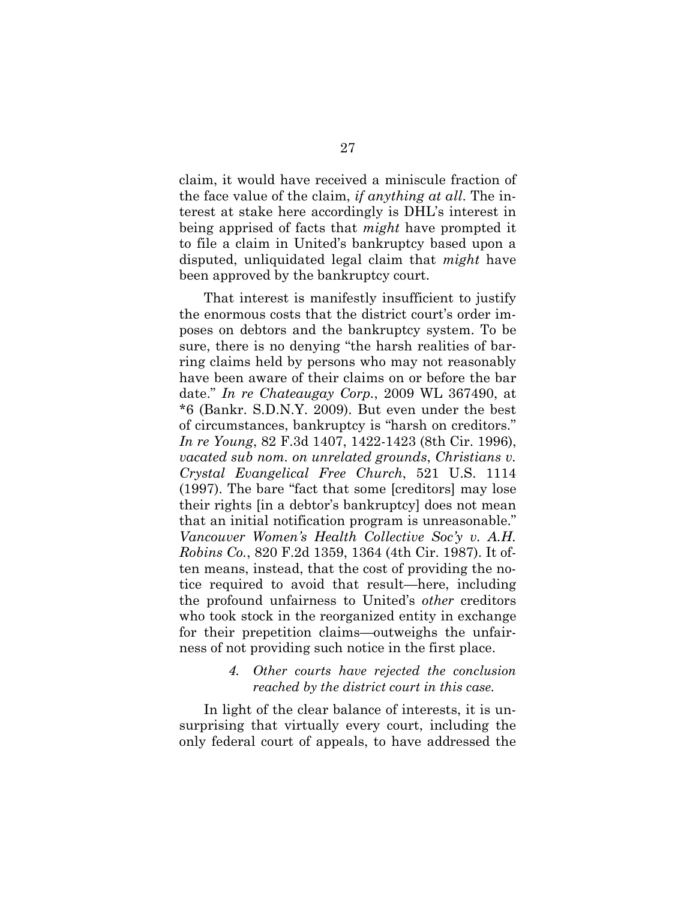claim, it would have received a miniscule fraction of the face value of the claim, *if anything at all*. The interest at stake here accordingly is DHL's interest in being apprised of facts that *might* have prompted it to file a claim in United's bankruptcy based upon a disputed, unliquidated legal claim that *might* have been approved by the bankruptcy court.

That interest is manifestly insufficient to justify the enormous costs that the district court's order imposes on debtors and the bankruptcy system. To be sure, there is no denying "the harsh realities of barring claims held by persons who may not reasonably have been aware of their claims on or before the bar date." *In re Chateaugay Corp.*, 2009 WL 367490, at *6 (Bankr. S.D.N.Y. 2009). But even under the best of circumstances, bankruptcy is "harsh on creditors." *In re Young*, 82 F.3d 1407, 1422-1423 (8th Cir. 1996), *vacated sub nom. on unrelated grounds*, *Christians v. Crystal Evangelical Free Church*, 521 U.S. 1114 (1997). The bare "fact that some [creditors] may lose their rights [in a debtor's bankruptcy] does not mean that an initial notification program is unreasonable." *Vancouver Women's Health Collective Soc'y v. A.H. Robins Co.*, 820 F.2d 1359, 1364 (4th Cir. 1987). It often means, instead, that the cost of providing the notice required to avoid that result—here, including the profound unfairness to United's *other* creditors who took stock in the reorganized entity in exchange for their prepetition claims—outweighs the unfairness of not providing such notice in the first place.

#### *4. Other courts have rejected the conclusion reached by the district court in this case.*

In light of the clear balance of interests, it is unsurprising that virtually every court, including the only federal court of appeals, to have addressed the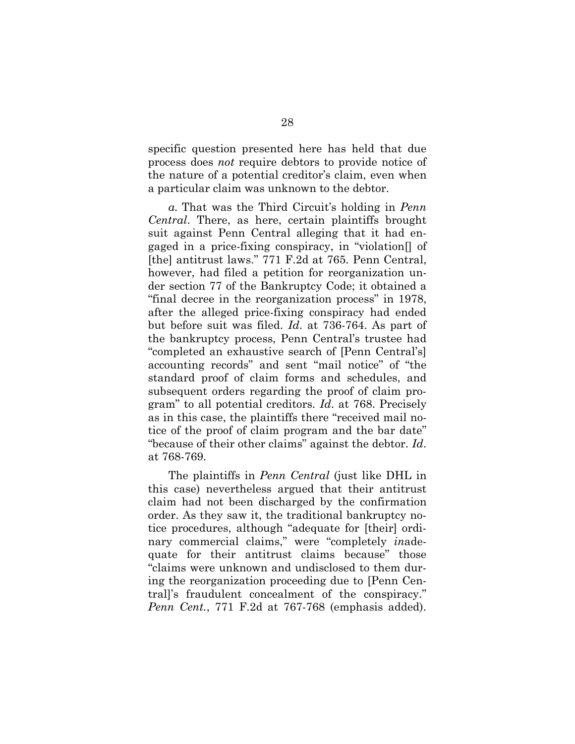specific question presented here has held that due process does *not* require debtors to provide notice of the nature of a potential creditor's claim, even when a particular claim was unknown to the debtor.

*a.* That was the Third Circuit's holding in *Penn Central*. There, as here, certain plaintiffs brought suit against Penn Central alleging that it had engaged in a price-fixing conspiracy, in "violation[] of [the] antitrust laws." 771 F.2d at 765. Penn Central, however, had filed a petition for reorganization under section 77 of the Bankruptcy Code; it obtained a "final decree in the reorganization process" in 1978, after the alleged price-fixing conspiracy had ended but before suit was filed. *Id.* at 736-764. As part of the bankruptcy process, Penn Central's trustee had "completed an exhaustive search of [Penn Central's] accounting records" and sent "mail notice" of "the standard proof of claim forms and schedules, and subsequent orders regarding the proof of claim program" to all potential creditors. *Id.* at 768. Precisely as in this case, the plaintiffs there "received mail notice of the proof of claim program and the bar date" "because of their other claims" against the debtor. *Id.* at 768-769.

The plaintiffs in *Penn Central* (just like DHL in this case) nevertheless argued that their antitrust claim had not been discharged by the confirmation order. As they saw it, the traditional bankruptcy notice procedures, although "adequate for [their] ordinary commercial claims," were "completely *in*adequate for their antitrust claims because" those "claims were unknown and undisclosed to them during the reorganization proceeding due to [Penn Central]'s fraudulent concealment of the conspiracy." *Penn Cent.*, 771 F.2d at 767-768 (emphasis added).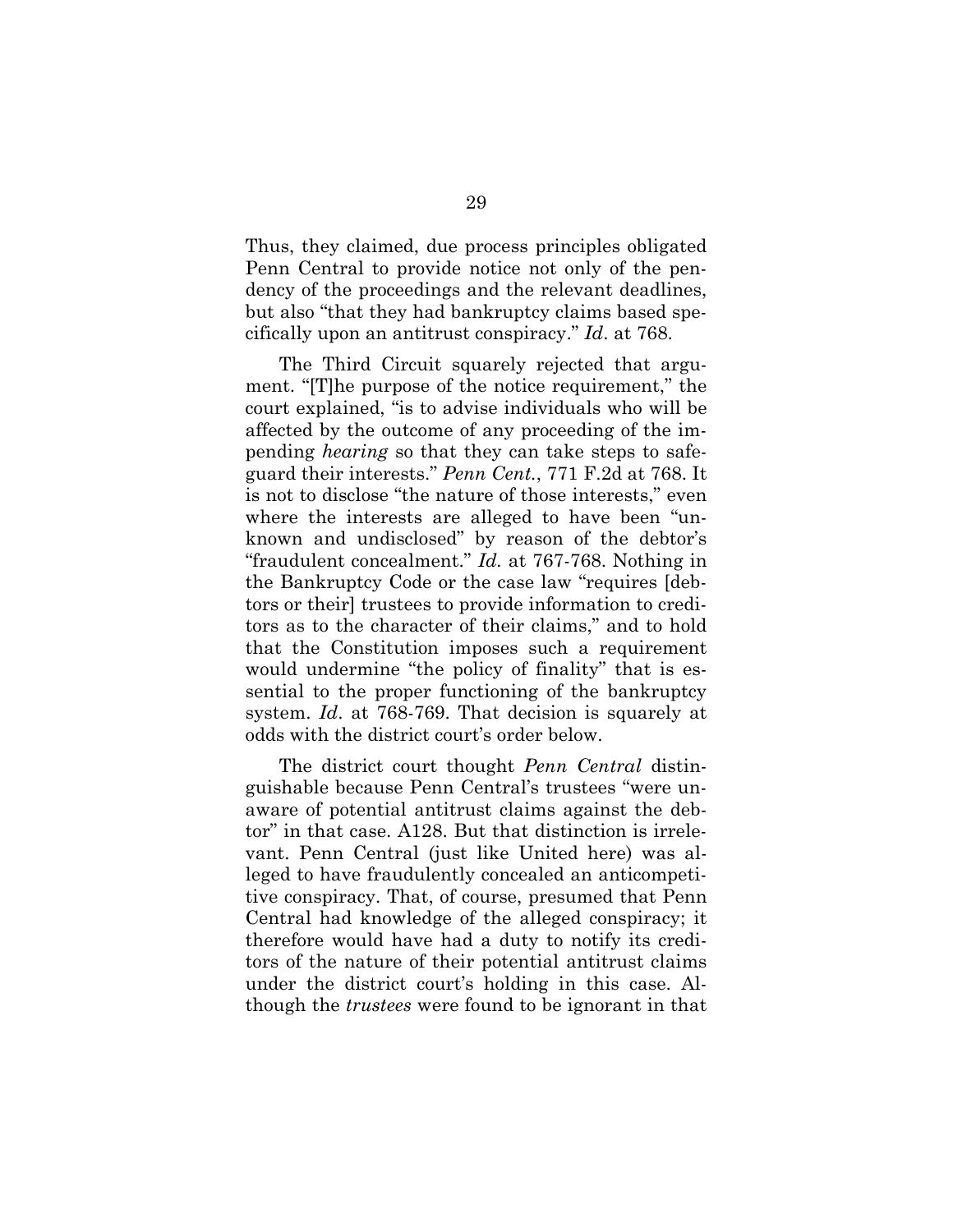Thus, they claimed, due process principles obligated Penn Central to provide notice not only of the pendency of the proceedings and the relevant deadlines, but also "that they had bankruptcy claims based specifically upon an antitrust conspiracy." *Id*. at 768.

The Third Circuit squarely rejected that argument. "[T]he purpose of the notice requirement," the court explained, "is to advise individuals who will be affected by the outcome of any proceeding of the impending *hearing* so that they can take steps to safeguard their interests." *Penn Cent.*, 771 F.2d at 768. It is not to disclose "the nature of those interests," even where the interests are alleged to have been "unknown and undisclosed" by reason of the debtor's "fraudulent concealment." *Id.* at 767-768. Nothing in the Bankruptcy Code or the case law "requires [debtors or their] trustees to provide information to creditors as to the character of their claims," and to hold that the Constitution imposes such a requirement would undermine "the policy of finality" that is essential to the proper functioning of the bankruptcy system. *Id*. at 768-769. That decision is squarely at odds with the district court's order below.

The district court thought *Penn Central* distinguishable because Penn Central's trustees "were unaware of potential antitrust claims against the debtor" in that case. A128. But that distinction is irrelevant. Penn Central (just like United here) was alleged to have fraudulently concealed an anticompetitive conspiracy. That, of course, presumed that Penn Central had knowledge of the alleged conspiracy; it therefore would have had a duty to notify its creditors of the nature of their potential antitrust claims under the district court's holding in this case. Although the *trustees* were found to be ignorant in that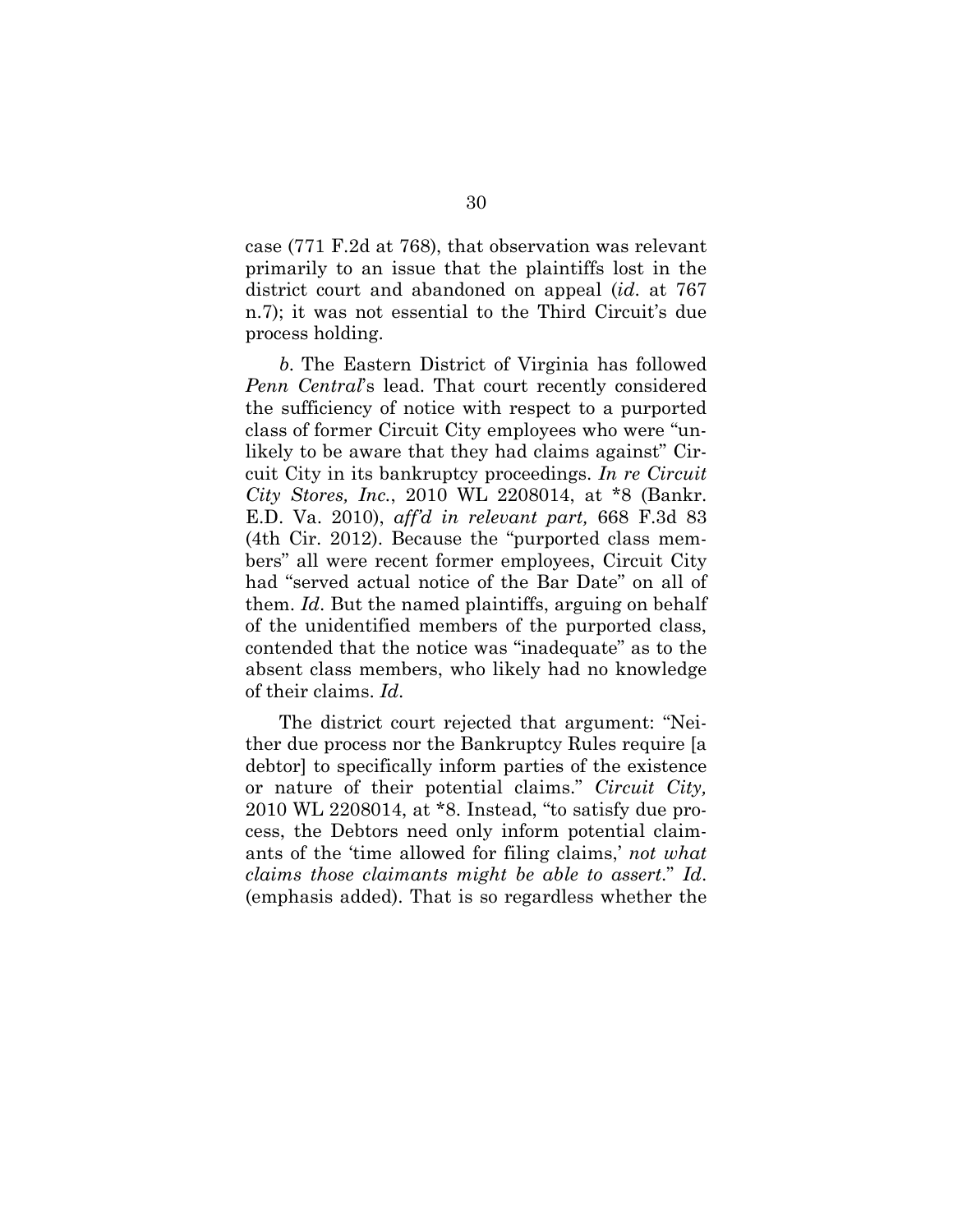case (771 F.2d at 768), that observation was relevant primarily to an issue that the plaintiffs lost in the district court and abandoned on appeal (*id*. at 767 n.7); it was not essential to the Third Circuit's due process holding.

*b*. The Eastern District of Virginia has followed *Penn Central*'s lead. That court recently considered the sufficiency of notice with respect to a purported class of former Circuit City employees who were "unlikely to be aware that they had claims against" Circuit City in its bankruptcy proceedings. *In re Circuit City Stores, Inc.*, 2010 WL 2208014, at *8 (Bankr. E.D. Va. 2010), *aff'd in relevant part,* 668 F.3d 83 (4th Cir. 2012). Because the "purported class members" all were recent former employees, Circuit City had "served actual notice of the Bar Date" on all of them. *Id*. But the named plaintiffs, arguing on behalf of the unidentified members of the purported class, contended that the notice was "inadequate" as to the absent class members, who likely had no knowledge of their claims. *Id*.

The district court rejected that argument: "Neither due process nor the Bankruptcy Rules require [a debtor] to specifically inform parties of the existence or nature of their potential claims." *Circuit City,* 2010 WL 2208014, at *8. Instead, "to satisfy due process, the Debtors need only inform potential claimants of the 'time allowed for filing claims,' *not what claims those claimants might be able to assert*." *Id*. (emphasis added). That is so regardless whether the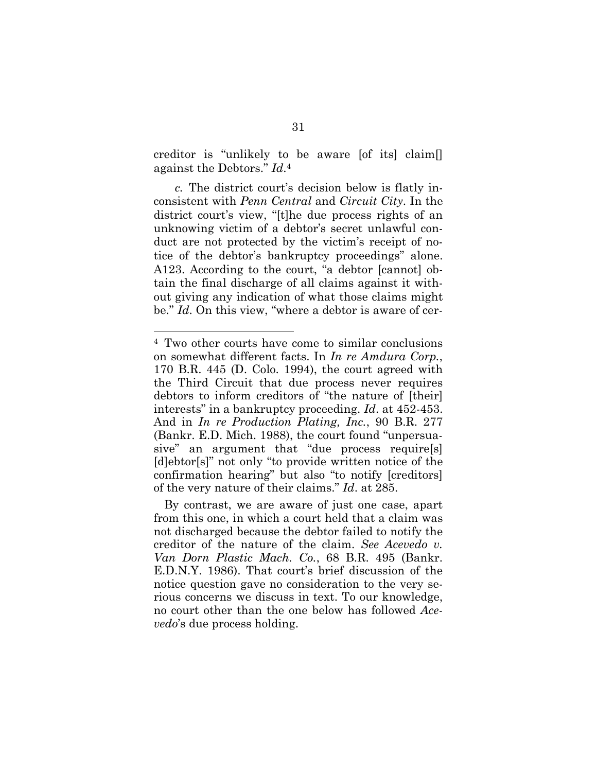creditor is "unlikely to be aware [of its] claim[] against the Debtors." *Id.*[4]

*c.* The district court's decision below is flatly inconsistent with *Penn Central* and *Circuit City*. In the district court's view, "[t]he due process rights of an unknowing victim of a debtor's secret unlawful conduct are not protected by the victim's receipt of notice of the debtor's bankruptcy proceedings" alone. A123. According to the court, "a debtor [cannot] obtain the final discharge of all claims against it without giving any indication of what those claims might be." *Id.* On this view, "where a debtor is aware of cer-

---

[4] Two other courts have come to similar conclusions on somewhat different facts. In *In re Amdura Corp.*, 170 B.R. 445 (D. Colo. 1994), the court agreed with the Third Circuit that due process never requires debtors to inform creditors of "the nature of [their] interests" in a bankruptcy proceeding. *Id.* at 452-453. And in *In re Production Plating, Inc.*, 90 B.R. 277 (Bankr. E.D. Mich. 1988), the court found "unpersuasive" an argument that "due process require[s] [d]ebtor[s]" not only "to provide written notice of the confirmation hearing" but also "to notify [creditors] of the very nature of their claims." *Id.* at 285.

By contrast, we are aware of just one case, apart from this one, in which a court held that a claim was not discharged because the debtor failed to notify the creditor of the nature of the claim. *See Acevedo v. Van Dorn Plastic Mach. Co.*, 68 B.R. 495 (Bankr. E.D.N.Y. 1986). That court's brief discussion of the notice question gave no consideration to the very serious concerns we discuss in text. To our knowledge, no court other than the one below has followed *Acevedo*'s due process holding.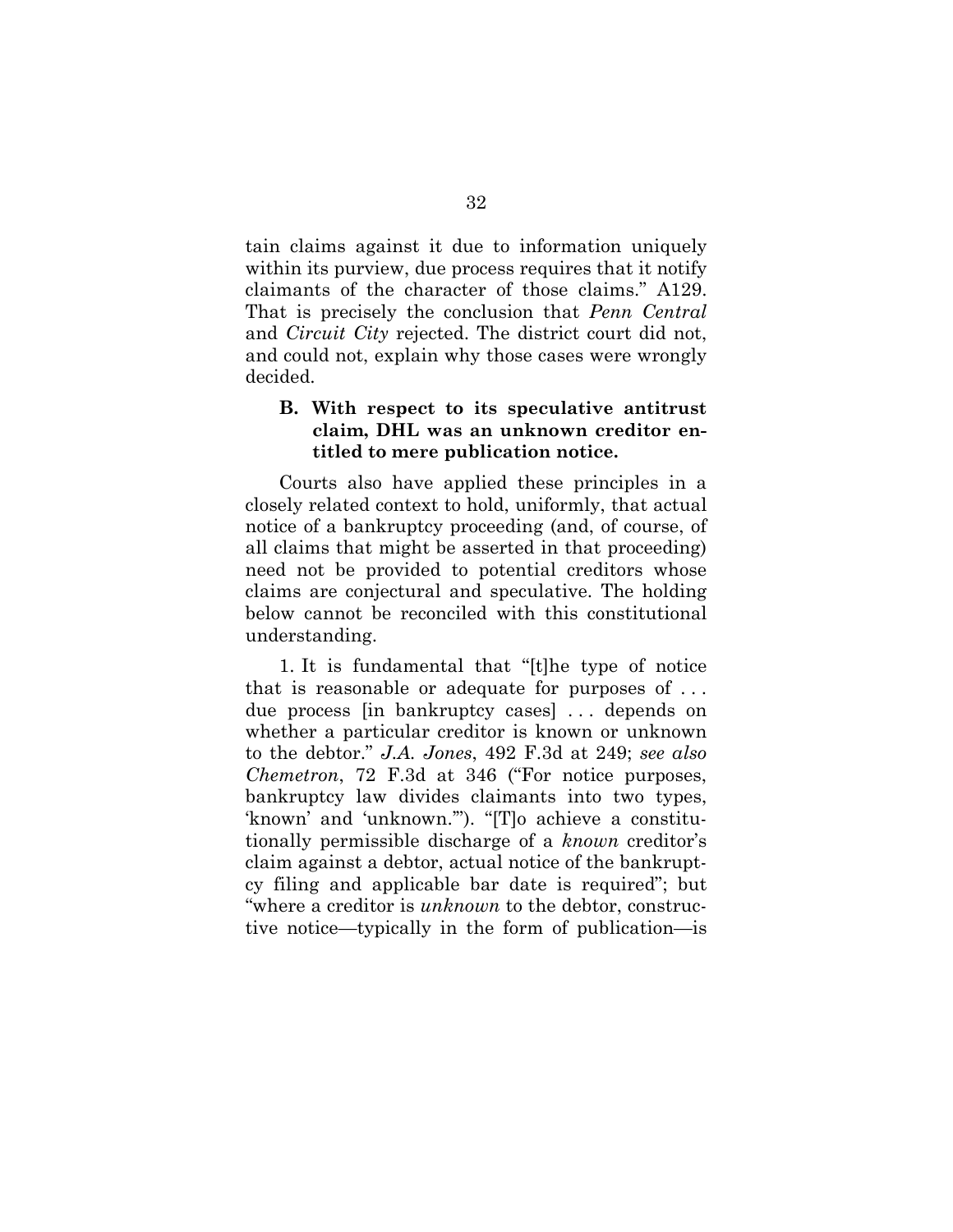tain claims against it due to information uniquely within its purview, due process requires that it notify claimants of the character of those claims." A129. That is precisely the conclusion that *Penn Central* and *Circuit City* rejected. The district court did not, and could not, explain why those cases were wrongly decided.

### B. With respect to its speculative antitrust claim, DHL was an unknown creditor entitled to mere publication notice.

Courts also have applied these principles in a closely related context to hold, uniformly, that actual notice of a bankruptcy proceeding (and, of course, of all claims that might be asserted in that proceeding) need not be provided to potential creditors whose claims are conjectural and speculative. The holding below cannot be reconciled with this constitutional understanding.

1. It is fundamental that "[t]he type of notice that is reasonable or adequate for purposes of . . . due process [in bankruptcy cases] . . . depends on whether a particular creditor is known or unknown to the debtor." *J.A. Jones*, 492 F.3d at 249; *see also Chemetron*, 72 F.3d at 346 ("For notice purposes, bankruptcy law divides claimants into two types, 'known' and 'unknown.'"). "[T]o achieve a constitutionally permissible discharge of a *known* creditor's claim against a debtor, actual notice of the bankruptcy filing and applicable bar date is required"; but "where a creditor is *unknown* to the debtor, constructive notice—typically in the form of publication—is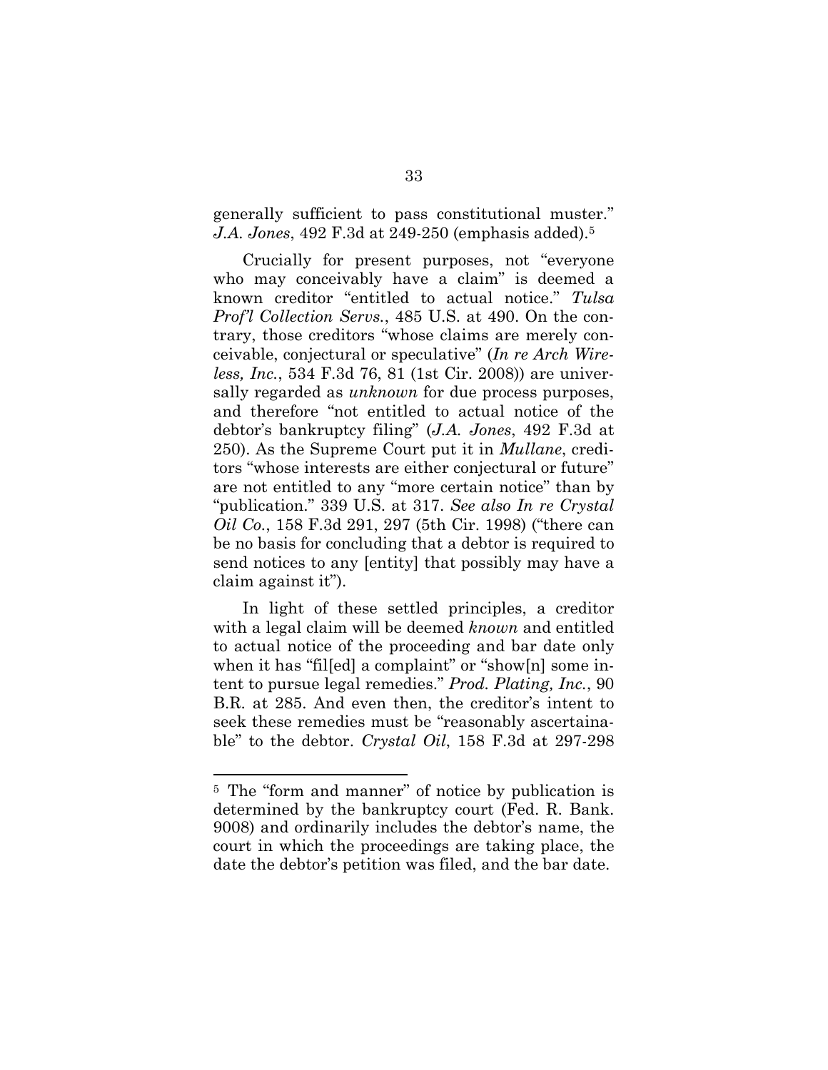generally sufficient to pass constitutional muster." *J.A. Jones*, 492 F.3d at 249-250 (emphasis added).[5]

Crucially for present purposes, not "everyone who may conceivably have a claim" is deemed a known creditor "entitled to actual notice." *Tulsa Prof'l Collection Servs.*, 485 U.S. at 490. On the contrary, those creditors "whose claims are merely conceivable, conjectural or speculative" (*In re Arch Wireless, Inc.*, 534 F.3d 76, 81 (1st Cir. 2008)) are universally regarded as *unknown* for due process purposes, and therefore "not entitled to actual notice of the debtor's bankruptcy filing" (*J.A. Jones*, 492 F.3d at 250). As the Supreme Court put it in *Mullane*, creditors "whose interests are either conjectural or future" are not entitled to any "more certain notice" than by "publication." 339 U.S. at 317. *See also In re Crystal Oil Co.*, 158 F.3d 291, 297 (5th Cir. 1998) ("there can be no basis for concluding that a debtor is required to send notices to any [entity] that possibly may have a claim against it").

In light of these settled principles, a creditor with a legal claim will be deemed *known* and entitled to actual notice of the proceeding and bar date only when it has "fil[ed] a complaint" or "show[n] some intent to pursue legal remedies." *Prod. Plating, Inc.*, 90 B.R. at 285. And even then, the creditor's intent to seek these remedies must be "reasonably ascertainable" to the debtor. *Crystal Oil*, 158 F.3d at 297-298

---

[5] The "form and manner" of notice by publication is determined by the bankruptcy court (Fed. R. Bank. 9008) and ordinarily includes the debtor's name, the court in which the proceedings are taking place, the date the debtor's petition was filed, and the bar date.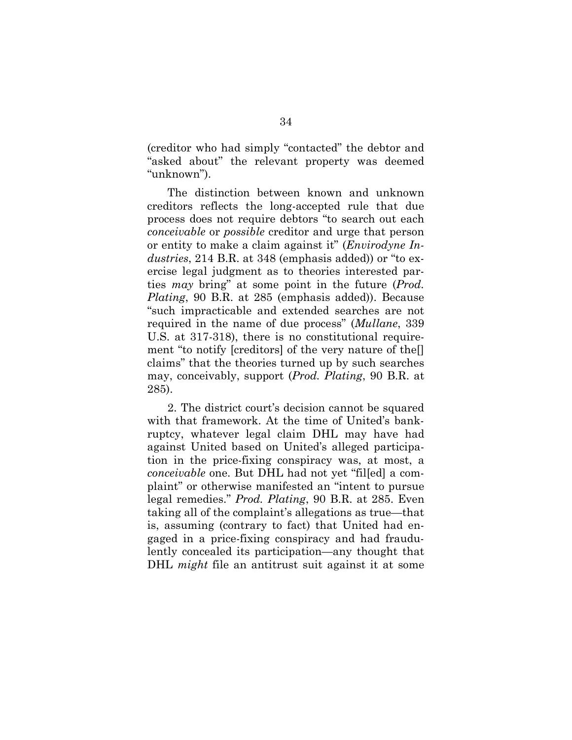(creditor who had simply "contacted" the debtor and "asked about" the relevant property was deemed "unknown").

The distinction between known and unknown creditors reflects the long-accepted rule that due process does not require debtors "to search out each *conceivable* or *possible* creditor and urge that person or entity to make a claim against it" (*Envirodyne Industries*, 214 B.R. at 348 (emphasis added)) or "to exercise legal judgment as to theories interested parties *may* bring" at some point in the future (*Prod. Plating*, 90 B.R. at 285 (emphasis added)). Because "such impracticable and extended searches are not required in the name of due process" (*Mullane*, 339 U.S. at 317-318), there is no constitutional requirement "to notify [creditors] of the very nature of the[] claims" that the theories turned up by such searches may, conceivably, support (*Prod. Plating*, 90 B.R. at 285).

2. The district court's decision cannot be squared with that framework. At the time of United's bankruptcy, whatever legal claim DHL may have had against United based on United's alleged participation in the price-fixing conspiracy was, at most, a *conceivable* one. But DHL had not yet "fil[ed] a complaint" or otherwise manifested an "intent to pursue legal remedies." *Prod. Plating*, 90 B.R. at 285. Even taking all of the complaint's allegations as true—that is, assuming (contrary to fact) that United had engaged in a price-fixing conspiracy and had fraudulently concealed its participation—any thought that DHL *might* file an antitrust suit against it at some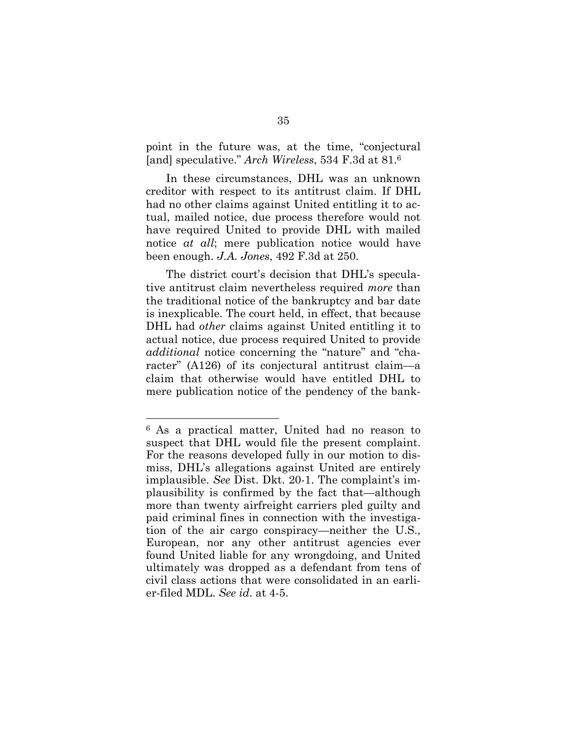point in the future was, at the time, "conjectural [and] speculative." *Arch Wireless*, 534 F.3d at 81.[6]

In these circumstances, DHL was an unknown creditor with respect to its antitrust claim. If DHL had no other claims against United entitling it to actual, mailed notice, due process therefore would not have required United to provide DHL with mailed notice *at all*; mere publication notice would have been enough. *J.A. Jones*, 492 F.3d at 250.

The district court's decision that DHL's speculative antitrust claim nevertheless required *more* than the traditional notice of the bankruptcy and bar date is inexplicable. The court held, in effect, that because DHL had *other* claims against United entitling it to actual notice, due process required United to provide *additional* notice concerning the "nature" and "character" (A126) of its conjectural antitrust claim—a claim that otherwise would have entitled DHL to mere publication notice of the pendency of the bank-

---

[6] As a practical matter, United had no reason to suspect that DHL would file the present complaint. For the reasons developed fully in our motion to dismiss, DHL's allegations against United are entirely implausible. *See* Dist. Dkt. 20-1. The complaint's implausibility is confirmed by the fact that—although more than twenty airfreight carriers pled guilty and paid criminal fines in connection with the investigation of the air cargo conspiracy—neither the U.S., European, nor any other antitrust agencies ever found United liable for any wrongdoing, and United ultimately was dropped as a defendant from tens of civil class actions that were consolidated in an earlier-filed MDL. *See id.* at 4-5.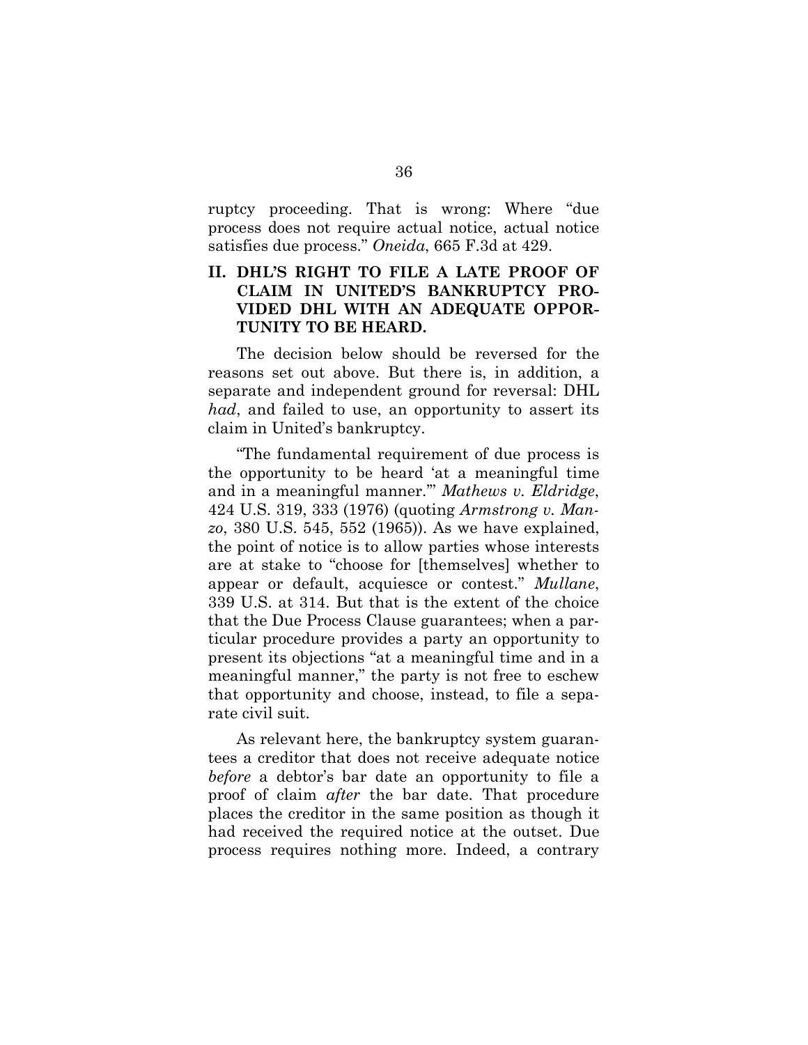ruptcy proceeding. That is wrong: Where "due process does not require actual notice, actual notice satisfies due process." *Oneida*, 665 F.3d at 429.

## II. DHL'S RIGHT TO FILE A LATE PROOF OF CLAIM IN UNITED'S BANKRUPTCY PROVIDED DHL WITH AN ADEQUATE OPPORTUNITY TO BE HEARD.

The decision below should be reversed for the reasons set out above. But there is, in addition, a separate and independent ground for reversal: DHL *had*, and failed to use, an opportunity to assert its claim in United's bankruptcy.

"The fundamental requirement of due process is the opportunity to be heard 'at a meaningful time and in a meaningful manner.'" *Mathews v. Eldridge*, 424 U.S. 319, 333 (1976) (quoting *Armstrong v. Manzo*, 380 U.S. 545, 552 (1965)). As we have explained, the point of notice is to allow parties whose interests are at stake to "choose for [themselves] whether to appear or default, acquiesce or contest." *Mullane*, 339 U.S. at 314. But that is the extent of the choice that the Due Process Clause guarantees; when a particular procedure provides a party an opportunity to present its objections "at a meaningful time and in a meaningful manner," the party is not free to eschew that opportunity and choose, instead, to file a separate civil suit.

As relevant here, the bankruptcy system guarantees a creditor that does not receive adequate notice *before* a debtor's bar date an opportunity to file a proof of claim *after* the bar date. That procedure places the creditor in the same position as though it had received the required notice at the outset. Due process requires nothing more. Indeed, a contrary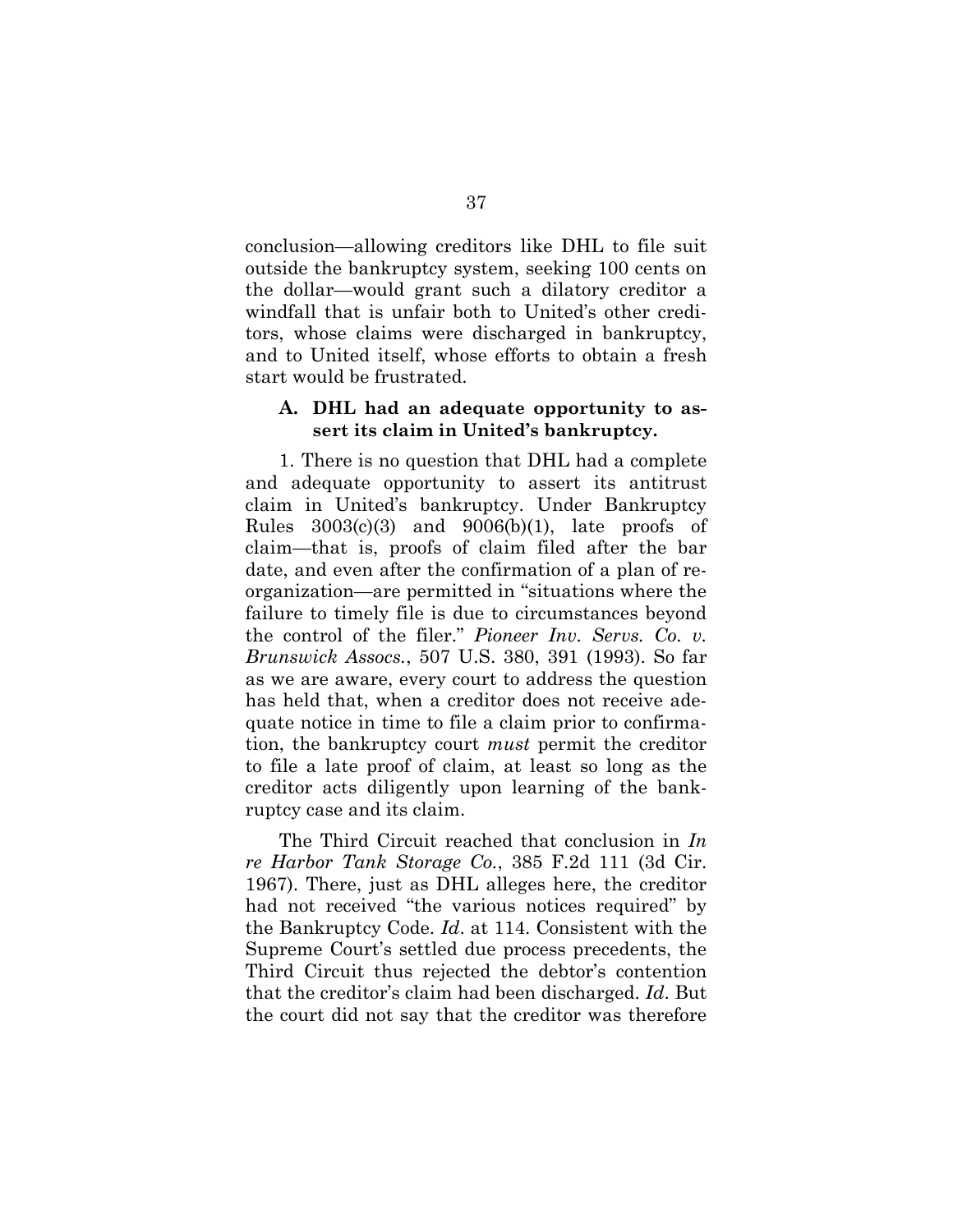conclusion—allowing creditors like DHL to file suit outside the bankruptcy system, seeking 100 cents on the dollar—would grant such a dilatory creditor a windfall that is unfair both to United's other creditors, whose claims were discharged in bankruptcy, and to United itself, whose efforts to obtain a fresh start would be frustrated.

### A. DHL had an adequate opportunity to assert its claim in United's bankruptcy.

1. There is no question that DHL had a complete and adequate opportunity to assert its antitrust claim in United's bankruptcy. Under Bankruptcy Rules 3003(c)(3) and 9006(b)(1), late proofs of claim—that is, proofs of claim filed after the bar date, and even after the confirmation of a plan of reorganization—are permitted in "situations where the failure to timely file is due to circumstances beyond the control of the filer." *Pioneer Inv. Servs. Co. v. Brunswick Assocs.*, 507 U.S. 380, 391 (1993). So far as we are aware, every court to address the question has held that, when a creditor does not receive adequate notice in time to file a claim prior to confirmation, the bankruptcy court *must* permit the creditor to file a late proof of claim, at least so long as the creditor acts diligently upon learning of the bankruptcy case and its claim.

The Third Circuit reached that conclusion in *In re Harbor Tank Storage Co.*, 385 F.2d 111 (3d Cir. 1967). There, just as DHL alleges here, the creditor had not received "the various notices required" by the Bankruptcy Code. *Id*. at 114. Consistent with the Supreme Court's settled due process precedents, the Third Circuit thus rejected the debtor's contention that the creditor's claim had been discharged. *Id*. But the court did not say that the creditor was therefore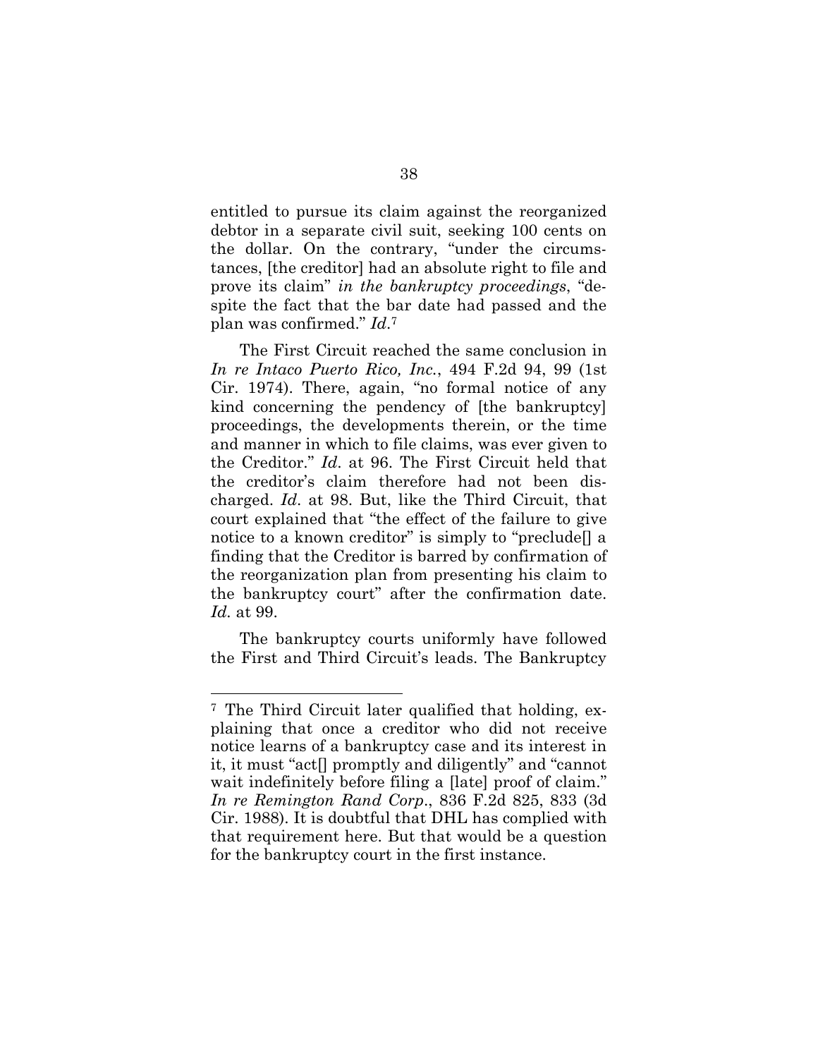entitled to pursue its claim against the reorganized debtor in a separate civil suit, seeking 100 cents on the dollar. On the contrary, "under the circumstances, [the creditor] had an absolute right to file and prove its claim" *in the bankruptcy proceedings*, "despite the fact that the bar date had passed and the plan was confirmed." *Id.*[7]

The First Circuit reached the same conclusion in *In re Intaco Puerto Rico, Inc.*, 494 F.2d 94, 99 (1st Cir. 1974). There, again, "no formal notice of any kind concerning the pendency of [the bankruptcy] proceedings, the developments therein, or the time and manner in which to file claims, was ever given to the Creditor." *Id.* at 96. The First Circuit held that the creditor's claim therefore had not been discharged. *Id.* at 98. But, like the Third Circuit, that court explained that "the effect of the failure to give notice to a known creditor" is simply to "preclude[] a finding that the Creditor is barred by confirmation of the reorganization plan from presenting his claim to the bankruptcy court" after the confirmation date. *Id.* at 99.

The bankruptcy courts uniformly have followed the First and Third Circuit's leads. The Bankruptcy

---

[7] The Third Circuit later qualified that holding, explaining that once a creditor who did not receive notice learns of a bankruptcy case and its interest in it, it must "act[] promptly and diligently" and "cannot wait indefinitely before filing a [late] proof of claim." *In re Remington Rand Corp.*, 836 F.2d 825, 833 (3d Cir. 1988). It is doubtful that DHL has complied with that requirement here. But that would be a question for the bankruptcy court in the first instance.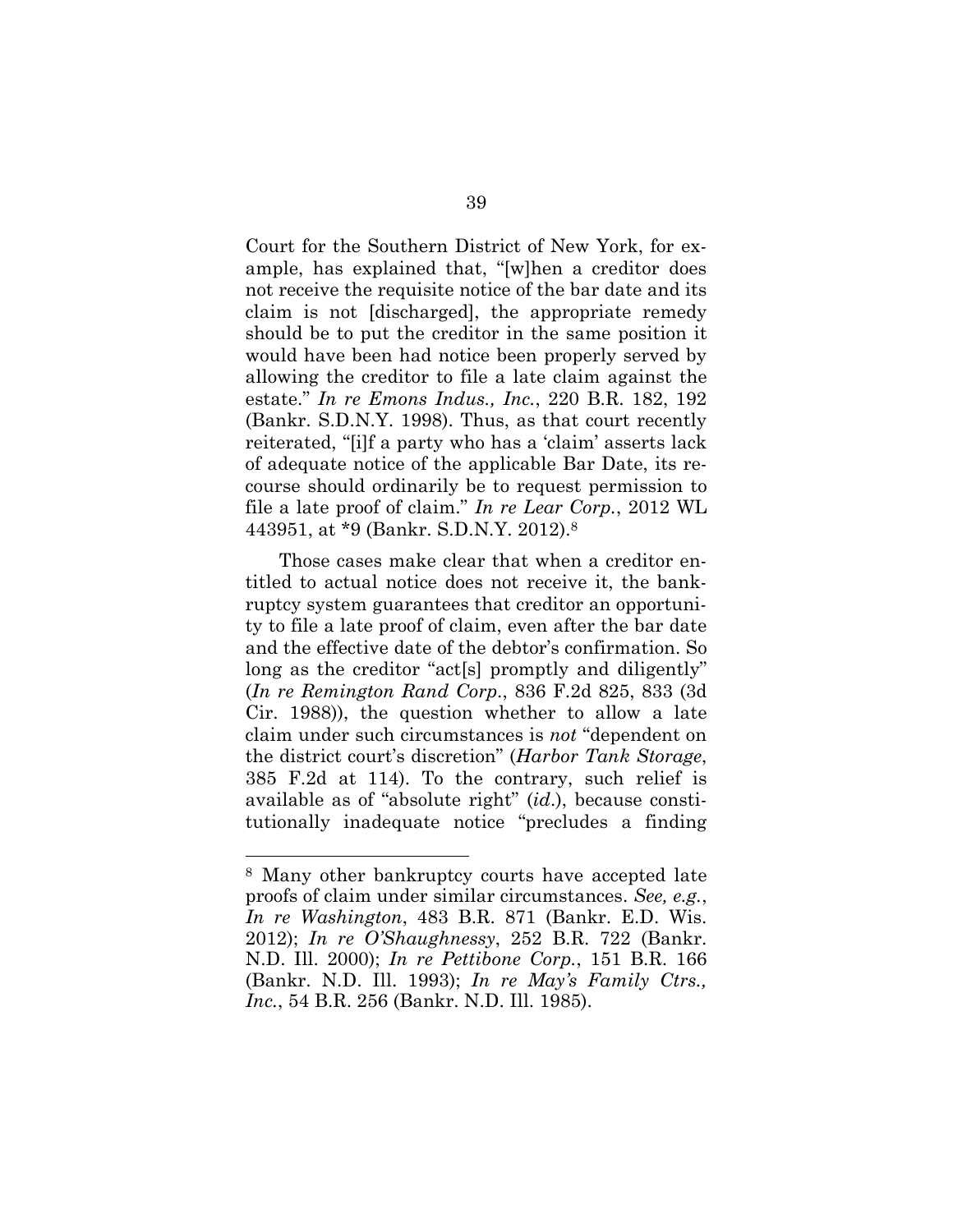Court for the Southern District of New York, for example, has explained that, "[w]hen a creditor does not receive the requisite notice of the bar date and its claim is not [discharged], the appropriate remedy should be to put the creditor in the same position it would have been had notice been properly served by allowing the creditor to file a late claim against the estate." *In re Emons Indus., Inc.*, 220 B.R. 182, 192 (Bankr. S.D.N.Y. 1998). Thus, as that court recently reiterated, "[i]f a party who has a 'claim' asserts lack of adequate notice of the applicable Bar Date, its recourse should ordinarily be to request permission to file a late proof of claim." *In re Lear Corp.*, 2012 WL 443951, at *9 (Bankr. S.D.N.Y. 2012).[8]

Those cases make clear that when a creditor entitled to actual notice does not receive it, the bankruptcy system guarantees that creditor an opportunity to file a late proof of claim, even after the bar date and the effective date of the debtor's confirmation. So long as the creditor "act[s] promptly and diligently" (*In re Remington Rand Corp.*, 836 F.2d 825, 833 (3d Cir. 1988)), the question whether to allow a late claim under such circumstances is *not* "dependent on the district court's discretion" (*Harbor Tank Storage*, 385 F.2d at 114). To the contrary, such relief is available as of "absolute right" (*id.*), because constitutionally inadequate notice "precludes a finding

---

[8] Many other bankruptcy courts have accepted late proofs of claim under similar circumstances. *See, e.g.*, *In re Washington*, 483 B.R. 871 (Bankr. E.D. Wis. 2012); *In re O'Shaughnessy*, 252 B.R. 722 (Bankr. N.D. Ill. 2000); *In re Pettibone Corp.*, 151 B.R. 166 (Bankr. N.D. Ill. 1993); *In re May's Family Ctrs., Inc.*, 54 B.R. 256 (Bankr. N.D. Ill. 1985).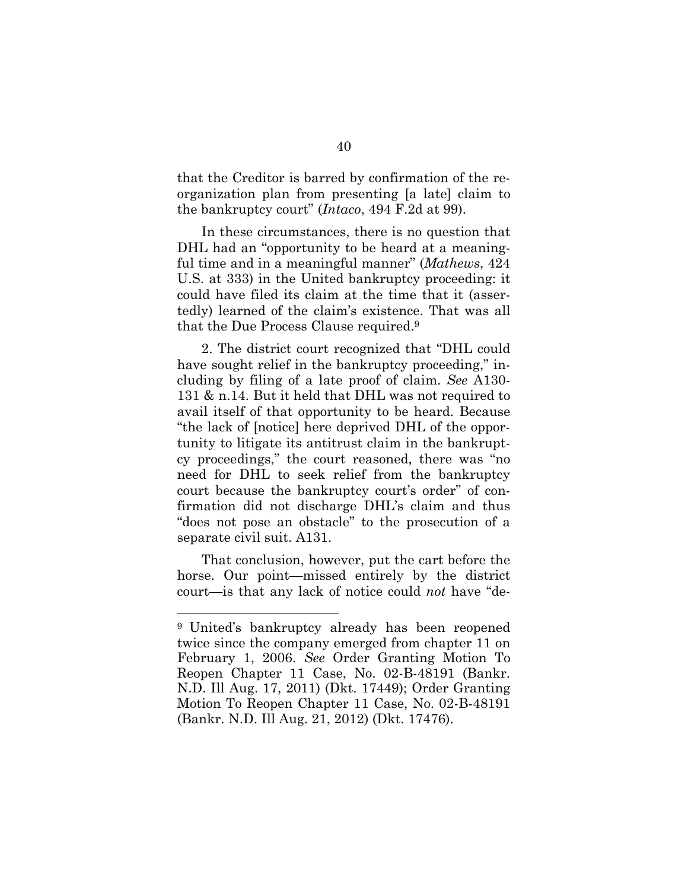that the Creditor is barred by confirmation of the reorganization plan from presenting [a late] claim to the bankruptcy court" (*Intaco*, 494 F.2d at 99).

In these circumstances, there is no question that DHL had an "opportunity to be heard at a meaningful time and in a meaningful manner" (*Mathews*, 424 U.S. at 333) in the United bankruptcy proceeding: it could have filed its claim at the time that it (assertedly) learned of the claim's existence. That was all that the Due Process Clause required.[9]

2. The district court recognized that "DHL could have sought relief in the bankruptcy proceeding," including by filing of a late proof of claim. *See* A130-131 & n.14. But it held that DHL was not required to avail itself of that opportunity to be heard. Because "the lack of [notice] here deprived DHL of the opportunity to litigate its antitrust claim in the bankruptcy proceedings," the court reasoned, there was "no need for DHL to seek relief from the bankruptcy court because the bankruptcy court's order" of confirmation did not discharge DHL's claim and thus "does not pose an obstacle" to the prosecution of a separate civil suit. A131.

That conclusion, however, put the cart before the horse. Our point—missed entirely by the district court—is that any lack of notice could *not* have "de-

---

[9] United's bankruptcy already has been reopened twice since the company emerged from chapter 11 on February 1, 2006. *See* Order Granting Motion To Reopen Chapter 11 Case, No. 02-B-48191 (Bankr. N.D. Ill Aug. 17, 2011) (Dkt. 17449); Order Granting Motion To Reopen Chapter 11 Case, No. 02-B-48191 (Bankr. N.D. Ill Aug. 21, 2012) (Dkt. 17476).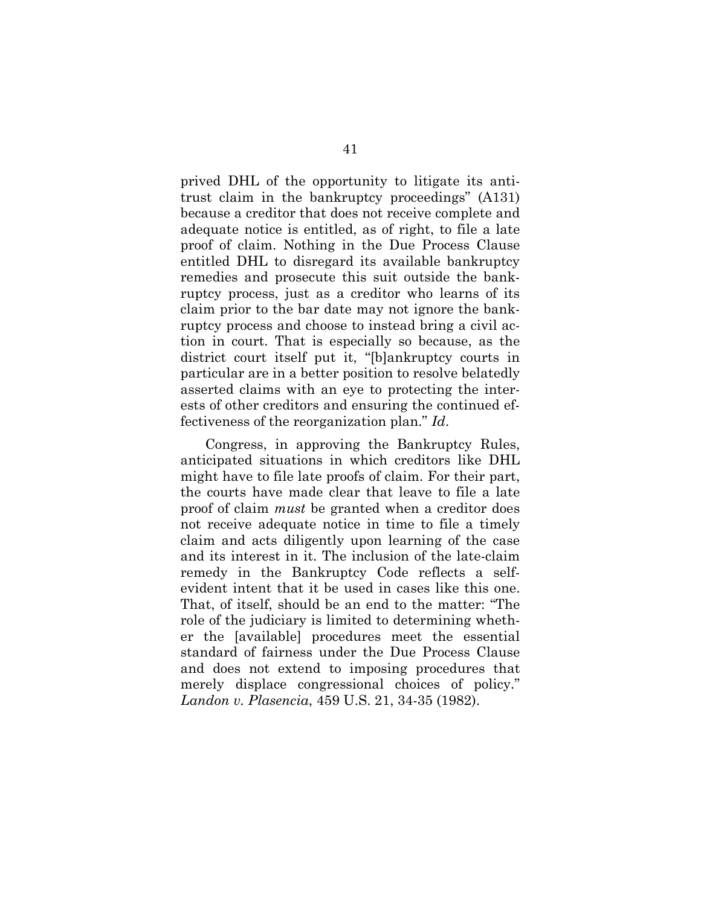prived DHL of the opportunity to litigate its antitrust claim in the bankruptcy proceedings" (A131) because a creditor that does not receive complete and adequate notice is entitled, as of right, to file a late proof of claim. Nothing in the Due Process Clause entitled DHL to disregard its available bankruptcy remedies and prosecute this suit outside the bankruptcy process, just as a creditor who learns of its claim prior to the bar date may not ignore the bankruptcy process and choose to instead bring a civil action in court. That is especially so because, as the district court itself put it, "[b]ankruptcy courts in particular are in a better position to resolve belatedly asserted claims with an eye to protecting the interests of other creditors and ensuring the continued effectiveness of the reorganization plan." *Id*.

Congress, in approving the Bankruptcy Rules, anticipated situations in which creditors like DHL might have to file late proofs of claim. For their part, the courts have made clear that leave to file a late proof of claim *must* be granted when a creditor does not receive adequate notice in time to file a timely claim and acts diligently upon learning of the case and its interest in it. The inclusion of the late-claim remedy in the Bankruptcy Code reflects a self-evident intent that it be used in cases like this one. That, of itself, should be an end to the matter: "The role of the judiciary is limited to determining whether the [available] procedures meet the essential standard of fairness under the Due Process Clause and does not extend to imposing procedures that merely displace congressional choices of policy." *Landon v. Plasencia*, 459 U.S. 21, 34-35 (1982).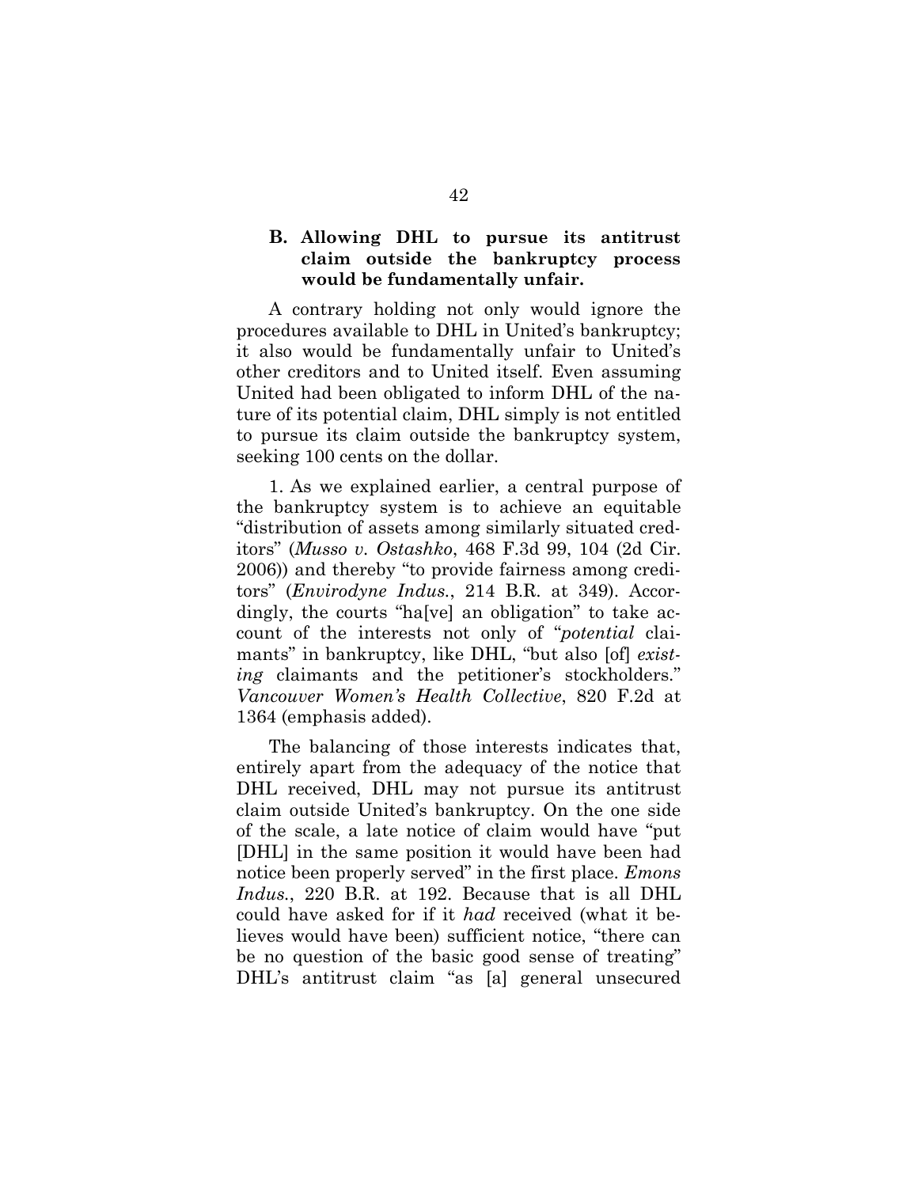### B. Allowing DHL to pursue its antitrust claim outside the bankruptcy process would be fundamentally unfair.

A contrary holding not only would ignore the procedures available to DHL in United's bankruptcy; it also would be fundamentally unfair to United's other creditors and to United itself. Even assuming United had been obligated to inform DHL of the nature of its potential claim, DHL simply is not entitled to pursue its claim outside the bankruptcy system, seeking 100 cents on the dollar.

1. As we explained earlier, a central purpose of the bankruptcy system is to achieve an equitable "distribution of assets among similarly situated creditors" (*Musso v. Ostashko*, 468 F.3d 99, 104 (2d Cir. 2006)) and thereby "to provide fairness among creditors" (*Envirodyne Indus.*, 214 B.R. at 349). Accordingly, the courts "ha[ve] an obligation" to take account of the interests not only of "*potential* claimants" in bankruptcy, like DHL, "but also [of] *existing* claimants and the petitioner's stockholders." *Vancouver Women's Health Collective*, 820 F.2d at 1364 (emphasis added).

The balancing of those interests indicates that, entirely apart from the adequacy of the notice that DHL received, DHL may not pursue its antitrust claim outside United's bankruptcy. On the one side of the scale, a late notice of claim would have "put [DHL] in the same position it would have been had notice been properly served" in the first place. *Emons Indus.*, 220 B.R. at 192. Because that is all DHL could have asked for if it *had* received (what it believes would have been) sufficient notice, "there can be no question of the basic good sense of treating" DHL's antitrust claim "as [a] general unsecured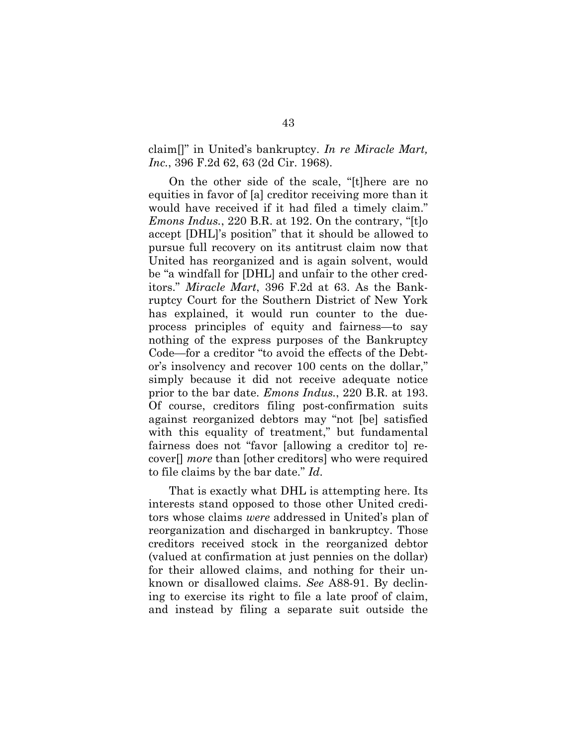claim[]" in United's bankruptcy. *In re Miracle Mart, Inc.*, 396 F.2d 62, 63 (2d Cir. 1968).

On the other side of the scale, "[t]here are no equities in favor of [a] creditor receiving more than it would have received if it had filed a timely claim." *Emons Indus.*, 220 B.R. at 192. On the contrary, "[t]o accept [DHL]'s position" that it should be allowed to pursue full recovery on its antitrust claim now that United has reorganized and is again solvent, would be "a windfall for [DHL] and unfair to the other creditors." *Miracle Mart*, 396 F.2d at 63. As the Bankruptcy Court for the Southern District of New York has explained, it would run counter to the due-process principles of equity and fairness—to say nothing of the express purposes of the Bankruptcy Code—for a creditor "to avoid the effects of the Debtor's insolvency and recover 100 cents on the dollar," simply because it did not receive adequate notice prior to the bar date. *Emons Indus.*, 220 B.R. at 193. Of course, creditors filing post-confirmation suits against reorganized debtors may "not [be] satisfied with this equality of treatment," but fundamental fairness does not "favor [allowing a creditor to] recover[] *more* than [other creditors] who were required to file claims by the bar date." *Id.*

That is exactly what DHL is attempting here. Its interests stand opposed to those other United creditors whose claims *were* addressed in United's plan of reorganization and discharged in bankruptcy. Those creditors received stock in the reorganized debtor (valued at confirmation at just pennies on the dollar) for their allowed claims, and nothing for their unknown or disallowed claims. *See* A88-91. By declining to exercise its right to file a late proof of claim, and instead by filing a separate suit outside the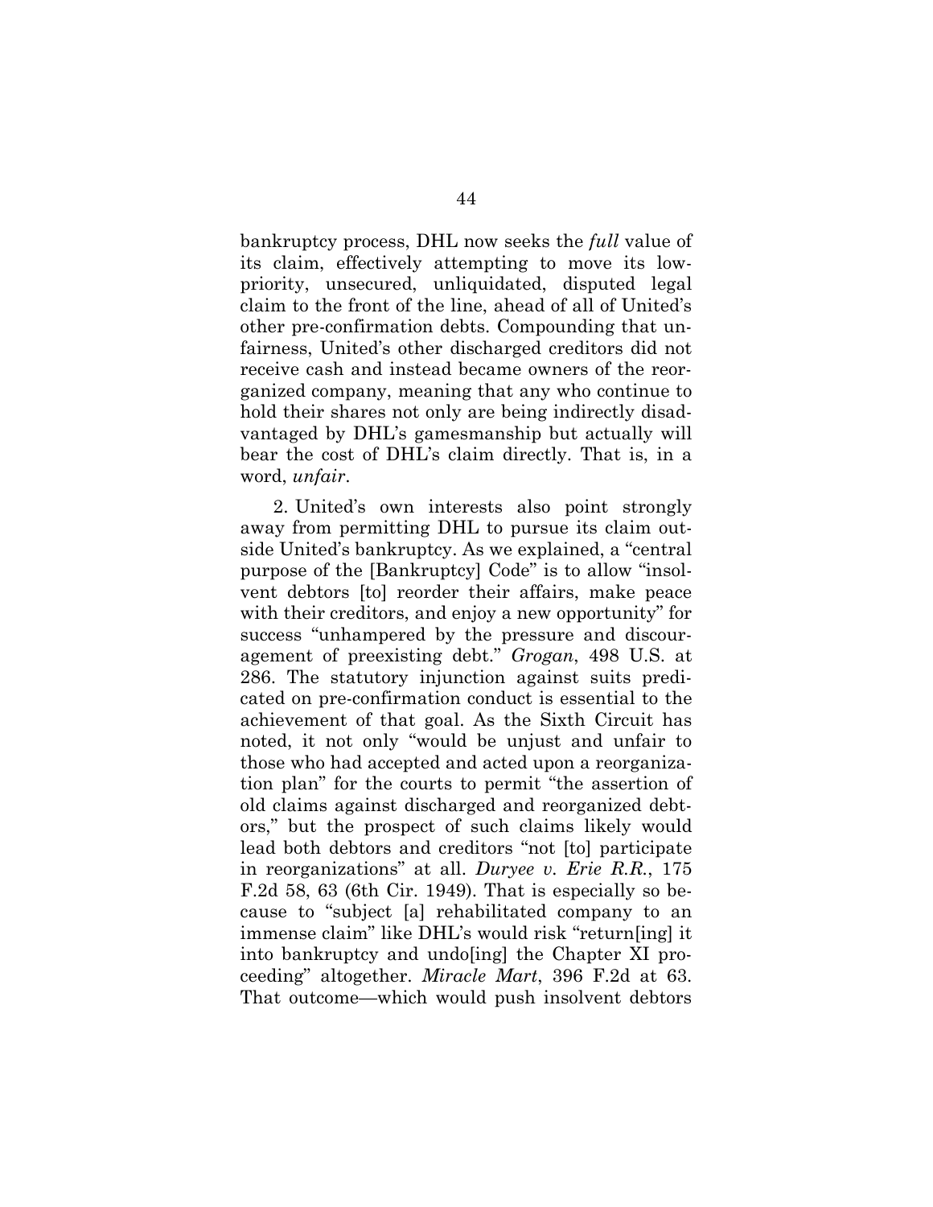bankruptcy process, DHL now seeks the *full* value of its claim, effectively attempting to move its low-priority, unsecured, unliquidated, disputed legal claim to the front of the line, ahead of all of United's other pre-confirmation debts. Compounding that unfairness, United's other discharged creditors did not receive cash and instead became owners of the reorganized company, meaning that any who continue to hold their shares not only are being indirectly disadvantaged by DHL's gamesmanship but actually will bear the cost of DHL's claim directly. That is, in a word, *unfair*.

2. United's own interests also point strongly away from permitting DHL to pursue its claim outside United's bankruptcy. As we explained, a "central purpose of the [Bankruptcy] Code" is to allow "insolvent debtors [to] reorder their affairs, make peace with their creditors, and enjoy a new opportunity" for success "unhampered by the pressure and discouragement of preexisting debt." *Grogan*, 498 U.S. at 286. The statutory injunction against suits predicated on pre-confirmation conduct is essential to the achievement of that goal. As the Sixth Circuit has noted, it not only "would be unjust and unfair to those who had accepted and acted upon a reorganization plan" for the courts to permit "the assertion of old claims against discharged and reorganized debtors," but the prospect of such claims likely would lead both debtors and creditors "not [to] participate in reorganizations" at all. *Duryee v. Erie R.R.*, 175 F.2d 58, 63 (6th Cir. 1949). That is especially so because to "subject [a] rehabilitated company to an immense claim" like DHL's would risk "return[ing] it into bankruptcy and undo[ing] the Chapter XI proceeding" altogether. *Miracle Mart*, 396 F.2d at 63. That outcome—which would push insolvent debtors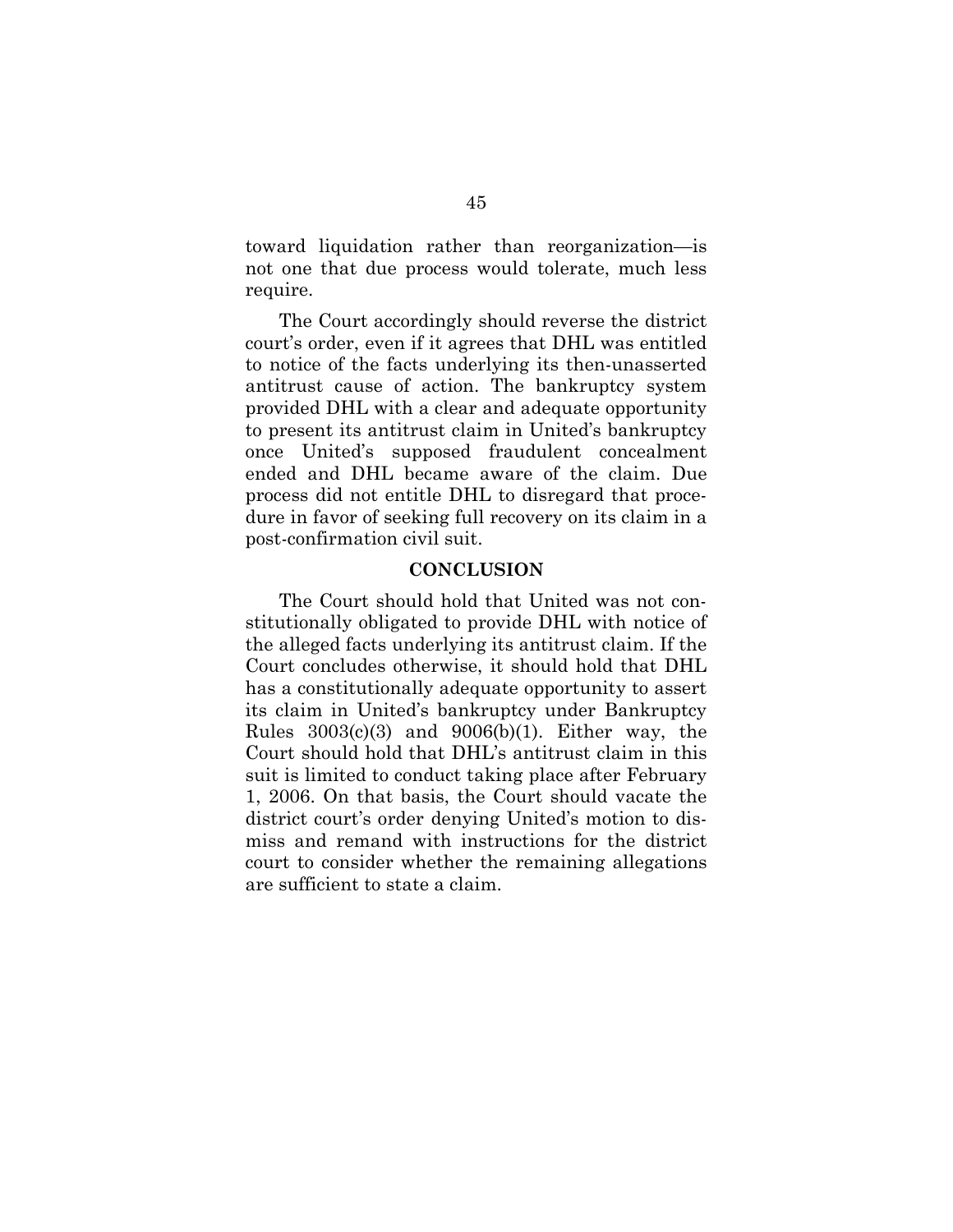toward liquidation rather than reorganization—is not one that due process would tolerate, much less require.

The Court accordingly should reverse the district court's order, even if it agrees that DHL was entitled to notice of the facts underlying its then-unasserted antitrust cause of action. The bankruptcy system provided DHL with a clear and adequate opportunity to present its antitrust claim in United's bankruptcy once United's supposed fraudulent concealment ended and DHL became aware of the claim. Due process did not entitle DHL to disregard that procedure in favor of seeking full recovery on its claim in a post-confirmation civil suit.

## CONCLUSION

The Court should hold that United was not constitutionally obligated to provide DHL with notice of the alleged facts underlying its antitrust claim. If the Court concludes otherwise, it should hold that DHL has a constitutionally adequate opportunity to assert its claim in United's bankruptcy under Bankruptcy Rules 3003(c)(3) and 9006(b)(1). Either way, the Court should hold that DHL's antitrust claim in this suit is limited to conduct taking place after February 1, 2006. On that basis, the Court should vacate the district court's order denying United's motion to dismiss and remand with instructions for the district court to consider whether the remaining allegations are sufficient to state a claim.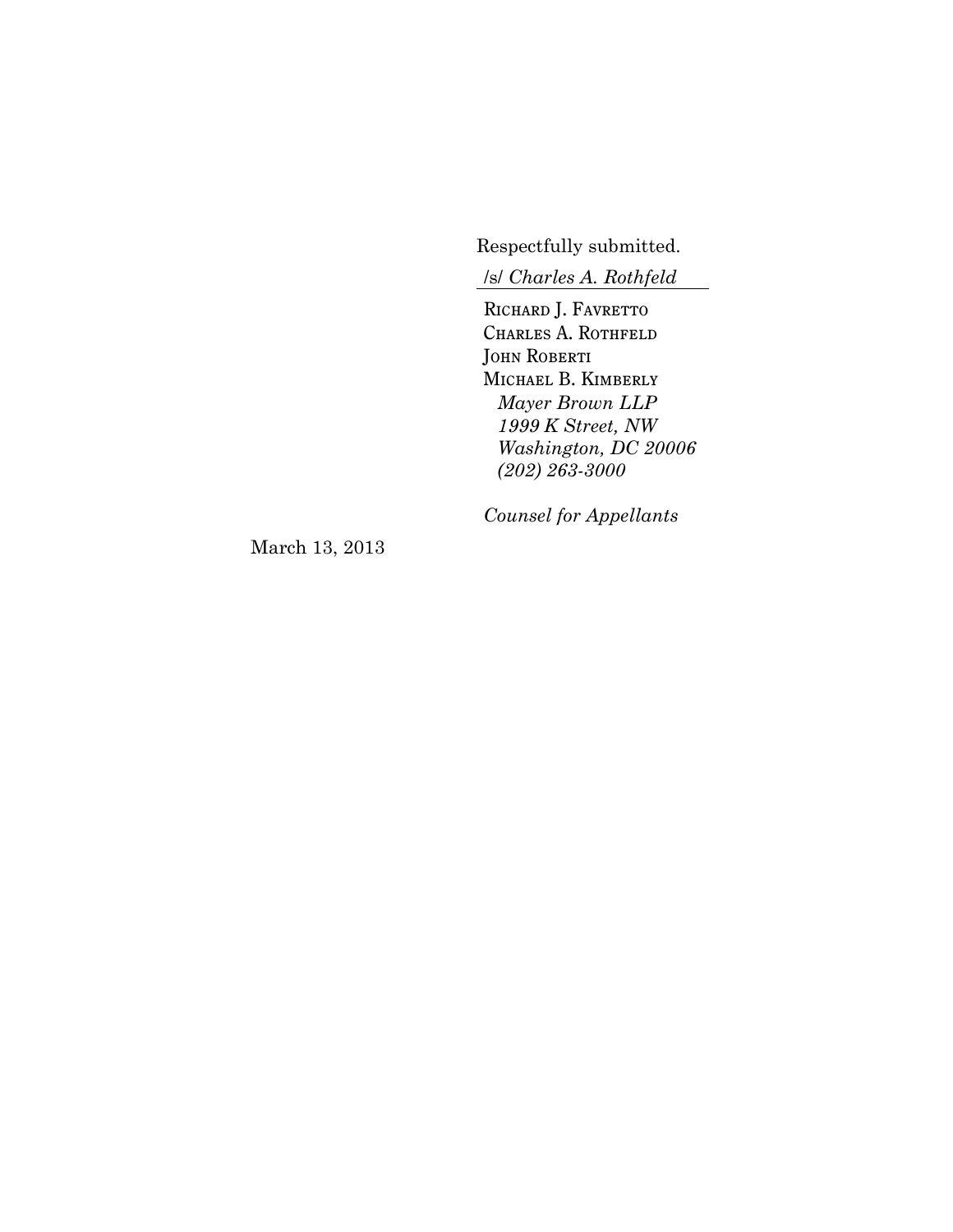Respectfully submitted.

/s/ *Charles A. Rothfeld*

RICHARD J. FAVRETTO
CHARLES A. ROTHFELD
JOHN ROBERTI
MICHAEL B. KIMBERLY
*Mayer Brown LLP*
*1999 K Street, NW*
*Washington, DC 20006*
*(202) 263-3000*

*Counsel for Appellants*

March 13, 2013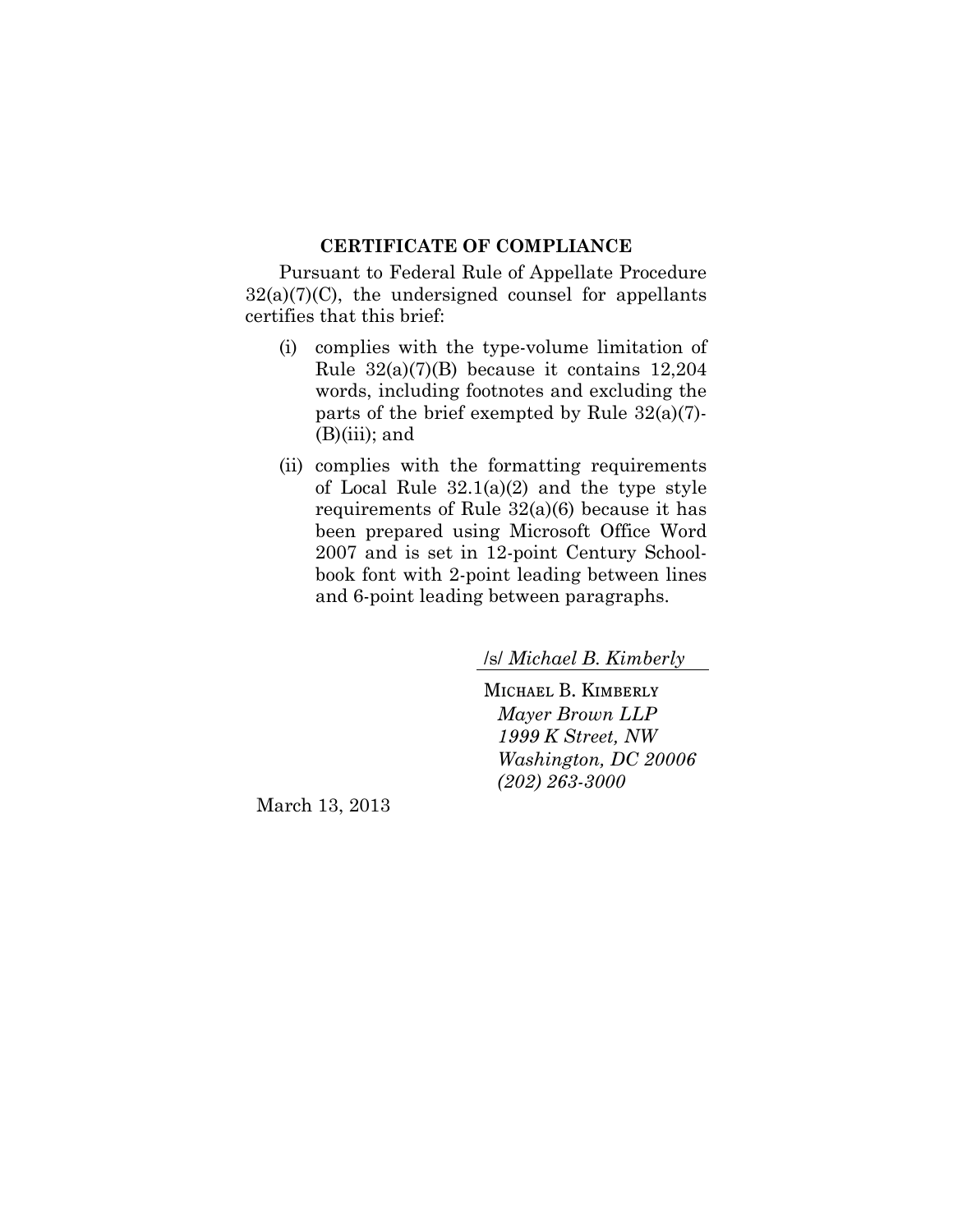**CERTIFICATE OF COMPLIANCE**

Pursuant to Federal Rule of Appellate Procedure 32(a)(7)(C), the undersigned counsel for appellants certifies that this brief:

(i) complies with the type-volume limitation of Rule 32(a)(7)(B) because it contains 12,204 words, including footnotes and excluding the parts of the brief exempted by Rule 32(a)(7)-(B)(iii); and

(ii) complies with the formatting requirements of Local Rule 32.1(a)(2) and the type style requirements of Rule 32(a)(6) because it has been prepared using Microsoft Office Word 2007 and is set in 12-point Century Schoolbook font with 2-point leading between lines and 6-point leading between paragraphs.

/s/ *Michael B. Kimberly*

MICHAEL B. KIMBERLY
*Mayer Brown LLP*
*1999 K Street, NW*
*Washington, DC 20006*
*(202) 263-3000*

March 13, 2013